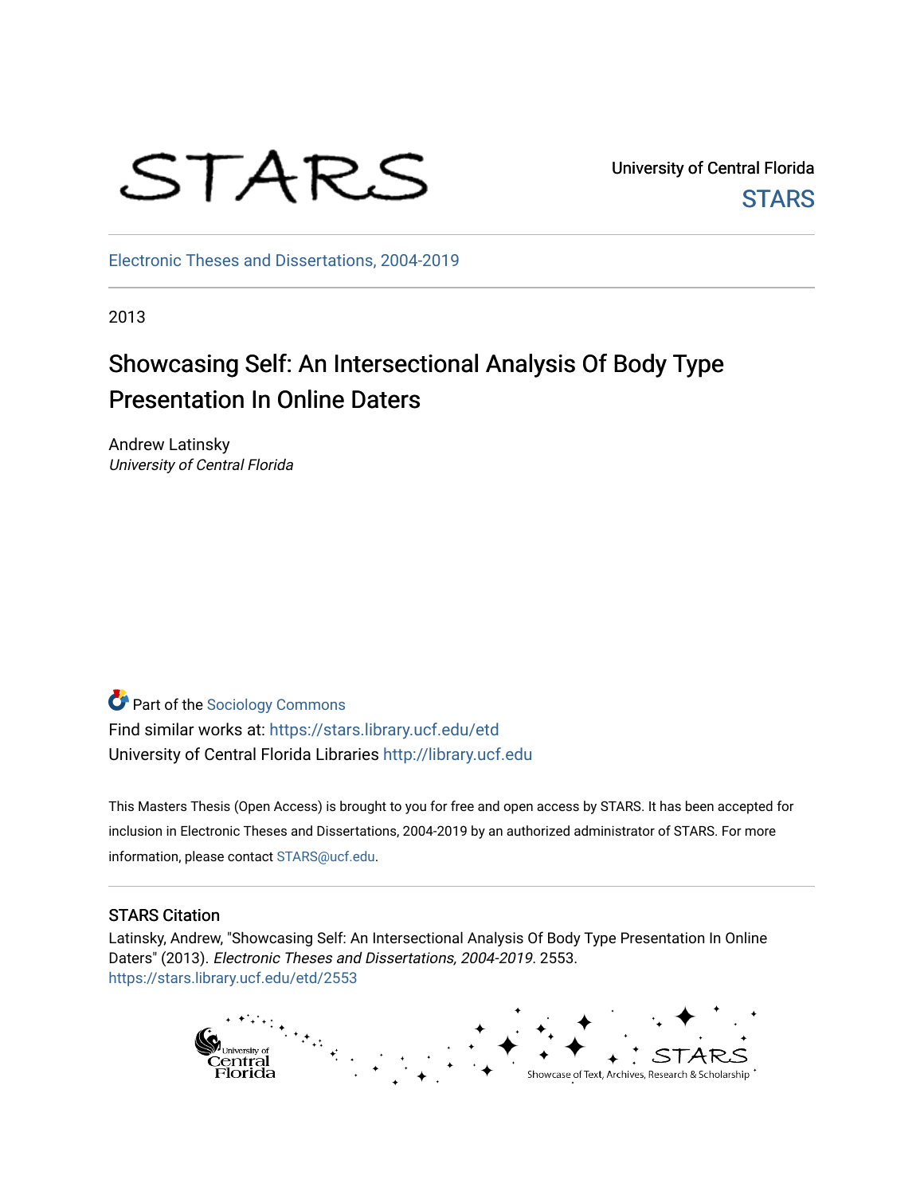University of Central Florida

STARS

Electronic Theses and Dissertations, 2004-2019

2013

# Showcasing Self: An Intersectional Analysis Of Body Type Presentation In Online Daters

Andrew Latinsky
*University of Central Florida*

Part of the Sociology Commons
Find similar works at: https://stars.library.ucf.edu/etd
University of Central Florida Libraries http://library.ucf.edu

This Masters Thesis (Open Access) is brought to you for free and open access by STARS. It has been accepted for inclusion in Electronic Theses and Dissertations, 2004-2019 by an authorized administrator of STARS. For more information, please contact STARS@ucf.edu.

## STARS Citation

Latinsky, Andrew, "Showcasing Self: An Intersectional Analysis Of Body Type Presentation In Online Daters" (2013). *Electronic Theses and Dissertations, 2004-2019*. 2553.
https://stars.library.ucf.edu/etd/2553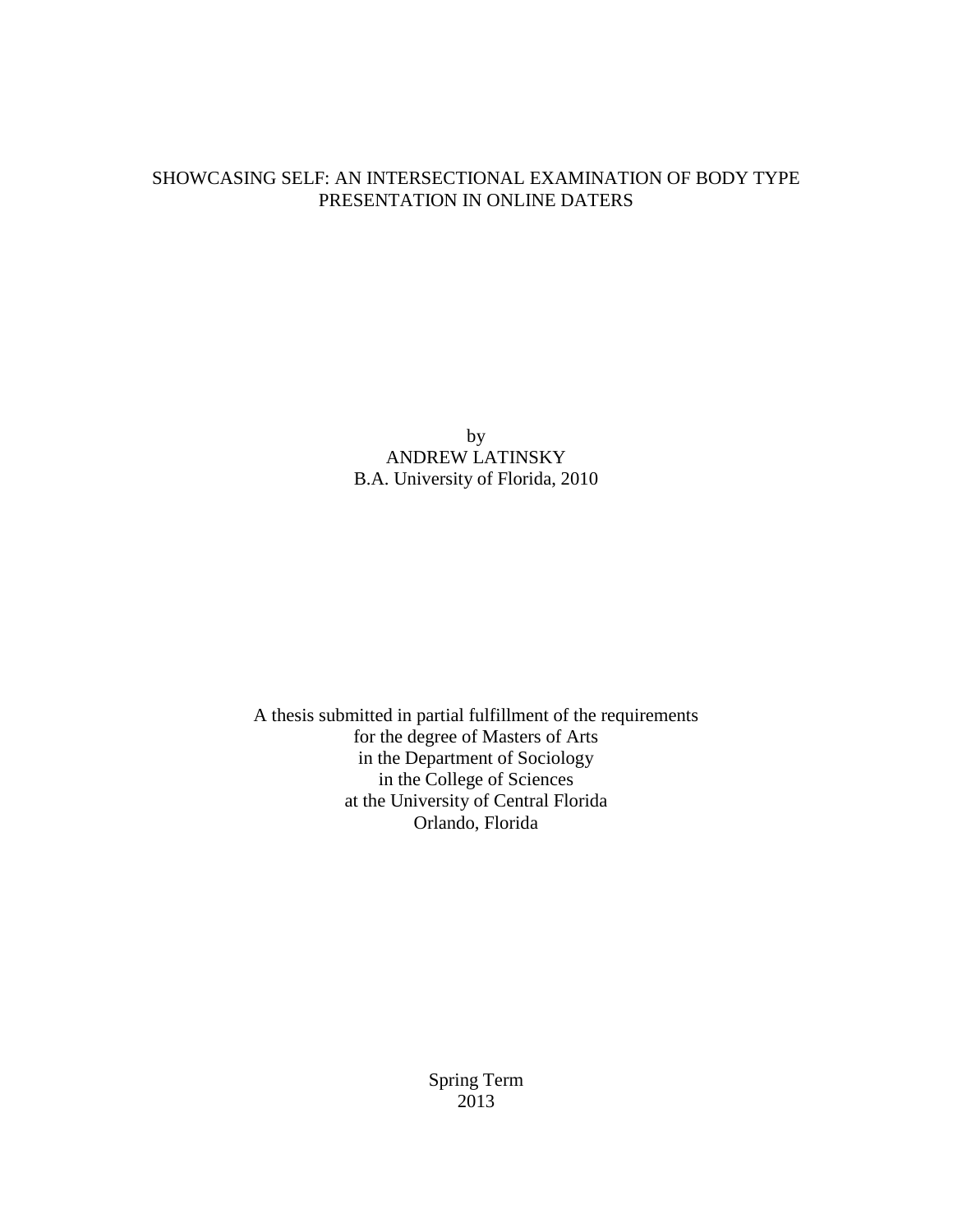# SHOWCASING SELF: AN INTERSECTIONAL EXAMINATION OF BODY TYPE PRESENTATION IN ONLINE DATERS

by
ANDREW LATINSKY
B.A. University of Florida, 2010

A thesis submitted in partial fulfillment of the requirements
for the degree of Masters of Arts
in the Department of Sociology
in the College of Sciences
at the University of Central Florida
Orlando, Florida

Spring Term
2013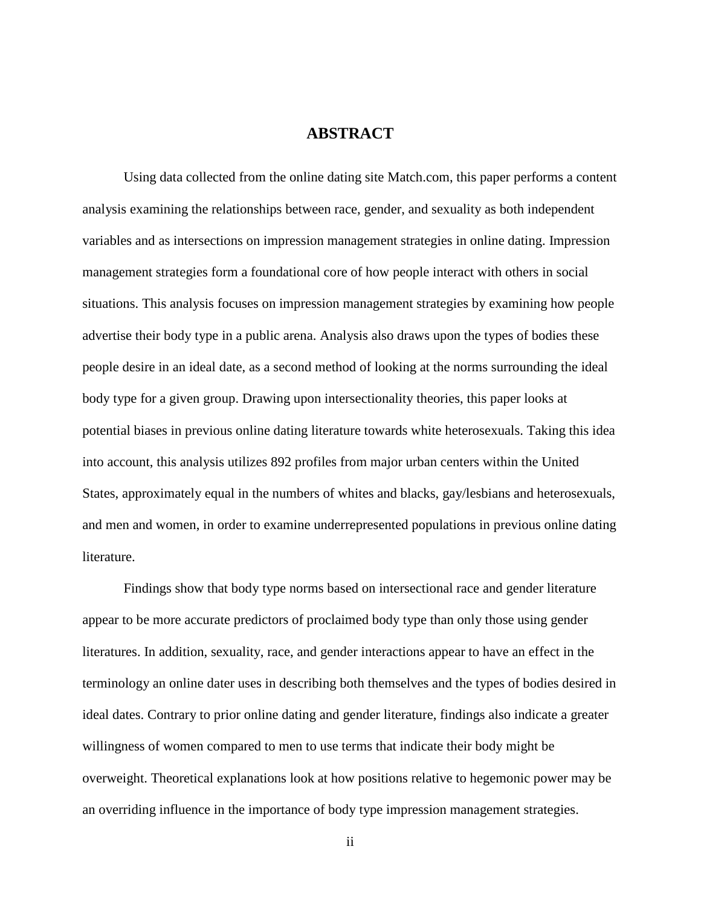# ABSTRACT

Using data collected from the online dating site Match.com, this paper performs a content analysis examining the relationships between race, gender, and sexuality as both independent variables and as intersections on impression management strategies in online dating. Impression management strategies form a foundational core of how people interact with others in social situations. This analysis focuses on impression management strategies by examining how people advertise their body type in a public arena. Analysis also draws upon the types of bodies these people desire in an ideal date, as a second method of looking at the norms surrounding the ideal body type for a given group. Drawing upon intersectionality theories, this paper looks at potential biases in previous online dating literature towards white heterosexuals. Taking this idea into account, this analysis utilizes 892 profiles from major urban centers within the United States, approximately equal in the numbers of whites and blacks, gay/lesbians and heterosexuals, and men and women, in order to examine underrepresented populations in previous online dating literature.

Findings show that body type norms based on intersectional race and gender literature appear to be more accurate predictors of proclaimed body type than only those using gender literatures. In addition, sexuality, race, and gender interactions appear to have an effect in the terminology an online dater uses in describing both themselves and the types of bodies desired in ideal dates. Contrary to prior online dating and gender literature, findings also indicate a greater willingness of women compared to men to use terms that indicate their body might be overweight. Theoretical explanations look at how positions relative to hegemonic power may be an overriding influence in the importance of body type impression management strategies.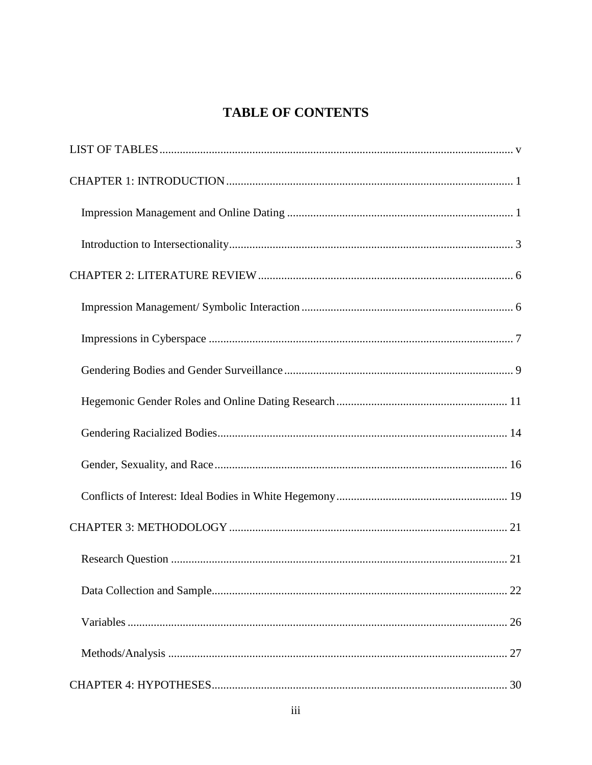# TABLE OF CONTENTS

LIST OF TABLES .......... v

CHAPTER 1: INTRODUCTION .......... 1

- Impression Management and Online Dating .......... 1
- Introduction to Intersectionality .......... 3

CHAPTER 2: LITERATURE REVIEW .......... 6

- Impression Management/ Symbolic Interaction .......... 6
- Impressions in Cyberspace .......... 7
- Gendering Bodies and Gender Surveillance .......... 9
- Hegemonic Gender Roles and Online Dating Research .......... 11
- Gendering Racialized Bodies .......... 14
- Gender, Sexuality, and Race .......... 16
- Conflicts of Interest: Ideal Bodies in White Hegemony .......... 19

CHAPTER 3: METHODOLOGY .......... 21

- Research Question .......... 21
- Data Collection and Sample .......... 22
- Variables .......... 26
- Methods/Analysis .......... 27

CHAPTER 4: HYPOTHESES .......... 30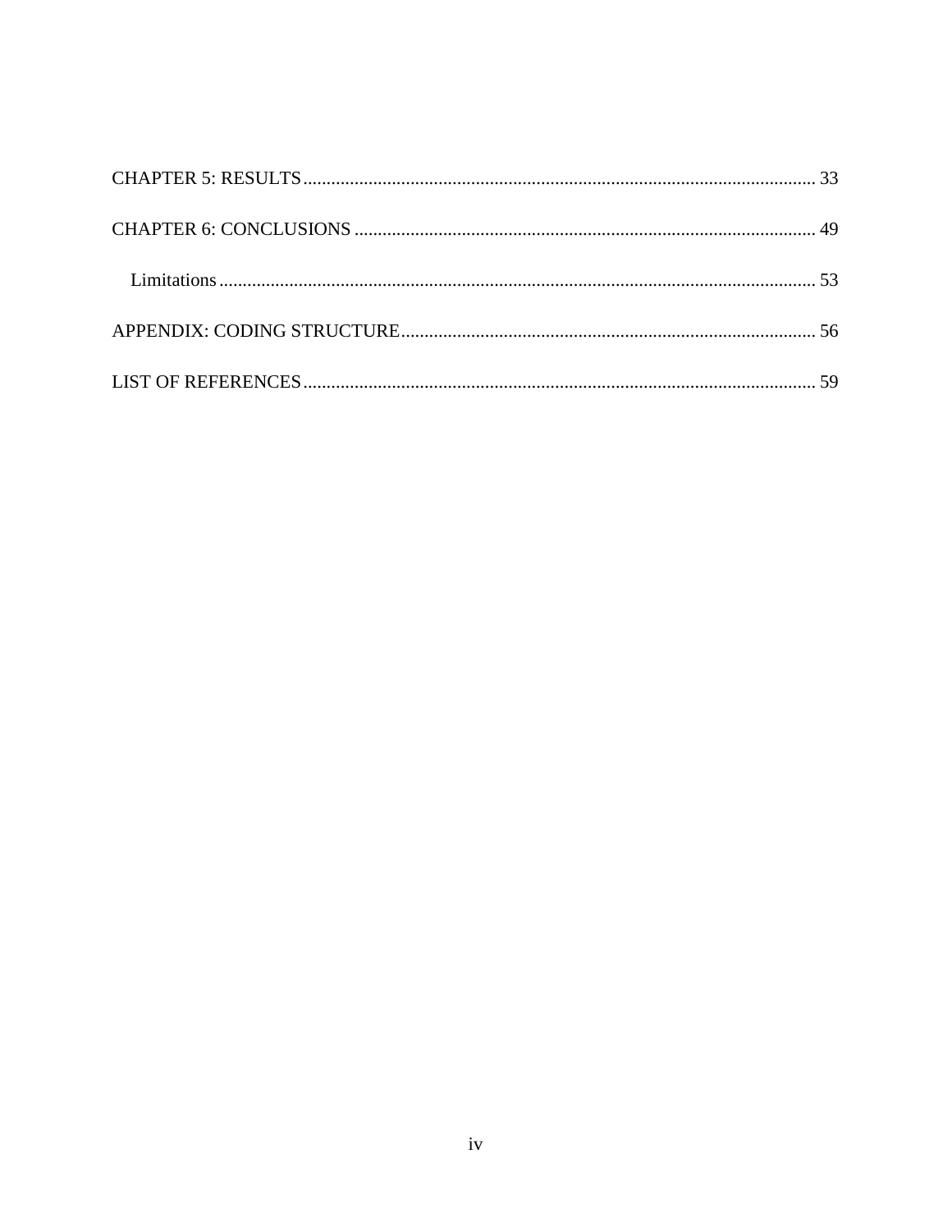CHAPTER 5: RESULTS .......................................................................................................... 33

CHAPTER 6: CONCLUSIONS .............................................................................................. 49

    Limitations ........................................................................................................................ 53

APPENDIX: CODING STRUCTURE .................................................................................. 56

LIST OF REFERENCES ...................................................................................................... 59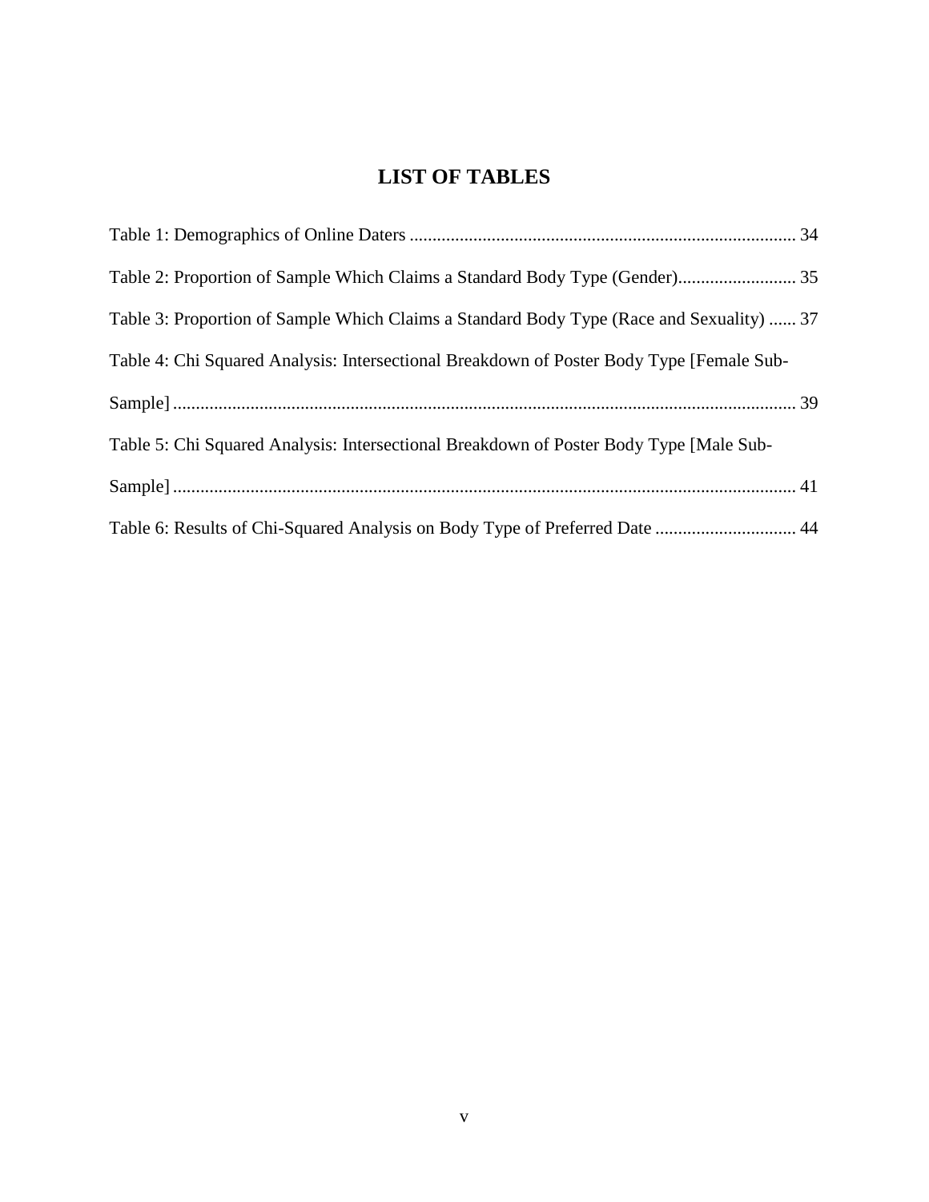# LIST OF TABLES

Table 1: Demographics of Online Daters ..................................................................................... 34

Table 2: Proportion of Sample Which Claims a Standard Body Type (Gender).......................... 35

Table 3: Proportion of Sample Which Claims a Standard Body Type (Race and Sexuality) ...... 37

Table 4: Chi Squared Analysis: Intersectional Breakdown of Poster Body Type [Female Sub-Sample] ......................................................................................................................... 39

Table 5: Chi Squared Analysis: Intersectional Breakdown of Poster Body Type [Male Sub-Sample] ......................................................................................................................... 41

Table 6: Results of Chi-Squared Analysis on Body Type of Preferred Date ............................... 44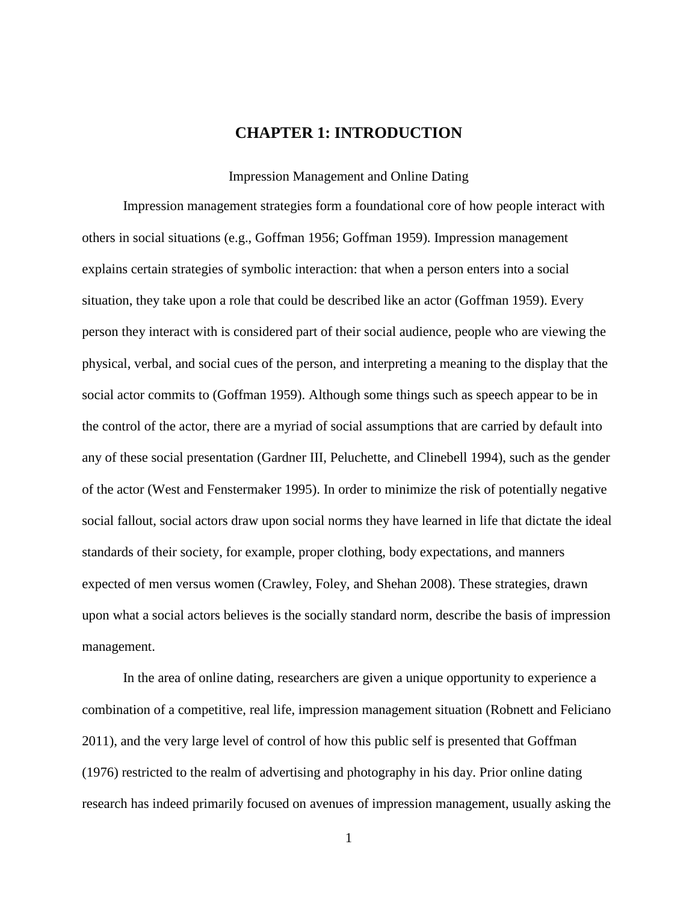# CHAPTER 1: INTRODUCTION

## Impression Management and Online Dating

Impression management strategies form a foundational core of how people interact with others in social situations (e.g., Goffman 1956; Goffman 1959). Impression management explains certain strategies of symbolic interaction: that when a person enters into a social situation, they take upon a role that could be described like an actor (Goffman 1959). Every person they interact with is considered part of their social audience, people who are viewing the physical, verbal, and social cues of the person, and interpreting a meaning to the display that the social actor commits to (Goffman 1959). Although some things such as speech appear to be in the control of the actor, there are a myriad of social assumptions that are carried by default into any of these social presentation (Gardner III, Peluchette, and Clinebell 1994), such as the gender of the actor (West and Fenstermaker 1995). In order to minimize the risk of potentially negative social fallout, social actors draw upon social norms they have learned in life that dictate the ideal standards of their society, for example, proper clothing, body expectations, and manners expected of men versus women (Crawley, Foley, and Shehan 2008). These strategies, drawn upon what a social actors believes is the socially standard norm, describe the basis of impression management.

In the area of online dating, researchers are given a unique opportunity to experience a combination of a competitive, real life, impression management situation (Robnett and Feliciano 2011), and the very large level of control of how this public self is presented that Goffman (1976) restricted to the realm of advertising and photography in his day. Prior online dating research has indeed primarily focused on avenues of impression management, usually asking the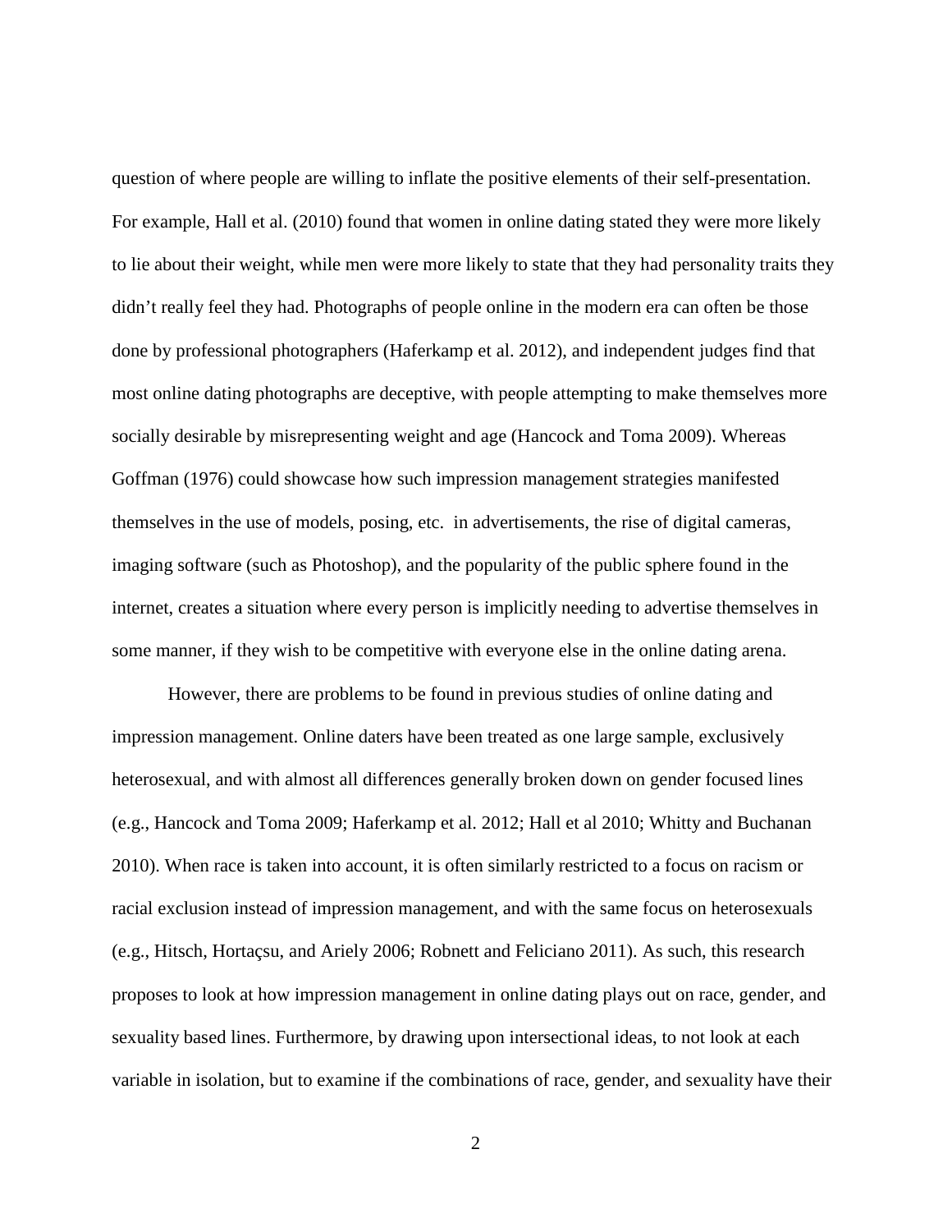question of where people are willing to inflate the positive elements of their self-presentation. For example, Hall et al. (2010) found that women in online dating stated they were more likely to lie about their weight, while men were more likely to state that they had personality traits they didn't really feel they had. Photographs of people online in the modern era can often be those done by professional photographers (Haferkamp et al. 2012), and independent judges find that most online dating photographs are deceptive, with people attempting to make themselves more socially desirable by misrepresenting weight and age (Hancock and Toma 2009). Whereas Goffman (1976) could showcase how such impression management strategies manifested themselves in the use of models, posing, etc. in advertisements, the rise of digital cameras, imaging software (such as Photoshop), and the popularity of the public sphere found in the internet, creates a situation where every person is implicitly needing to advertise themselves in some manner, if they wish to be competitive with everyone else in the online dating arena.

However, there are problems to be found in previous studies of online dating and impression management. Online daters have been treated as one large sample, exclusively heterosexual, and with almost all differences generally broken down on gender focused lines (e.g., Hancock and Toma 2009; Haferkamp et al. 2012; Hall et al 2010; Whitty and Buchanan 2010). When race is taken into account, it is often similarly restricted to a focus on racism or racial exclusion instead of impression management, and with the same focus on heterosexuals (e.g., Hitsch, Hortaçsu, and Ariely 2006; Robnett and Feliciano 2011). As such, this research proposes to look at how impression management in online dating plays out on race, gender, and sexuality based lines. Furthermore, by drawing upon intersectional ideas, to not look at each variable in isolation, but to examine if the combinations of race, gender, and sexuality have their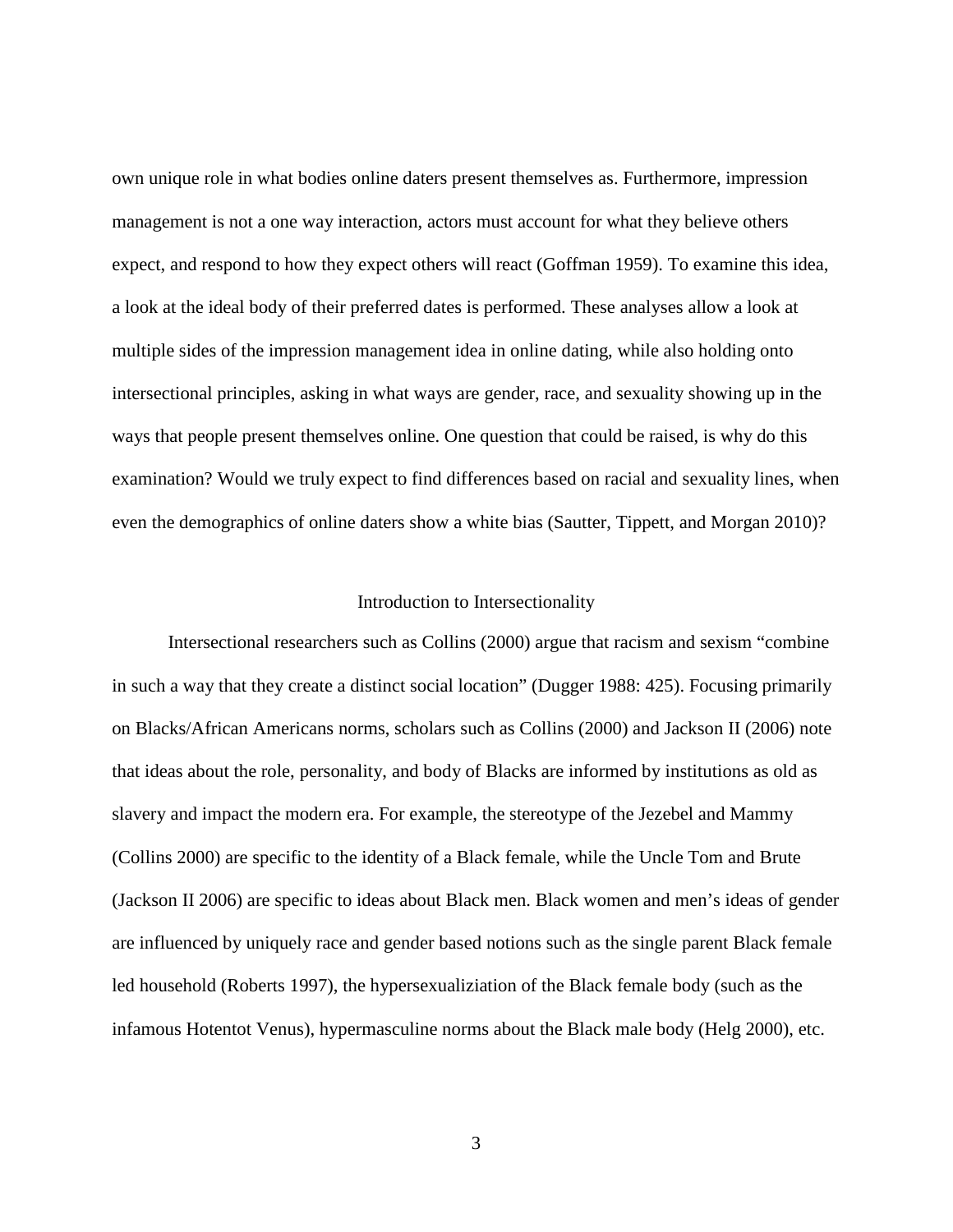own unique role in what bodies online daters present themselves as. Furthermore, impression management is not a one way interaction, actors must account for what they believe others expect, and respond to how they expect others will react (Goffman 1959). To examine this idea, a look at the ideal body of their preferred dates is performed. These analyses allow a look at multiple sides of the impression management idea in online dating, while also holding onto intersectional principles, asking in what ways are gender, race, and sexuality showing up in the ways that people present themselves online. One question that could be raised, is why do this examination? Would we truly expect to find differences based on racial and sexuality lines, when even the demographics of online daters show a white bias (Sautter, Tippett, and Morgan 2010)?

## Introduction to Intersectionality

Intersectional researchers such as Collins (2000) argue that racism and sexism "combine in such a way that they create a distinct social location" (Dugger 1988: 425). Focusing primarily on Blacks/African Americans norms, scholars such as Collins (2000) and Jackson II (2006) note that ideas about the role, personality, and body of Blacks are informed by institutions as old as slavery and impact the modern era. For example, the stereotype of the Jezebel and Mammy (Collins 2000) are specific to the identity of a Black female, while the Uncle Tom and Brute (Jackson II 2006) are specific to ideas about Black men. Black women and men's ideas of gender are influenced by uniquely race and gender based notions such as the single parent Black female led household (Roberts 1997), the hypersexualiziation of the Black female body (such as the infamous Hotentot Venus), hypermasculine norms about the Black male body (Helg 2000), etc.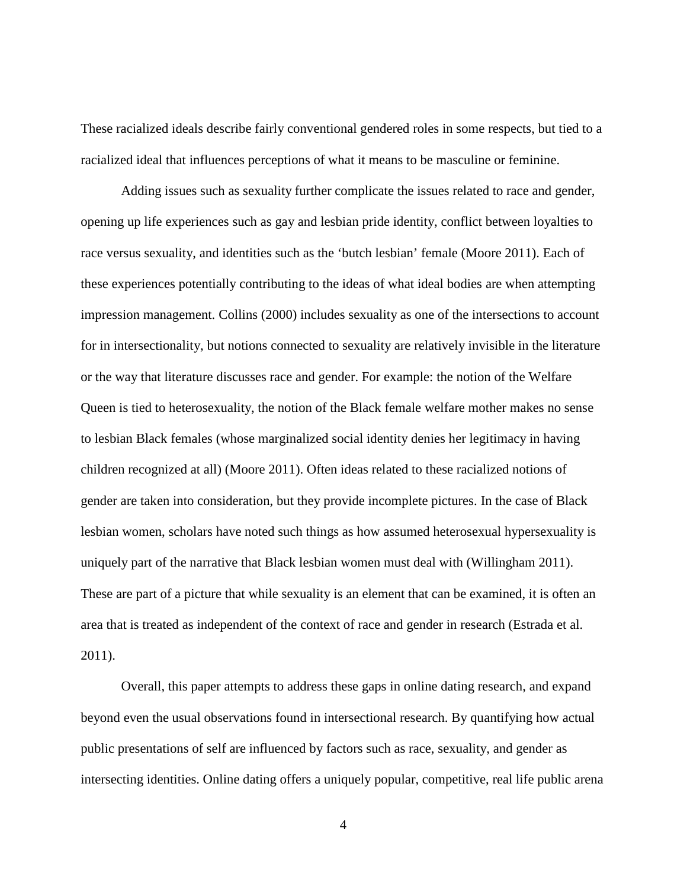These racialized ideals describe fairly conventional gendered roles in some respects, but tied to a racialized ideal that influences perceptions of what it means to be masculine or feminine.

Adding issues such as sexuality further complicate the issues related to race and gender, opening up life experiences such as gay and lesbian pride identity, conflict between loyalties to race versus sexuality, and identities such as the 'butch lesbian' female (Moore 2011). Each of these experiences potentially contributing to the ideas of what ideal bodies are when attempting impression management. Collins (2000) includes sexuality as one of the intersections to account for in intersectionality, but notions connected to sexuality are relatively invisible in the literature or the way that literature discusses race and gender. For example: the notion of the Welfare Queen is tied to heterosexuality, the notion of the Black female welfare mother makes no sense to lesbian Black females (whose marginalized social identity denies her legitimacy in having children recognized at all) (Moore 2011). Often ideas related to these racialized notions of gender are taken into consideration, but they provide incomplete pictures. In the case of Black lesbian women, scholars have noted such things as how assumed heterosexual hypersexuality is uniquely part of the narrative that Black lesbian women must deal with (Willingham 2011). These are part of a picture that while sexuality is an element that can be examined, it is often an area that is treated as independent of the context of race and gender in research (Estrada et al. 2011).

Overall, this paper attempts to address these gaps in online dating research, and expand beyond even the usual observations found in intersectional research. By quantifying how actual public presentations of self are influenced by factors such as race, sexuality, and gender as intersecting identities. Online dating offers a uniquely popular, competitive, real life public arena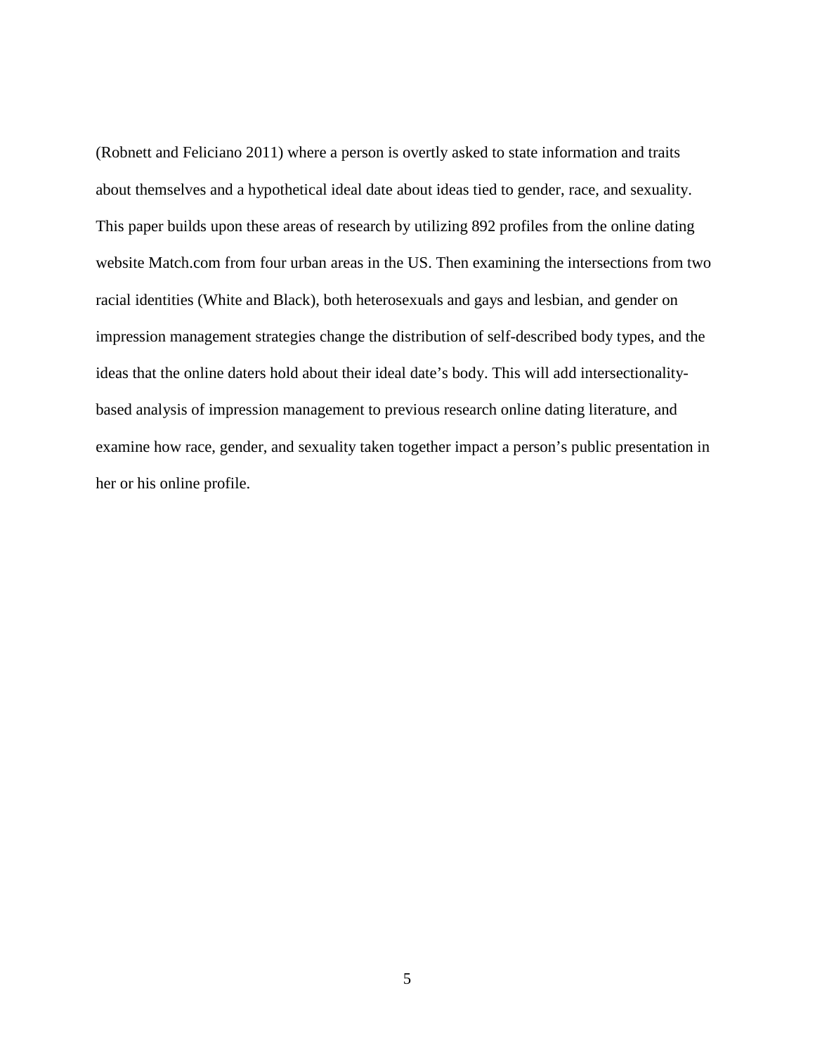(Robnett and Feliciano 2011) where a person is overtly asked to state information and traits about themselves and a hypothetical ideal date about ideas tied to gender, race, and sexuality. This paper builds upon these areas of research by utilizing 892 profiles from the online dating website Match.com from four urban areas in the US. Then examining the intersections from two racial identities (White and Black), both heterosexuals and gays and lesbian, and gender on impression management strategies change the distribution of self-described body types, and the ideas that the online daters hold about their ideal date's body. This will add intersectionality-based analysis of impression management to previous research online dating literature, and examine how race, gender, and sexuality taken together impact a person's public presentation in her or his online profile.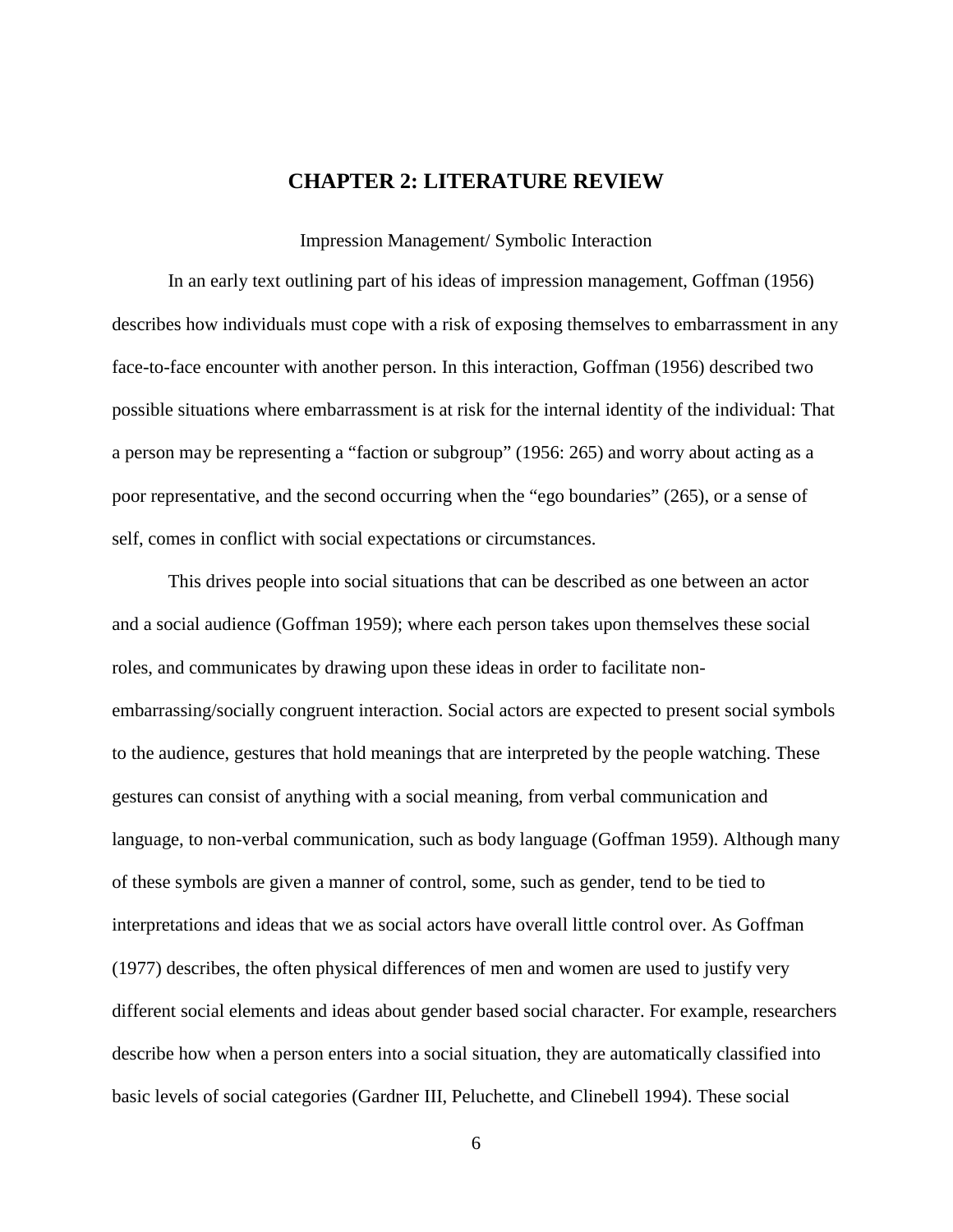# CHAPTER 2: LITERATURE REVIEW

Impression Management/ Symbolic Interaction

In an early text outlining part of his ideas of impression management, Goffman (1956) describes how individuals must cope with a risk of exposing themselves to embarrassment in any face-to-face encounter with another person. In this interaction, Goffman (1956) described two possible situations where embarrassment is at risk for the internal identity of the individual: That a person may be representing a "faction or subgroup" (1956: 265) and worry about acting as a poor representative, and the second occurring when the "ego boundaries" (265), or a sense of self, comes in conflict with social expectations or circumstances.

This drives people into social situations that can be described as one between an actor and a social audience (Goffman 1959); where each person takes upon themselves these social roles, and communicates by drawing upon these ideas in order to facilitate non-embarrassing/socially congruent interaction. Social actors are expected to present social symbols to the audience, gestures that hold meanings that are interpreted by the people watching. These gestures can consist of anything with a social meaning, from verbal communication and language, to non-verbal communication, such as body language (Goffman 1959). Although many of these symbols are given a manner of control, some, such as gender, tend to be tied to interpretations and ideas that we as social actors have overall little control over. As Goffman (1977) describes, the often physical differences of men and women are used to justify very different social elements and ideas about gender based social character. For example, researchers describe how when a person enters into a social situation, they are automatically classified into basic levels of social categories (Gardner III, Peluchette, and Clinebell 1994). These social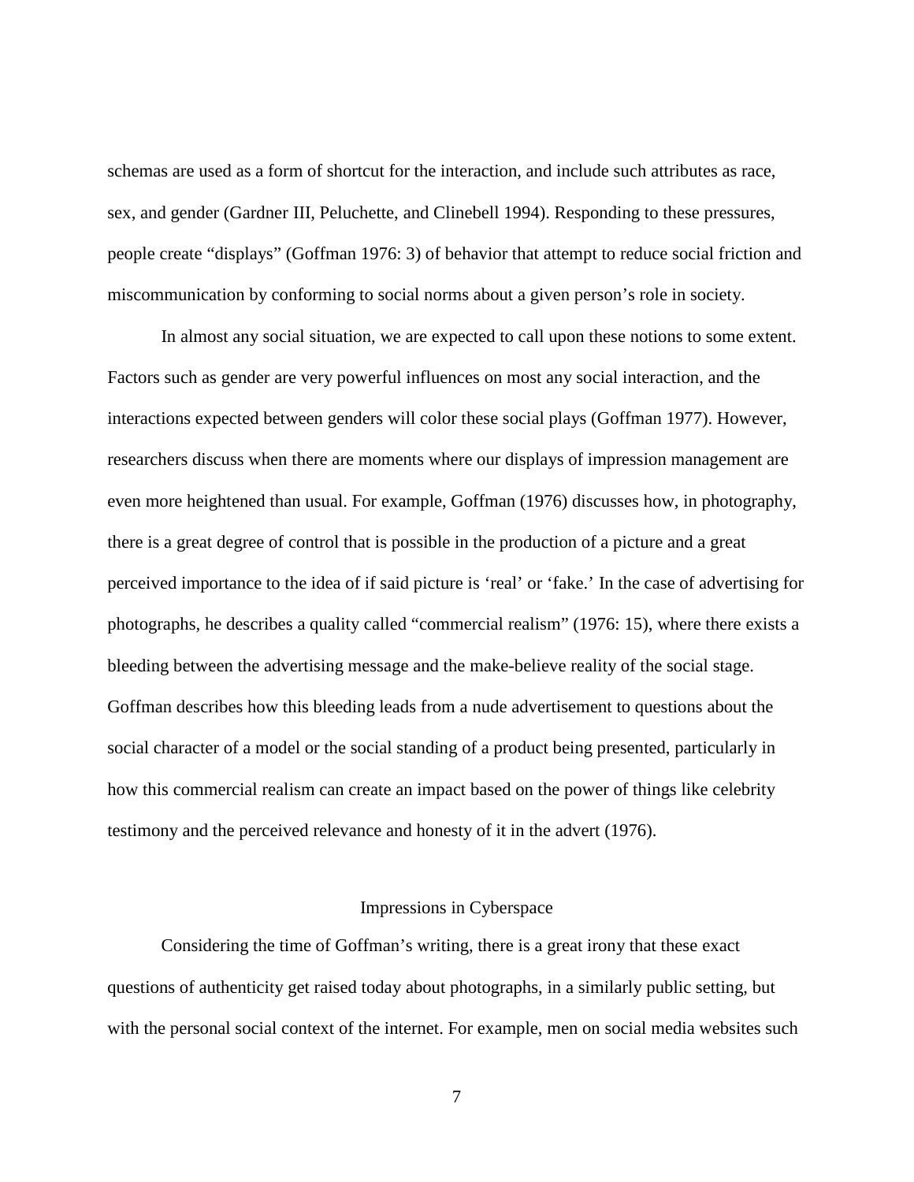schemas are used as a form of shortcut for the interaction, and include such attributes as race, sex, and gender (Gardner III, Peluchette, and Clinebell 1994). Responding to these pressures, people create "displays" (Goffman 1976: 3) of behavior that attempt to reduce social friction and miscommunication by conforming to social norms about a given person's role in society.

In almost any social situation, we are expected to call upon these notions to some extent. Factors such as gender are very powerful influences on most any social interaction, and the interactions expected between genders will color these social plays (Goffman 1977). However, researchers discuss when there are moments where our displays of impression management are even more heightened than usual. For example, Goffman (1976) discusses how, in photography, there is a great degree of control that is possible in the production of a picture and a great perceived importance to the idea of if said picture is 'real' or 'fake.' In the case of advertising for photographs, he describes a quality called "commercial realism" (1976: 15), where there exists a bleeding between the advertising message and the make-believe reality of the social stage. Goffman describes how this bleeding leads from a nude advertisement to questions about the social character of a model or the social standing of a product being presented, particularly in how this commercial realism can create an impact based on the power of things like celebrity testimony and the perceived relevance and honesty of it in the advert (1976).

## Impressions in Cyberspace

Considering the time of Goffman's writing, there is a great irony that these exact questions of authenticity get raised today about photographs, in a similarly public setting, but with the personal social context of the internet. For example, men on social media websites such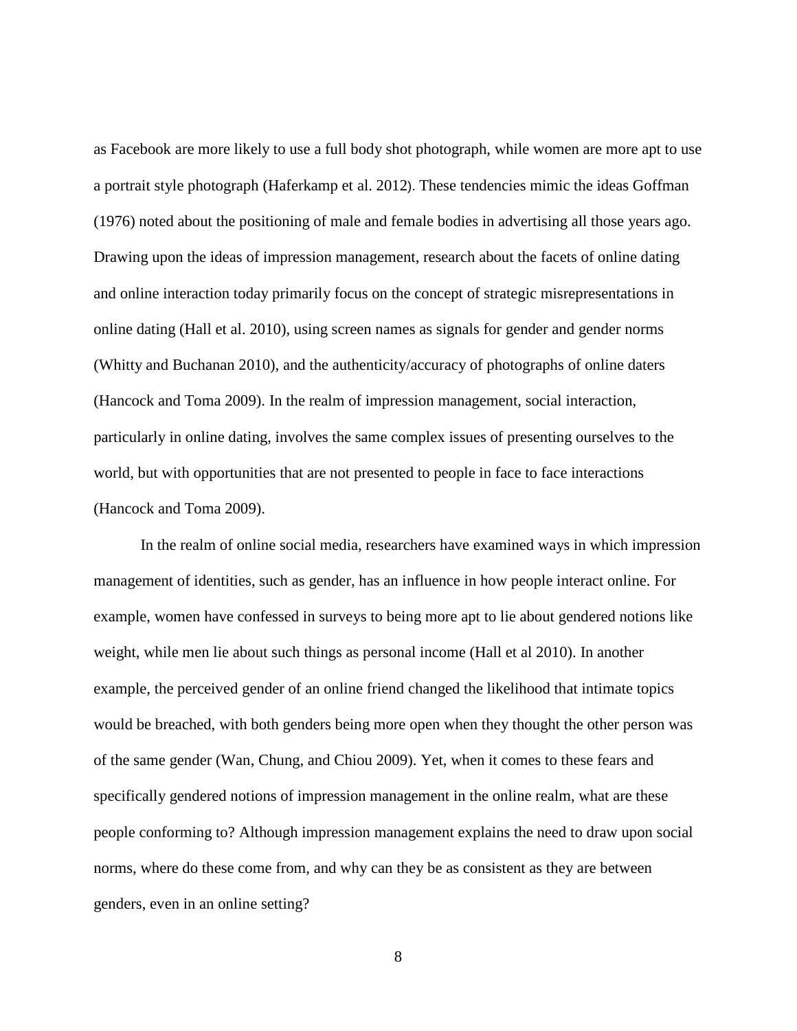as Facebook are more likely to use a full body shot photograph, while women are more apt to use a portrait style photograph (Haferkamp et al. 2012). These tendencies mimic the ideas Goffman (1976) noted about the positioning of male and female bodies in advertising all those years ago. Drawing upon the ideas of impression management, research about the facets of online dating and online interaction today primarily focus on the concept of strategic misrepresentations in online dating (Hall et al. 2010), using screen names as signals for gender and gender norms (Whitty and Buchanan 2010), and the authenticity/accuracy of photographs of online daters (Hancock and Toma 2009). In the realm of impression management, social interaction, particularly in online dating, involves the same complex issues of presenting ourselves to the world, but with opportunities that are not presented to people in face to face interactions (Hancock and Toma 2009).

In the realm of online social media, researchers have examined ways in which impression management of identities, such as gender, has an influence in how people interact online. For example, women have confessed in surveys to being more apt to lie about gendered notions like weight, while men lie about such things as personal income (Hall et al 2010). In another example, the perceived gender of an online friend changed the likelihood that intimate topics would be breached, with both genders being more open when they thought the other person was of the same gender (Wan, Chung, and Chiou 2009). Yet, when it comes to these fears and specifically gendered notions of impression management in the online realm, what are these people conforming to? Although impression management explains the need to draw upon social norms, where do these come from, and why can they be as consistent as they are between genders, even in an online setting?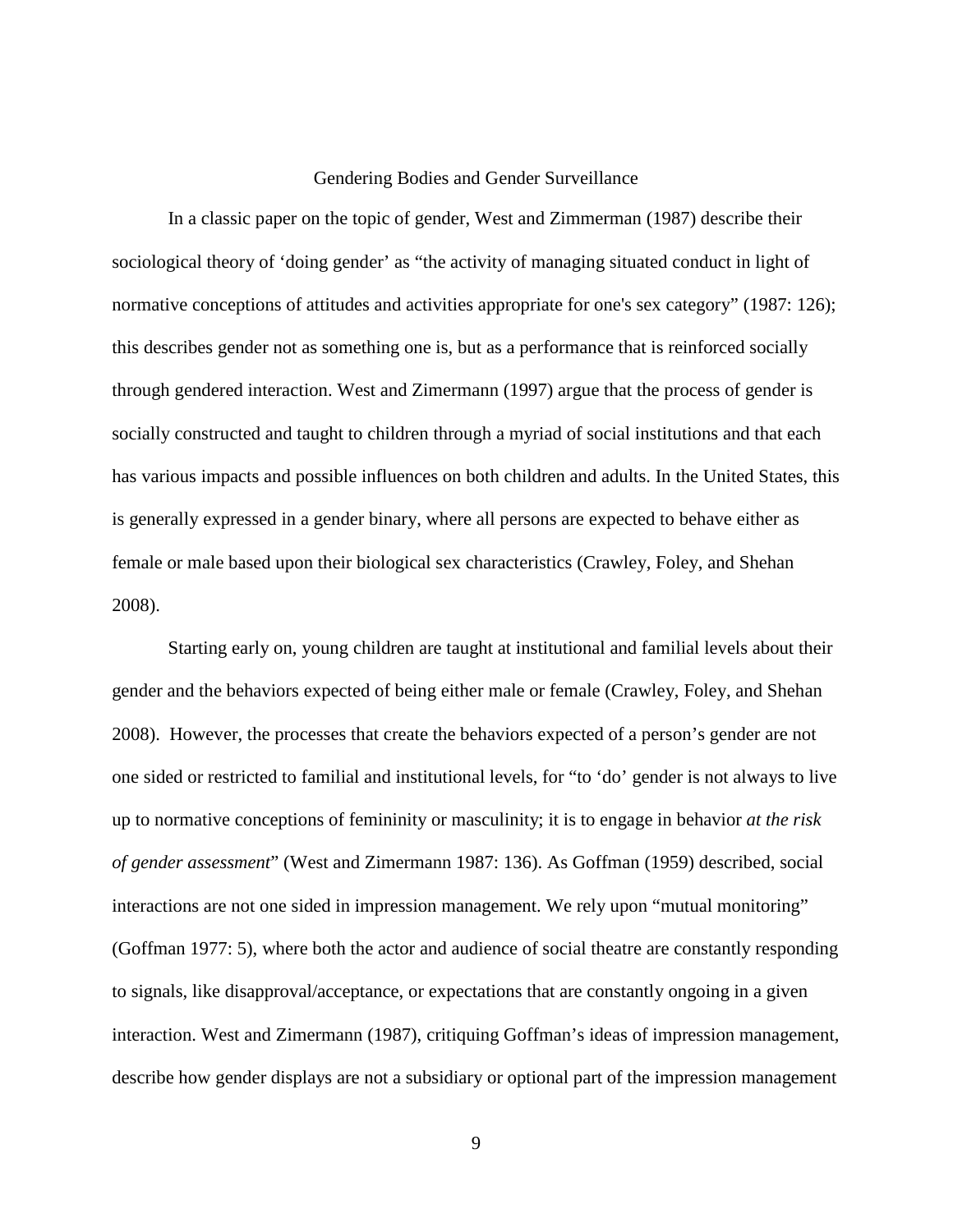## Gendering Bodies and Gender Surveillance

In a classic paper on the topic of gender, West and Zimmerman (1987) describe their sociological theory of 'doing gender' as "the activity of managing situated conduct in light of normative conceptions of attitudes and activities appropriate for one's sex category" (1987: 126); this describes gender not as something one is, but as a performance that is reinforced socially through gendered interaction. West and Zimermann (1997) argue that the process of gender is socially constructed and taught to children through a myriad of social institutions and that each has various impacts and possible influences on both children and adults. In the United States, this is generally expressed in a gender binary, where all persons are expected to behave either as female or male based upon their biological sex characteristics (Crawley, Foley, and Shehan 2008).

Starting early on, young children are taught at institutional and familial levels about their gender and the behaviors expected of being either male or female (Crawley, Foley, and Shehan 2008). However, the processes that create the behaviors expected of a person's gender are not one sided or restricted to familial and institutional levels, for "to 'do' gender is not always to live up to normative conceptions of femininity or masculinity; it is to engage in behavior *at the risk of gender assessment*" (West and Zimermann 1987: 136). As Goffman (1959) described, social interactions are not one sided in impression management. We rely upon "mutual monitoring" (Goffman 1977: 5), where both the actor and audience of social theatre are constantly responding to signals, like disapproval/acceptance, or expectations that are constantly ongoing in a given interaction. West and Zimermann (1987), critiquing Goffman's ideas of impression management, describe how gender displays are not a subsidiary or optional part of the impression management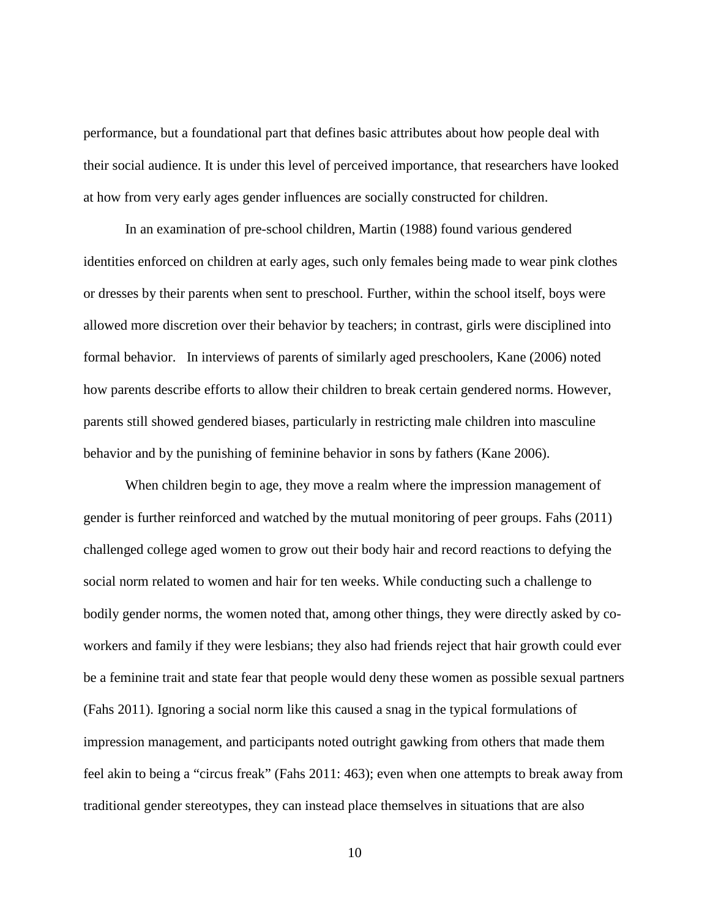performance, but a foundational part that defines basic attributes about how people deal with their social audience. It is under this level of perceived importance, that researchers have looked at how from very early ages gender influences are socially constructed for children.

In an examination of pre-school children, Martin (1988) found various gendered identities enforced on children at early ages, such only females being made to wear pink clothes or dresses by their parents when sent to preschool. Further, within the school itself, boys were allowed more discretion over their behavior by teachers; in contrast, girls were disciplined into formal behavior.   In interviews of parents of similarly aged preschoolers, Kane (2006) noted how parents describe efforts to allow their children to break certain gendered norms. However, parents still showed gendered biases, particularly in restricting male children into masculine behavior and by the punishing of feminine behavior in sons by fathers (Kane 2006).

When children begin to age, they move a realm where the impression management of gender is further reinforced and watched by the mutual monitoring of peer groups. Fahs (2011) challenged college aged women to grow out their body hair and record reactions to defying the social norm related to women and hair for ten weeks. While conducting such a challenge to bodily gender norms, the women noted that, among other things, they were directly asked by co-workers and family if they were lesbians; they also had friends reject that hair growth could ever be a feminine trait and state fear that people would deny these women as possible sexual partners (Fahs 2011). Ignoring a social norm like this caused a snag in the typical formulations of impression management, and participants noted outright gawking from others that made them feel akin to being a "circus freak" (Fahs 2011: 463); even when one attempts to break away from traditional gender stereotypes, they can instead place themselves in situations that are also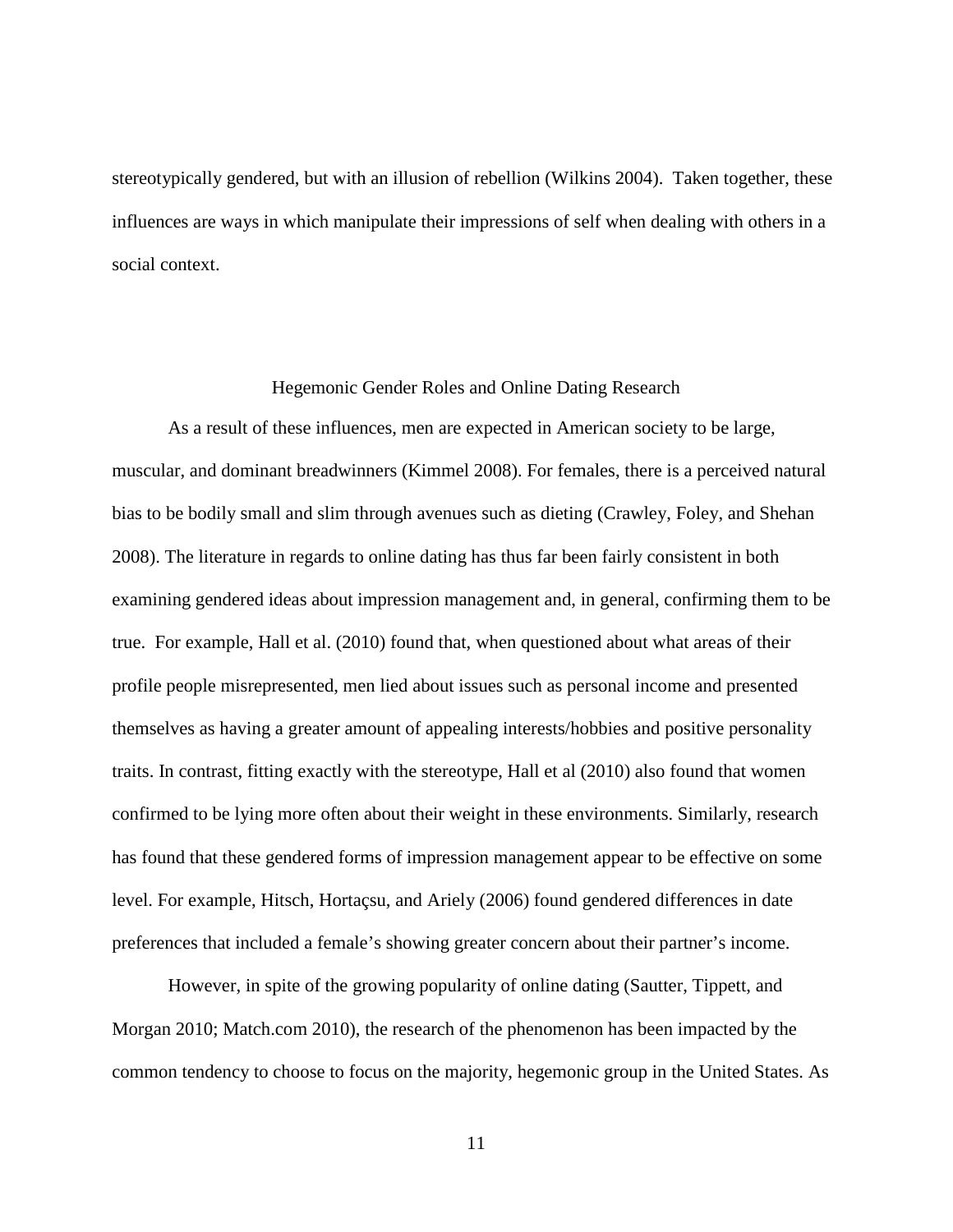stereotypically gendered, but with an illusion of rebellion (Wilkins 2004). Taken together, these influences are ways in which manipulate their impressions of self when dealing with others in a social context.

## Hegemonic Gender Roles and Online Dating Research

As a result of these influences, men are expected in American society to be large, muscular, and dominant breadwinners (Kimmel 2008). For females, there is a perceived natural bias to be bodily small and slim through avenues such as dieting (Crawley, Foley, and Shehan 2008). The literature in regards to online dating has thus far been fairly consistent in both examining gendered ideas about impression management and, in general, confirming them to be true. For example, Hall et al. (2010) found that, when questioned about what areas of their profile people misrepresented, men lied about issues such as personal income and presented themselves as having a greater amount of appealing interests/hobbies and positive personality traits. In contrast, fitting exactly with the stereotype, Hall et al (2010) also found that women confirmed to be lying more often about their weight in these environments. Similarly, research has found that these gendered forms of impression management appear to be effective on some level. For example, Hitsch, Hortaçsu, and Ariely (2006) found gendered differences in date preferences that included a female's showing greater concern about their partner's income.

However, in spite of the growing popularity of online dating (Sautter, Tippett, and Morgan 2010; Match.com 2010), the research of the phenomenon has been impacted by the common tendency to choose to focus on the majority, hegemonic group in the United States. As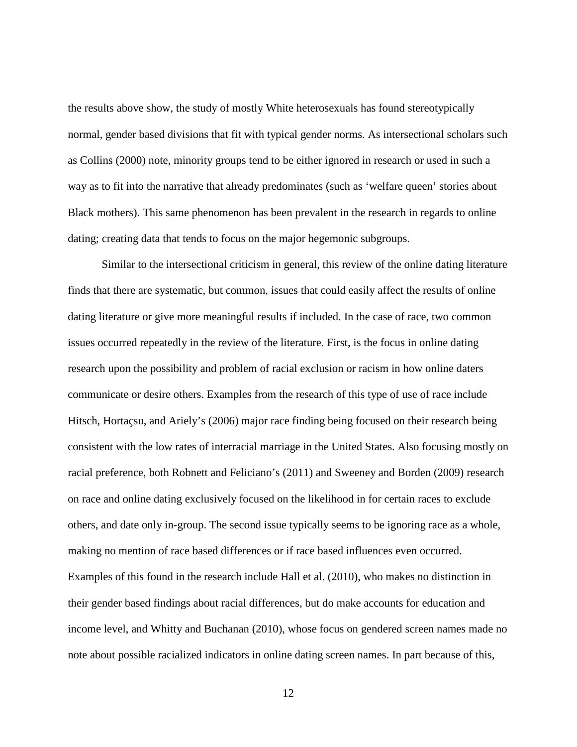the results above show, the study of mostly White heterosexuals has found stereotypically normal, gender based divisions that fit with typical gender norms. As intersectional scholars such as Collins (2000) note, minority groups tend to be either ignored in research or used in such a way as to fit into the narrative that already predominates (such as 'welfare queen' stories about Black mothers). This same phenomenon has been prevalent in the research in regards to online dating; creating data that tends to focus on the major hegemonic subgroups.

Similar to the intersectional criticism in general, this review of the online dating literature finds that there are systematic, but common, issues that could easily affect the results of online dating literature or give more meaningful results if included. In the case of race, two common issues occurred repeatedly in the review of the literature. First, is the focus in online dating research upon the possibility and problem of racial exclusion or racism in how online daters communicate or desire others. Examples from the research of this type of use of race include Hitsch, Hortaçsu, and Ariely's (2006) major race finding being focused on their research being consistent with the low rates of interracial marriage in the United States. Also focusing mostly on racial preference, both Robnett and Feliciano's (2011) and Sweeney and Borden (2009) research on race and online dating exclusively focused on the likelihood in for certain races to exclude others, and date only in-group. The second issue typically seems to be ignoring race as a whole, making no mention of race based differences or if race based influences even occurred. Examples of this found in the research include Hall et al. (2010), who makes no distinction in their gender based findings about racial differences, but do make accounts for education and income level, and Whitty and Buchanan (2010), whose focus on gendered screen names made no note about possible racialized indicators in online dating screen names. In part because of this,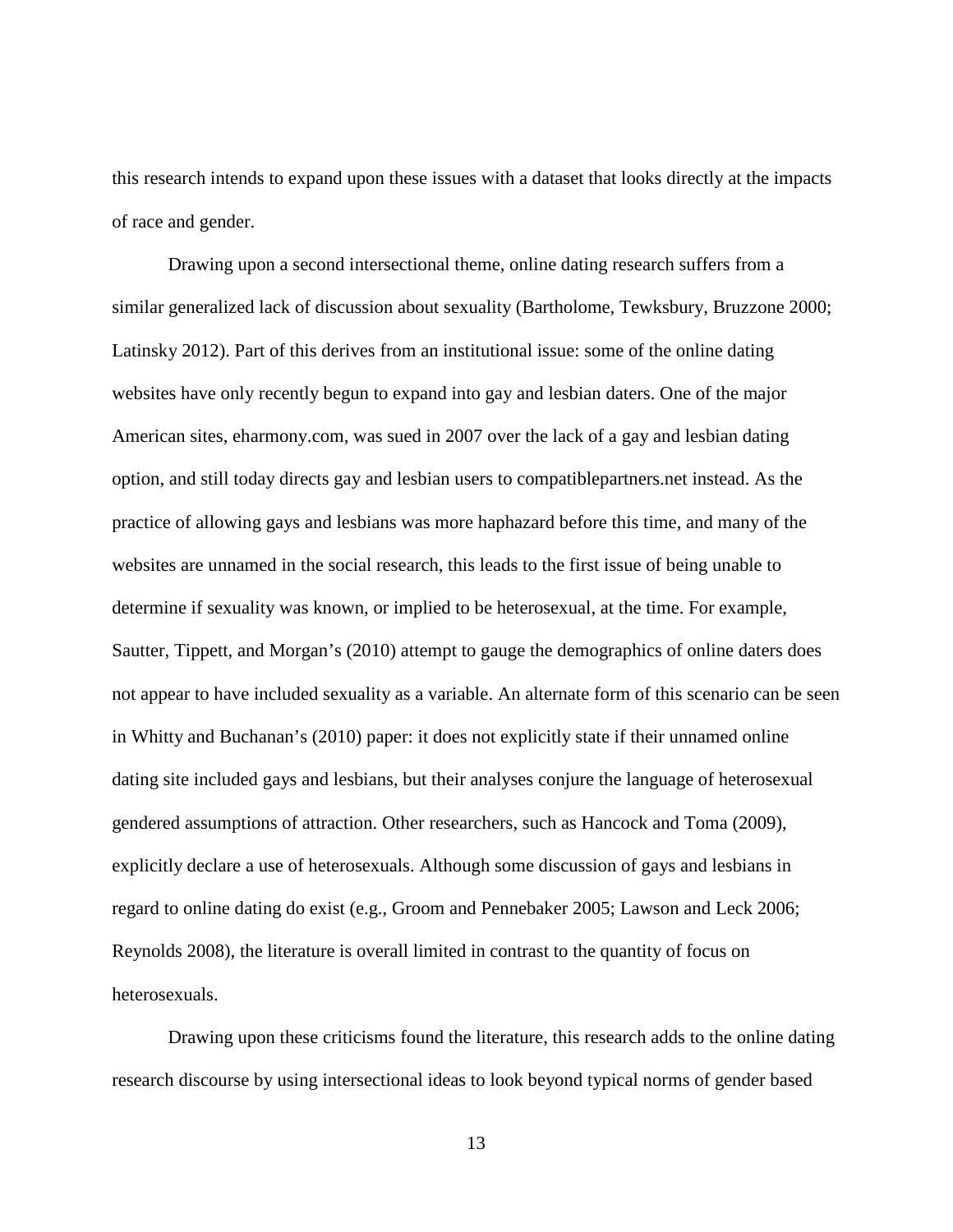this research intends to expand upon these issues with a dataset that looks directly at the impacts of race and gender.

Drawing upon a second intersectional theme, online dating research suffers from a similar generalized lack of discussion about sexuality (Bartholome, Tewksbury, Bruzzone 2000; Latinsky 2012). Part of this derives from an institutional issue: some of the online dating websites have only recently begun to expand into gay and lesbian daters. One of the major American sites, eharmony.com, was sued in 2007 over the lack of a gay and lesbian dating option, and still today directs gay and lesbian users to compatiblepartners.net instead. As the practice of allowing gays and lesbians was more haphazard before this time, and many of the websites are unnamed in the social research, this leads to the first issue of being unable to determine if sexuality was known, or implied to be heterosexual, at the time. For example, Sautter, Tippett, and Morgan's (2010) attempt to gauge the demographics of online daters does not appear to have included sexuality as a variable. An alternate form of this scenario can be seen in Whitty and Buchanan's (2010) paper: it does not explicitly state if their unnamed online dating site included gays and lesbians, but their analyses conjure the language of heterosexual gendered assumptions of attraction. Other researchers, such as Hancock and Toma (2009), explicitly declare a use of heterosexuals. Although some discussion of gays and lesbians in regard to online dating do exist (e.g., Groom and Pennebaker 2005; Lawson and Leck 2006; Reynolds 2008), the literature is overall limited in contrast to the quantity of focus on heterosexuals.

Drawing upon these criticisms found the literature, this research adds to the online dating research discourse by using intersectional ideas to look beyond typical norms of gender based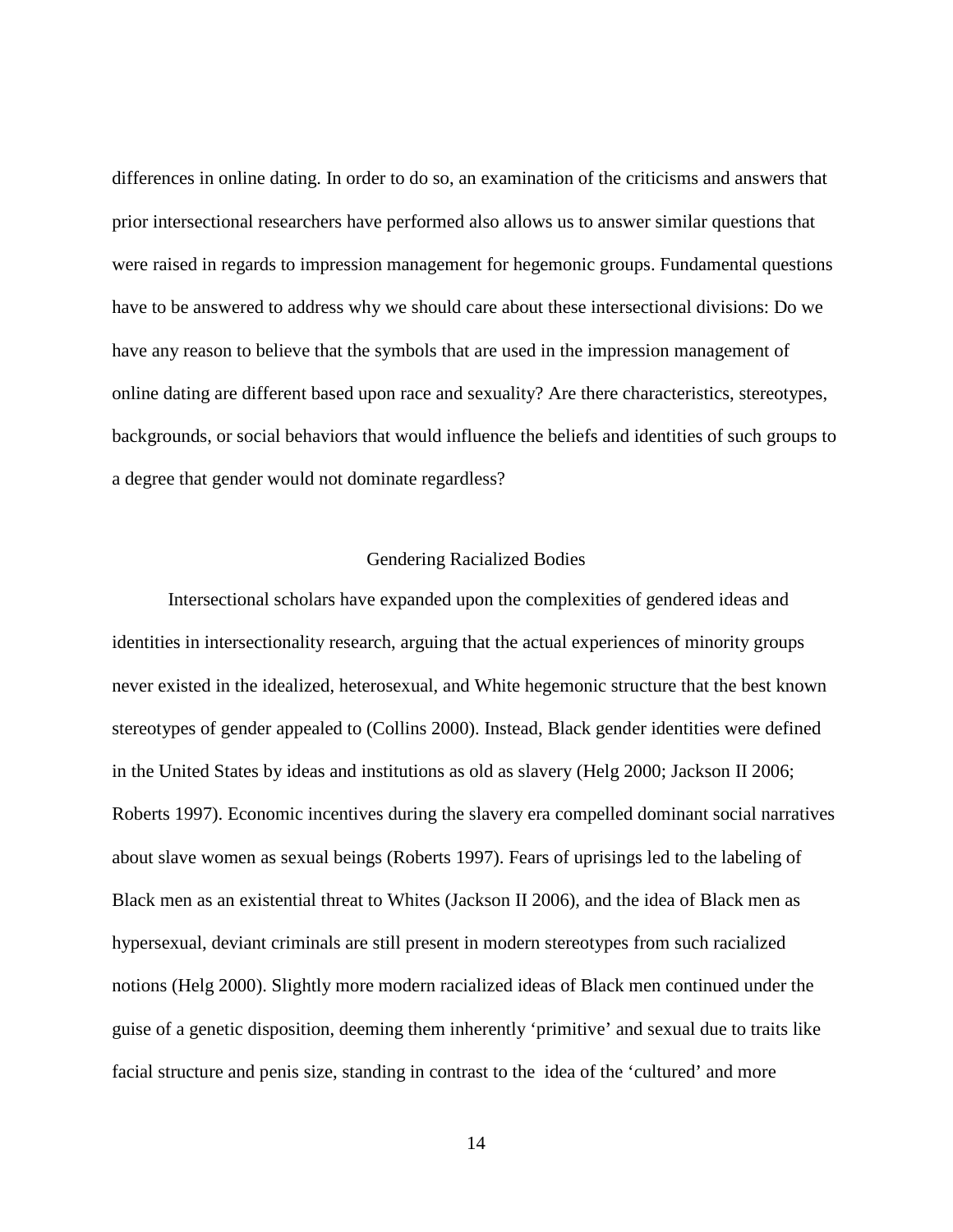differences in online dating. In order to do so, an examination of the criticisms and answers that prior intersectional researchers have performed also allows us to answer similar questions that were raised in regards to impression management for hegemonic groups. Fundamental questions have to be answered to address why we should care about these intersectional divisions: Do we have any reason to believe that the symbols that are used in the impression management of online dating are different based upon race and sexuality? Are there characteristics, stereotypes, backgrounds, or social behaviors that would influence the beliefs and identities of such groups to a degree that gender would not dominate regardless?

## Gendering Racialized Bodies

Intersectional scholars have expanded upon the complexities of gendered ideas and identities in intersectionality research, arguing that the actual experiences of minority groups never existed in the idealized, heterosexual, and White hegemonic structure that the best known stereotypes of gender appealed to (Collins 2000). Instead, Black gender identities were defined in the United States by ideas and institutions as old as slavery (Helg 2000; Jackson II 2006; Roberts 1997). Economic incentives during the slavery era compelled dominant social narratives about slave women as sexual beings (Roberts 1997). Fears of uprisings led to the labeling of Black men as an existential threat to Whites (Jackson II 2006), and the idea of Black men as hypersexual, deviant criminals are still present in modern stereotypes from such racialized notions (Helg 2000). Slightly more modern racialized ideas of Black men continued under the guise of a genetic disposition, deeming them inherently 'primitive' and sexual due to traits like facial structure and penis size, standing in contrast to the idea of the 'cultured' and more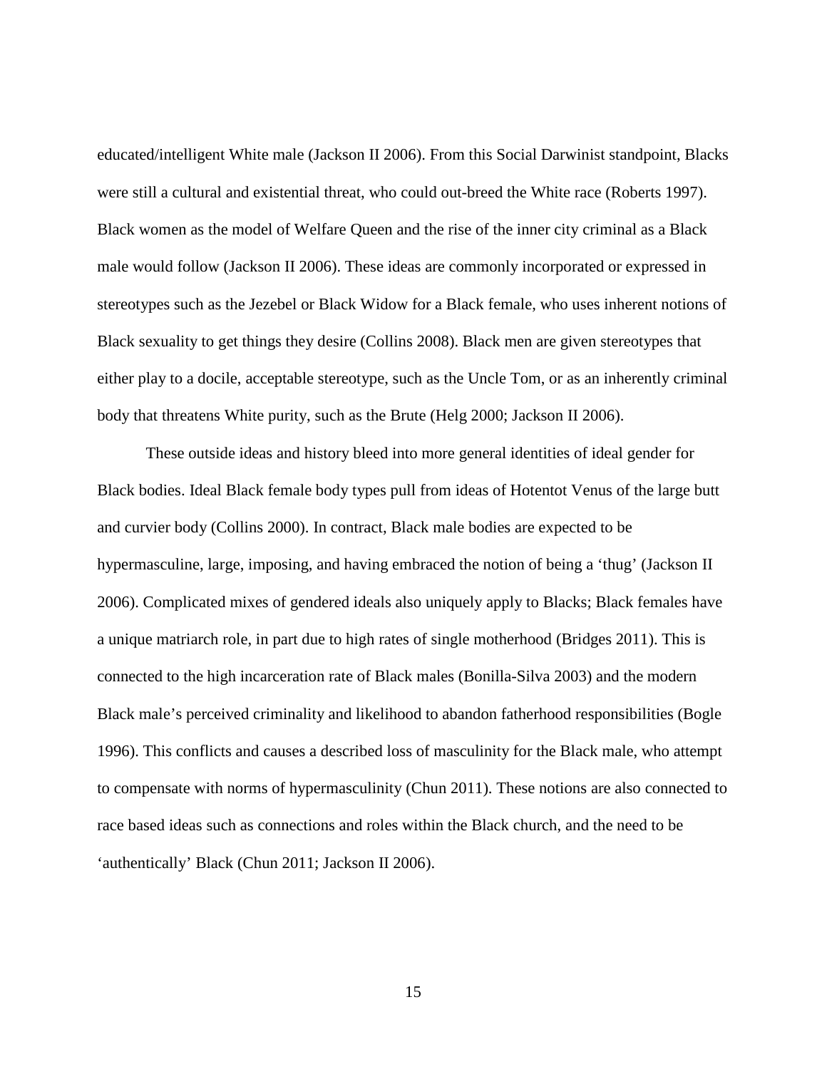educated/intelligent White male (Jackson II 2006). From this Social Darwinist standpoint, Blacks were still a cultural and existential threat, who could out-breed the White race (Roberts 1997). Black women as the model of Welfare Queen and the rise of the inner city criminal as a Black male would follow (Jackson II 2006). These ideas are commonly incorporated or expressed in stereotypes such as the Jezebel or Black Widow for a Black female, who uses inherent notions of Black sexuality to get things they desire (Collins 2008). Black men are given stereotypes that either play to a docile, acceptable stereotype, such as the Uncle Tom, or as an inherently criminal body that threatens White purity, such as the Brute (Helg 2000; Jackson II 2006).

These outside ideas and history bleed into more general identities of ideal gender for Black bodies. Ideal Black female body types pull from ideas of Hotentot Venus of the large butt and curvier body (Collins 2000). In contract, Black male bodies are expected to be hypermasculine, large, imposing, and having embraced the notion of being a 'thug' (Jackson II 2006). Complicated mixes of gendered ideals also uniquely apply to Blacks; Black females have a unique matriarch role, in part due to high rates of single motherhood (Bridges 2011). This is connected to the high incarceration rate of Black males (Bonilla-Silva 2003) and the modern Black male's perceived criminality and likelihood to abandon fatherhood responsibilities (Bogle 1996). This conflicts and causes a described loss of masculinity for the Black male, who attempt to compensate with norms of hypermasculinity (Chun 2011). These notions are also connected to race based ideas such as connections and roles within the Black church, and the need to be 'authentically' Black (Chun 2011; Jackson II 2006).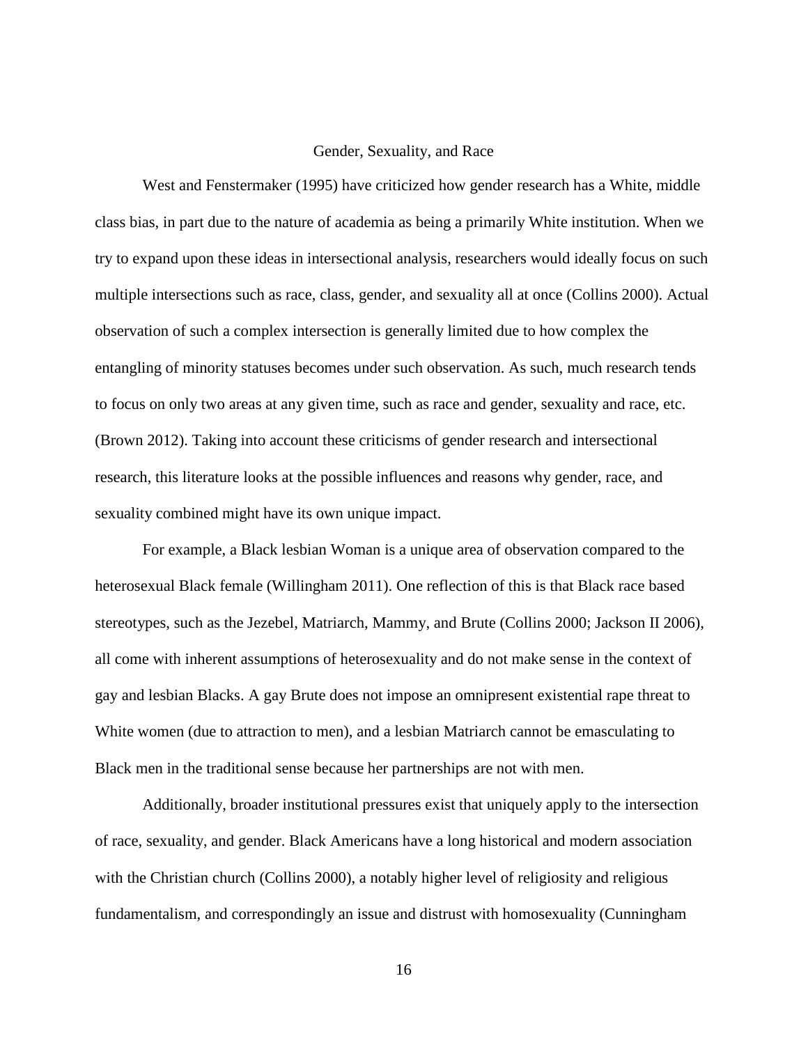## Gender, Sexuality, and Race

West and Fenstermaker (1995) have criticized how gender research has a White, middle class bias, in part due to the nature of academia as being a primarily White institution. When we try to expand upon these ideas in intersectional analysis, researchers would ideally focus on such multiple intersections such as race, class, gender, and sexuality all at once (Collins 2000). Actual observation of such a complex intersection is generally limited due to how complex the entangling of minority statuses becomes under such observation. As such, much research tends to focus on only two areas at any given time, such as race and gender, sexuality and race, etc. (Brown 2012). Taking into account these criticisms of gender research and intersectional research, this literature looks at the possible influences and reasons why gender, race, and sexuality combined might have its own unique impact.

For example, a Black lesbian Woman is a unique area of observation compared to the heterosexual Black female (Willingham 2011). One reflection of this is that Black race based stereotypes, such as the Jezebel, Matriarch, Mammy, and Brute (Collins 2000; Jackson II 2006), all come with inherent assumptions of heterosexuality and do not make sense in the context of gay and lesbian Blacks. A gay Brute does not impose an omnipresent existential rape threat to White women (due to attraction to men), and a lesbian Matriarch cannot be emasculating to Black men in the traditional sense because her partnerships are not with men.

Additionally, broader institutional pressures exist that uniquely apply to the intersection of race, sexuality, and gender. Black Americans have a long historical and modern association with the Christian church (Collins 2000), a notably higher level of religiosity and religious fundamentalism, and correspondingly an issue and distrust with homosexuality (Cunningham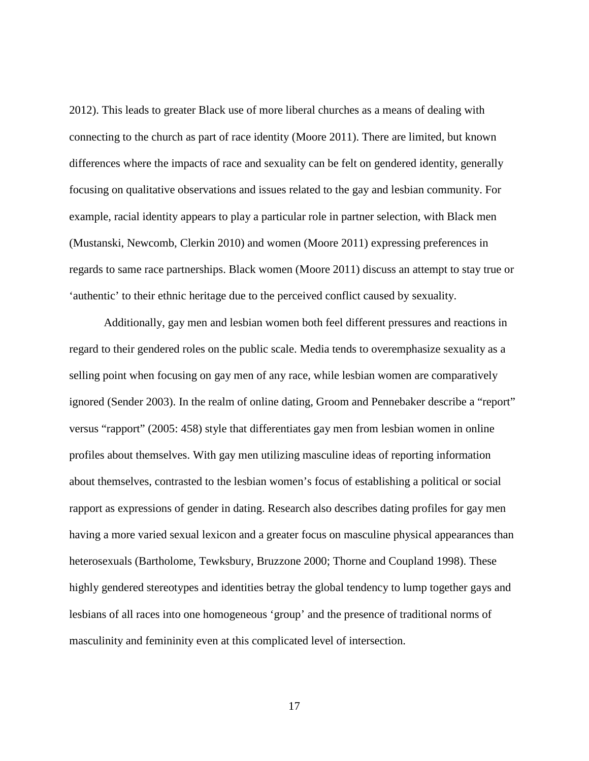2012). This leads to greater Black use of more liberal churches as a means of dealing with connecting to the church as part of race identity (Moore 2011). There are limited, but known differences where the impacts of race and sexuality can be felt on gendered identity, generally focusing on qualitative observations and issues related to the gay and lesbian community. For example, racial identity appears to play a particular role in partner selection, with Black men (Mustanski, Newcomb, Clerkin 2010) and women (Moore 2011) expressing preferences in regards to same race partnerships. Black women (Moore 2011) discuss an attempt to stay true or 'authentic' to their ethnic heritage due to the perceived conflict caused by sexuality.

Additionally, gay men and lesbian women both feel different pressures and reactions in regard to their gendered roles on the public scale. Media tends to overemphasize sexuality as a selling point when focusing on gay men of any race, while lesbian women are comparatively ignored (Sender 2003). In the realm of online dating, Groom and Pennebaker describe a "report" versus "rapport" (2005: 458) style that differentiates gay men from lesbian women in online profiles about themselves. With gay men utilizing masculine ideas of reporting information about themselves, contrasted to the lesbian women's focus of establishing a political or social rapport as expressions of gender in dating. Research also describes dating profiles for gay men having a more varied sexual lexicon and a greater focus on masculine physical appearances than heterosexuals (Bartholome, Tewksbury, Bruzzone 2000; Thorne and Coupland 1998). These highly gendered stereotypes and identities betray the global tendency to lump together gays and lesbians of all races into one homogeneous 'group' and the presence of traditional norms of masculinity and femininity even at this complicated level of intersection.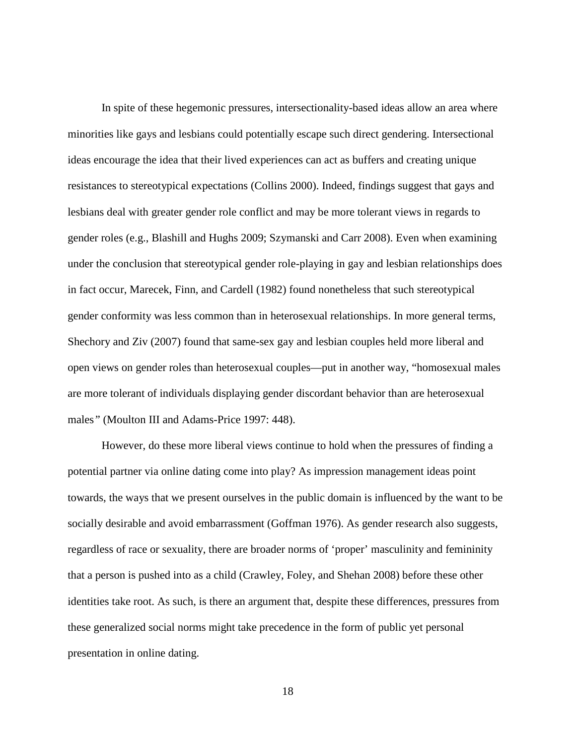In spite of these hegemonic pressures, intersectionality-based ideas allow an area where minorities like gays and lesbians could potentially escape such direct gendering. Intersectional ideas encourage the idea that their lived experiences can act as buffers and creating unique resistances to stereotypical expectations (Collins 2000). Indeed, findings suggest that gays and lesbians deal with greater gender role conflict and may be more tolerant views in regards to gender roles (e.g., Blashill and Hughs 2009; Szymanski and Carr 2008). Even when examining under the conclusion that stereotypical gender role-playing in gay and lesbian relationships does in fact occur, Marecek, Finn, and Cardell (1982) found nonetheless that such stereotypical gender conformity was less common than in heterosexual relationships. In more general terms, Shechory and Ziv (2007) found that same-sex gay and lesbian couples held more liberal and open views on gender roles than heterosexual couples—put in another way, "homosexual males are more tolerant of individuals displaying gender discordant behavior than are heterosexual males*"* (Moulton III and Adams-Price 1997: 448).

However, do these more liberal views continue to hold when the pressures of finding a potential partner via online dating come into play? As impression management ideas point towards, the ways that we present ourselves in the public domain is influenced by the want to be socially desirable and avoid embarrassment (Goffman 1976). As gender research also suggests, regardless of race or sexuality, there are broader norms of 'proper' masculinity and femininity that a person is pushed into as a child (Crawley, Foley, and Shehan 2008) before these other identities take root. As such, is there an argument that, despite these differences, pressures from these generalized social norms might take precedence in the form of public yet personal presentation in online dating.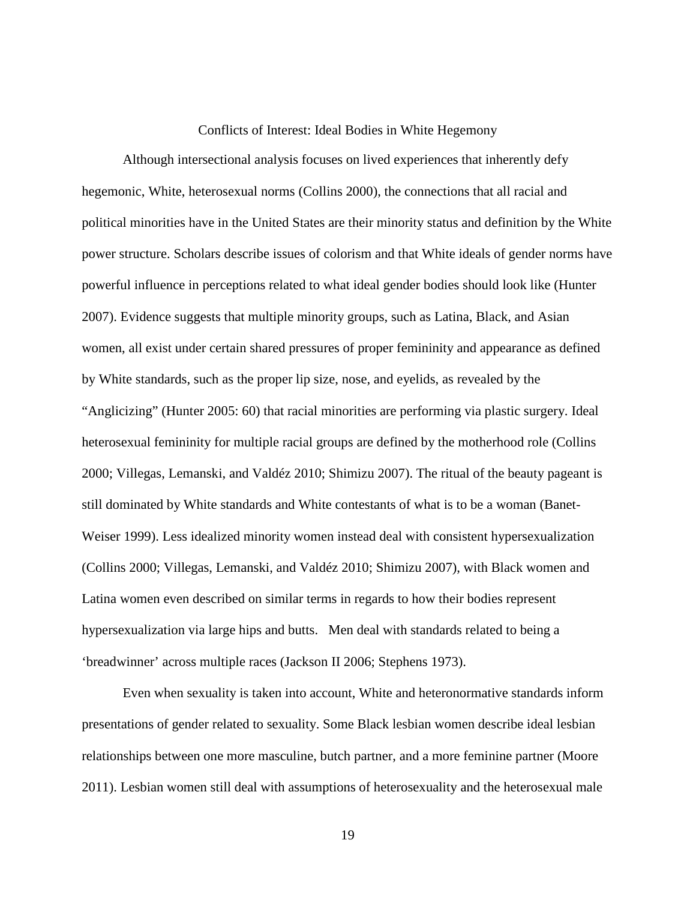## Conflicts of Interest: Ideal Bodies in White Hegemony

Although intersectional analysis focuses on lived experiences that inherently defy hegemonic, White, heterosexual norms (Collins 2000), the connections that all racial and political minorities have in the United States are their minority status and definition by the White power structure. Scholars describe issues of colorism and that White ideals of gender norms have powerful influence in perceptions related to what ideal gender bodies should look like (Hunter 2007). Evidence suggests that multiple minority groups, such as Latina, Black, and Asian women, all exist under certain shared pressures of proper femininity and appearance as defined by White standards, such as the proper lip size, nose, and eyelids, as revealed by the "Anglicizing" (Hunter 2005: 60) that racial minorities are performing via plastic surgery. Ideal heterosexual femininity for multiple racial groups are defined by the motherhood role (Collins 2000; Villegas, Lemanski, and Valdéz 2010; Shimizu 2007). The ritual of the beauty pageant is still dominated by White standards and White contestants of what is to be a woman (Banet-Weiser 1999). Less idealized minority women instead deal with consistent hypersexualization (Collins 2000; Villegas, Lemanski, and Valdéz 2010; Shimizu 2007), with Black women and Latina women even described on similar terms in regards to how their bodies represent hypersexualization via large hips and butts. Men deal with standards related to being a 'breadwinner' across multiple races (Jackson II 2006; Stephens 1973).

Even when sexuality is taken into account, White and heteronormative standards inform presentations of gender related to sexuality. Some Black lesbian women describe ideal lesbian relationships between one more masculine, butch partner, and a more feminine partner (Moore 2011). Lesbian women still deal with assumptions of heterosexuality and the heterosexual male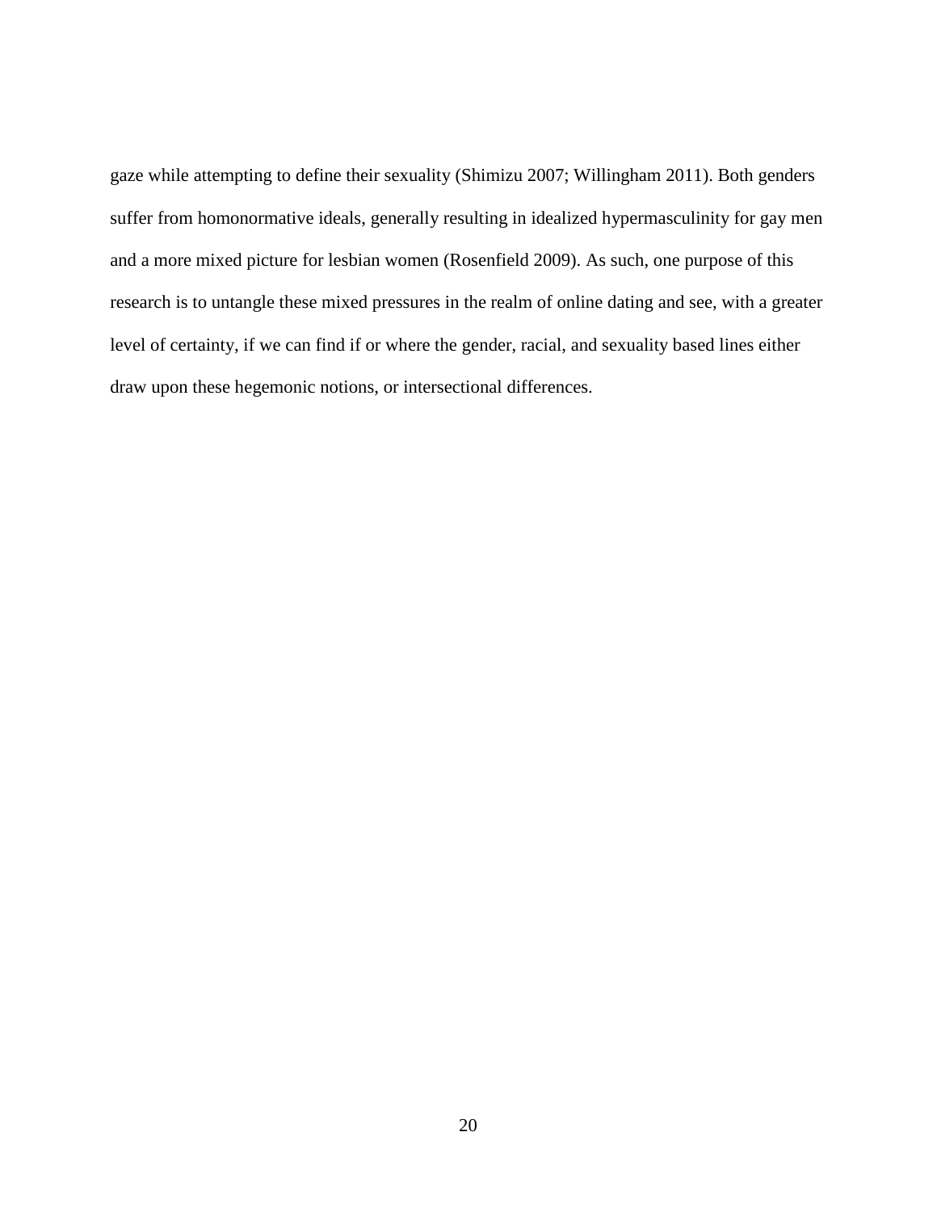gaze while attempting to define their sexuality (Shimizu 2007; Willingham 2011). Both genders suffer from homonormative ideals, generally resulting in idealized hypermasculinity for gay men and a more mixed picture for lesbian women (Rosenfield 2009). As such, one purpose of this research is to untangle these mixed pressures in the realm of online dating and see, with a greater level of certainty, if we can find if or where the gender, racial, and sexuality based lines either draw upon these hegemonic notions, or intersectional differences.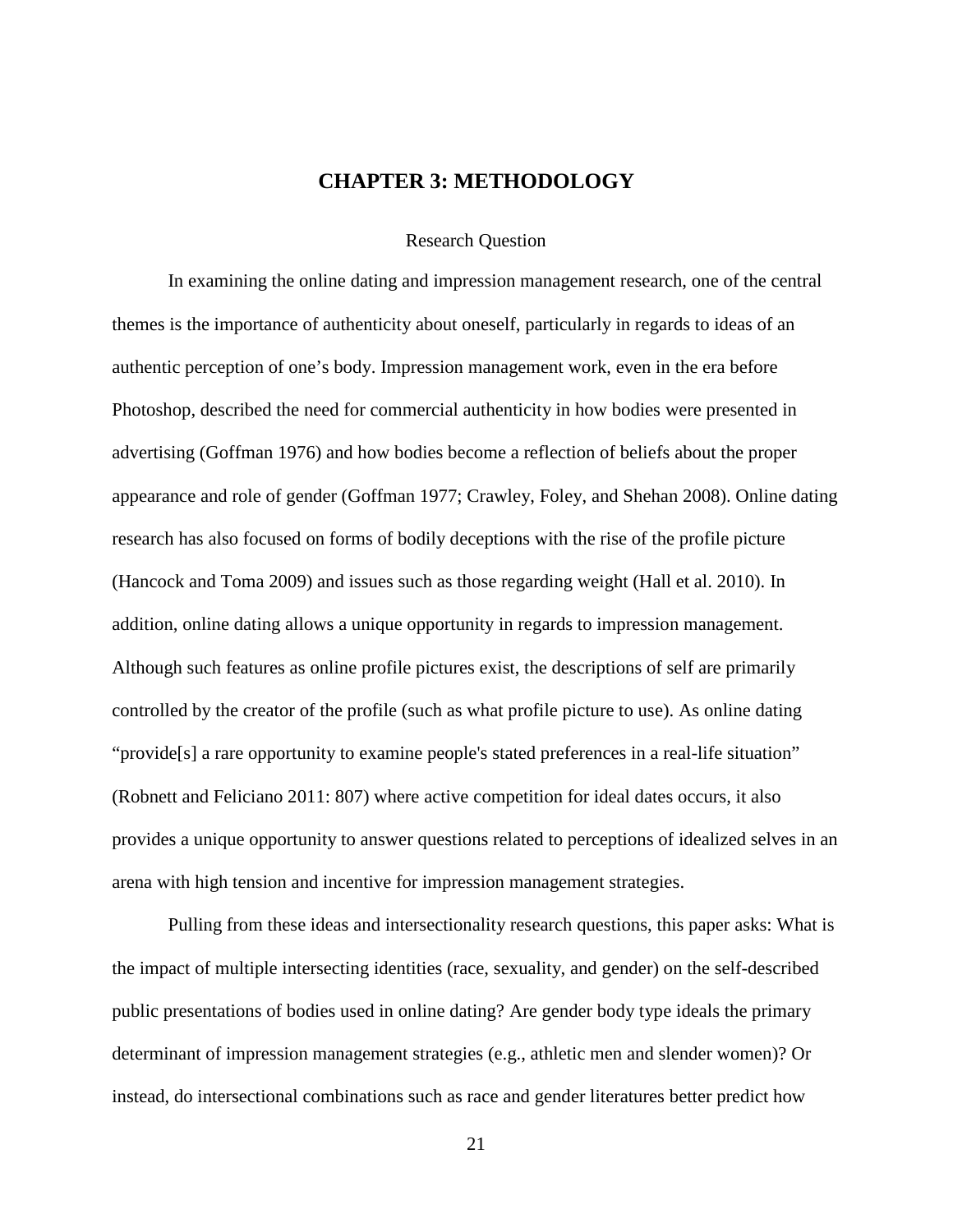# CHAPTER 3: METHODOLOGY

## Research Question

In examining the online dating and impression management research, one of the central themes is the importance of authenticity about oneself, particularly in regards to ideas of an authentic perception of one's body. Impression management work, even in the era before Photoshop, described the need for commercial authenticity in how bodies were presented in advertising (Goffman 1976) and how bodies become a reflection of beliefs about the proper appearance and role of gender (Goffman 1977; Crawley, Foley, and Shehan 2008). Online dating research has also focused on forms of bodily deceptions with the rise of the profile picture (Hancock and Toma 2009) and issues such as those regarding weight (Hall et al. 2010). In addition, online dating allows a unique opportunity in regards to impression management. Although such features as online profile pictures exist, the descriptions of self are primarily controlled by the creator of the profile (such as what profile picture to use). As online dating "provide[s] a rare opportunity to examine people's stated preferences in a real-life situation" (Robnett and Feliciano 2011: 807) where active competition for ideal dates occurs, it also provides a unique opportunity to answer questions related to perceptions of idealized selves in an arena with high tension and incentive for impression management strategies.

Pulling from these ideas and intersectionality research questions, this paper asks: What is the impact of multiple intersecting identities (race, sexuality, and gender) on the self-described public presentations of bodies used in online dating? Are gender body type ideals the primary determinant of impression management strategies (e.g., athletic men and slender women)? Or instead, do intersectional combinations such as race and gender literatures better predict how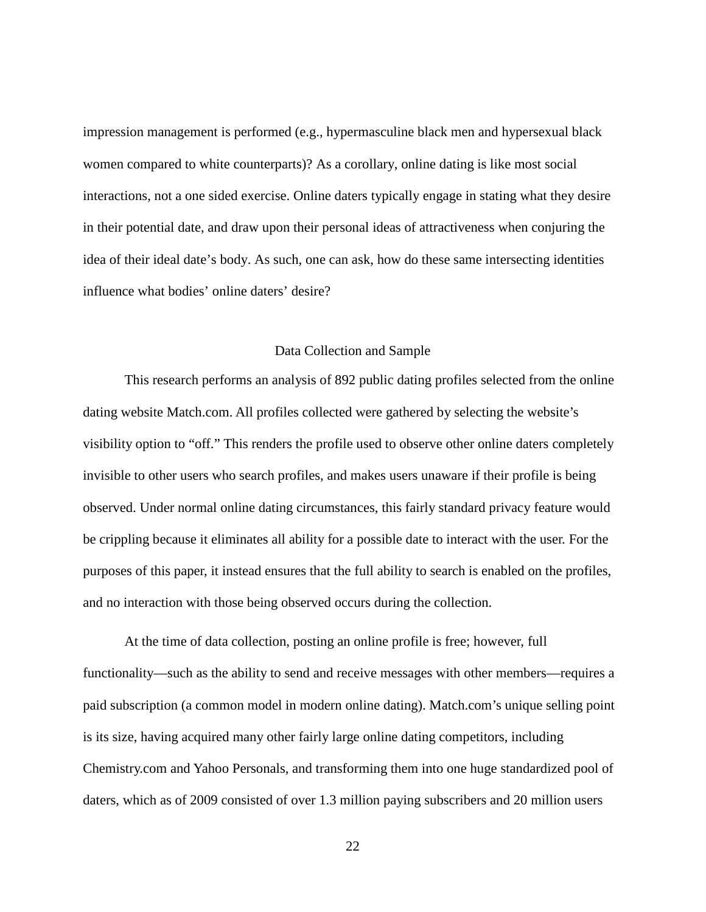impression management is performed (e.g., hypermasculine black men and hypersexual black women compared to white counterparts)? As a corollary, online dating is like most social interactions, not a one sided exercise. Online daters typically engage in stating what they desire in their potential date, and draw upon their personal ideas of attractiveness when conjuring the idea of their ideal date's body. As such, one can ask, how do these same intersecting identities influence what bodies' online daters' desire?

## Data Collection and Sample

This research performs an analysis of 892 public dating profiles selected from the online dating website Match.com. All profiles collected were gathered by selecting the website's visibility option to "off." This renders the profile used to observe other online daters completely invisible to other users who search profiles, and makes users unaware if their profile is being observed. Under normal online dating circumstances, this fairly standard privacy feature would be crippling because it eliminates all ability for a possible date to interact with the user. For the purposes of this paper, it instead ensures that the full ability to search is enabled on the profiles, and no interaction with those being observed occurs during the collection.

At the time of data collection, posting an online profile is free; however, full functionality—such as the ability to send and receive messages with other members—requires a paid subscription (a common model in modern online dating). Match.com's unique selling point is its size, having acquired many other fairly large online dating competitors, including Chemistry.com and Yahoo Personals, and transforming them into one huge standardized pool of daters, which as of 2009 consisted of over 1.3 million paying subscribers and 20 million users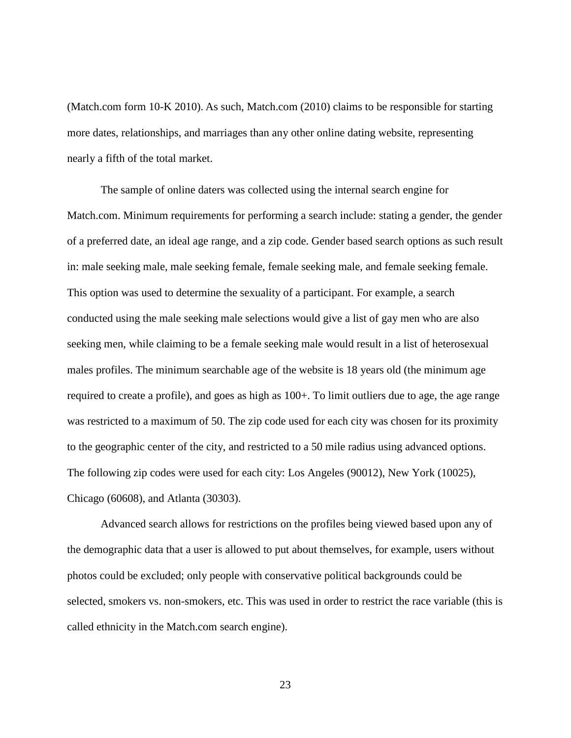(Match.com form 10-K 2010). As such, Match.com (2010) claims to be responsible for starting more dates, relationships, and marriages than any other online dating website, representing nearly a fifth of the total market.

The sample of online daters was collected using the internal search engine for Match.com. Minimum requirements for performing a search include: stating a gender, the gender of a preferred date, an ideal age range, and a zip code. Gender based search options as such result in: male seeking male, male seeking female, female seeking male, and female seeking female. This option was used to determine the sexuality of a participant. For example, a search conducted using the male seeking male selections would give a list of gay men who are also seeking men, while claiming to be a female seeking male would result in a list of heterosexual males profiles. The minimum searchable age of the website is 18 years old (the minimum age required to create a profile), and goes as high as 100+. To limit outliers due to age, the age range was restricted to a maximum of 50. The zip code used for each city was chosen for its proximity to the geographic center of the city, and restricted to a 50 mile radius using advanced options. The following zip codes were used for each city: Los Angeles (90012), New York (10025), Chicago (60608), and Atlanta (30303).

Advanced search allows for restrictions on the profiles being viewed based upon any of the demographic data that a user is allowed to put about themselves, for example, users without photos could be excluded; only people with conservative political backgrounds could be selected, smokers vs. non-smokers, etc. This was used in order to restrict the race variable (this is called ethnicity in the Match.com search engine).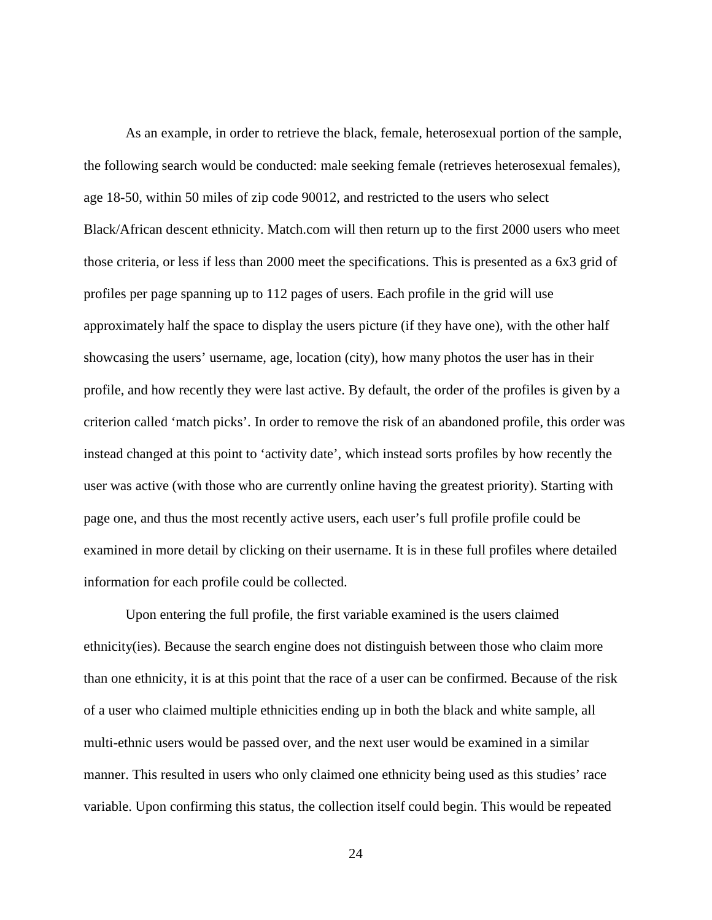As an example, in order to retrieve the black, female, heterosexual portion of the sample, the following search would be conducted: male seeking female (retrieves heterosexual females), age 18-50, within 50 miles of zip code 90012, and restricted to the users who select Black/African descent ethnicity. Match.com will then return up to the first 2000 users who meet those criteria, or less if less than 2000 meet the specifications. This is presented as a 6x3 grid of profiles per page spanning up to 112 pages of users. Each profile in the grid will use approximately half the space to display the users picture (if they have one), with the other half showcasing the users' username, age, location (city), how many photos the user has in their profile, and how recently they were last active. By default, the order of the profiles is given by a criterion called 'match picks'. In order to remove the risk of an abandoned profile, this order was instead changed at this point to 'activity date', which instead sorts profiles by how recently the user was active (with those who are currently online having the greatest priority). Starting with page one, and thus the most recently active users, each user's full profile profile could be examined in more detail by clicking on their username. It is in these full profiles where detailed information for each profile could be collected.

Upon entering the full profile, the first variable examined is the users claimed ethnicity(ies). Because the search engine does not distinguish between those who claim more than one ethnicity, it is at this point that the race of a user can be confirmed. Because of the risk of a user who claimed multiple ethnicities ending up in both the black and white sample, all multi-ethnic users would be passed over, and the next user would be examined in a similar manner. This resulted in users who only claimed one ethnicity being used as this studies' race variable. Upon confirming this status, the collection itself could begin. This would be repeated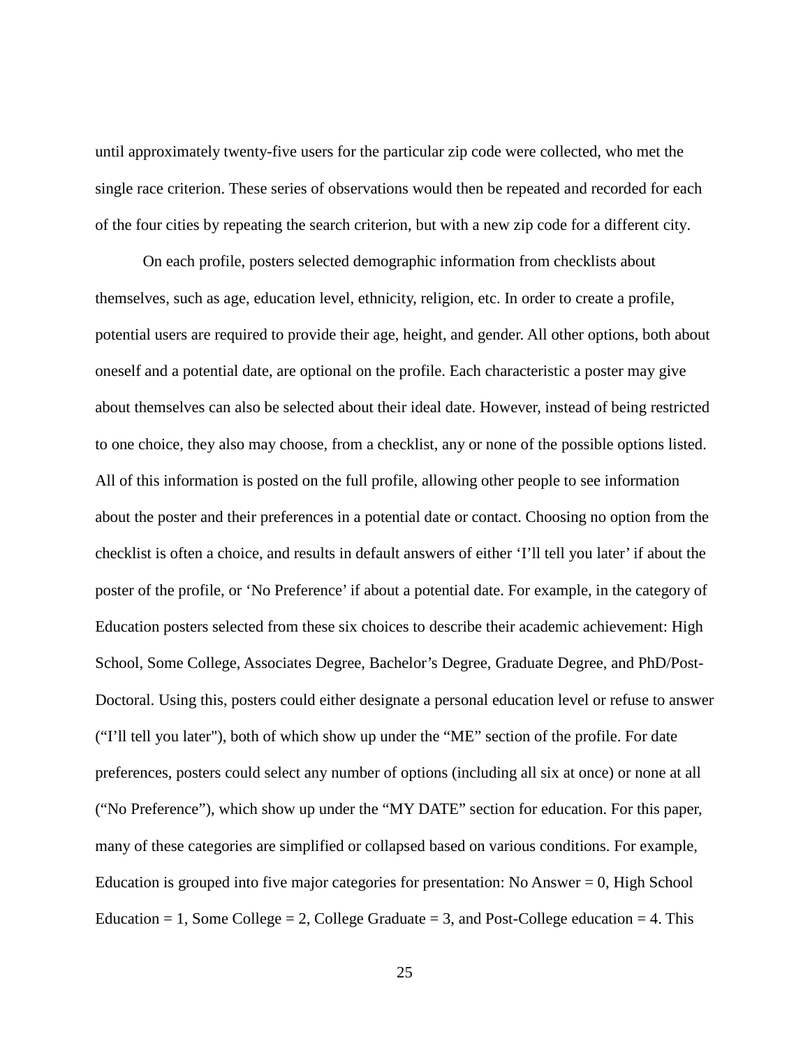until approximately twenty-five users for the particular zip code were collected, who met the single race criterion. These series of observations would then be repeated and recorded for each of the four cities by repeating the search criterion, but with a new zip code for a different city.

On each profile, posters selected demographic information from checklists about themselves, such as age, education level, ethnicity, religion, etc. In order to create a profile, potential users are required to provide their age, height, and gender. All other options, both about oneself and a potential date, are optional on the profile. Each characteristic a poster may give about themselves can also be selected about their ideal date. However, instead of being restricted to one choice, they also may choose, from a checklist, any or none of the possible options listed. All of this information is posted on the full profile, allowing other people to see information about the poster and their preferences in a potential date or contact. Choosing no option from the checklist is often a choice, and results in default answers of either 'I'll tell you later' if about the poster of the profile, or 'No Preference' if about a potential date. For example, in the category of Education posters selected from these six choices to describe their academic achievement: High School, Some College, Associates Degree, Bachelor's Degree, Graduate Degree, and PhD/Post-Doctoral. Using this, posters could either designate a personal education level or refuse to answer ("I'll tell you later"), both of which show up under the "ME" section of the profile. For date preferences, posters could select any number of options (including all six at once) or none at all ("No Preference"), which show up under the "MY DATE" section for education. For this paper, many of these categories are simplified or collapsed based on various conditions. For example, Education is grouped into five major categories for presentation: No Answer = 0, High School Education = 1, Some College = 2, College Graduate = 3, and Post-College education = 4. This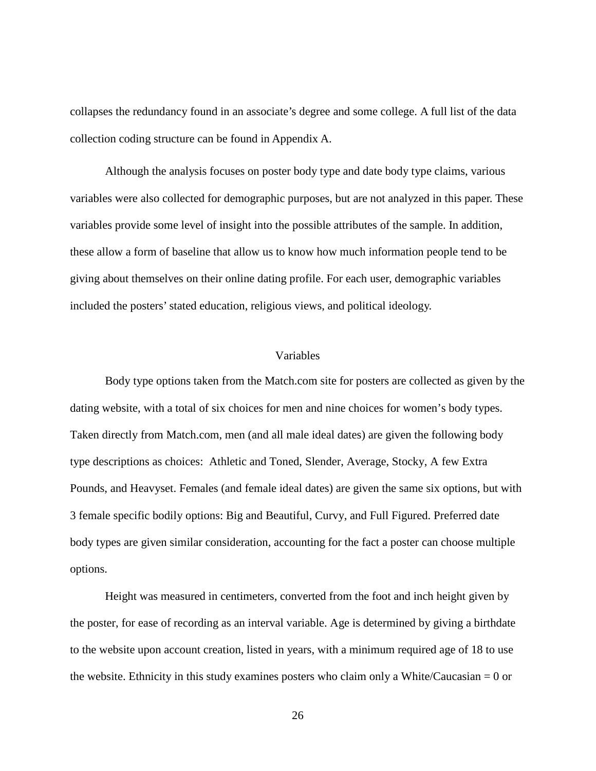collapses the redundancy found in an associate's degree and some college. A full list of the data collection coding structure can be found in Appendix A.

Although the analysis focuses on poster body type and date body type claims, various variables were also collected for demographic purposes, but are not analyzed in this paper. These variables provide some level of insight into the possible attributes of the sample. In addition, these allow a form of baseline that allow us to know how much information people tend to be giving about themselves on their online dating profile. For each user, demographic variables included the posters' stated education, religious views, and political ideology.

## Variables

Body type options taken from the Match.com site for posters are collected as given by the dating website, with a total of six choices for men and nine choices for women's body types. Taken directly from Match.com, men (and all male ideal dates) are given the following body type descriptions as choices: Athletic and Toned, Slender, Average, Stocky, A few Extra Pounds, and Heavyset. Females (and female ideal dates) are given the same six options, but with 3 female specific bodily options: Big and Beautiful, Curvy, and Full Figured. Preferred date body types are given similar consideration, accounting for the fact a poster can choose multiple options.

Height was measured in centimeters, converted from the foot and inch height given by the poster, for ease of recording as an interval variable. Age is determined by giving a birthdate to the website upon account creation, listed in years, with a minimum required age of 18 to use the website. Ethnicity in this study examines posters who claim only a White/Caucasian = 0 or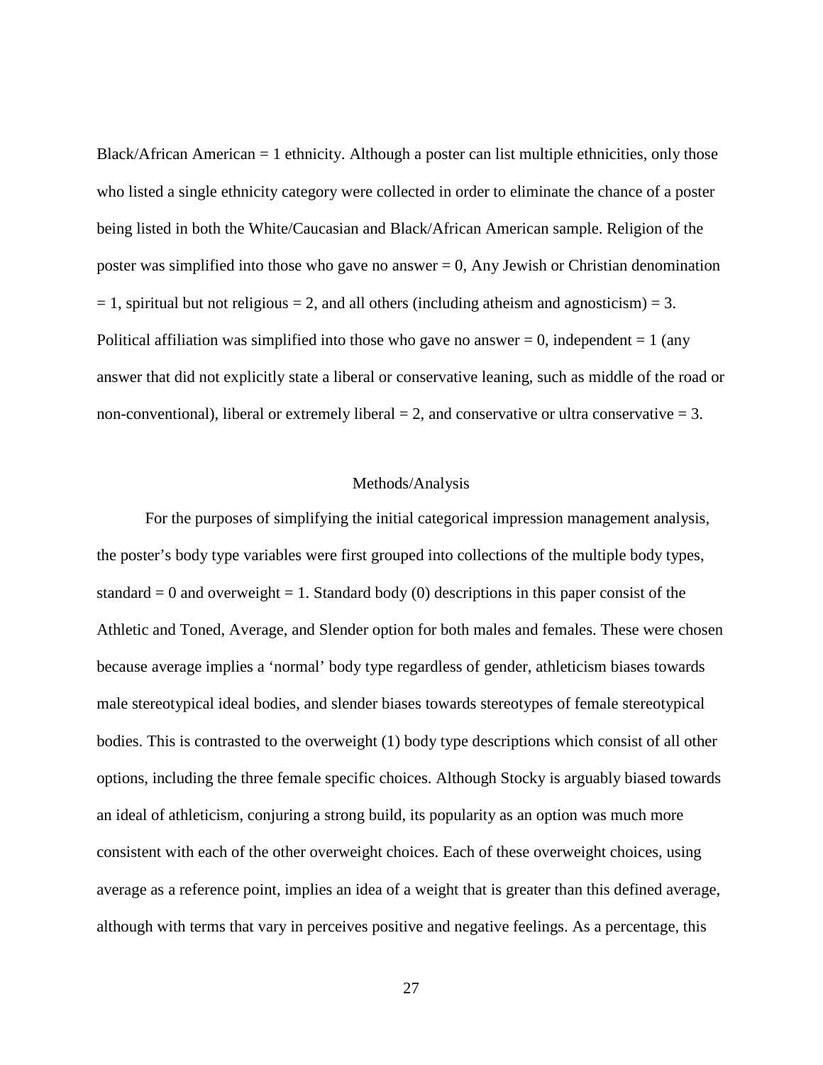Black/African American = 1 ethnicity. Although a poster can list multiple ethnicities, only those who listed a single ethnicity category were collected in order to eliminate the chance of a poster being listed in both the White/Caucasian and Black/African American sample. Religion of the poster was simplified into those who gave no answer = 0, Any Jewish or Christian denomination = 1, spiritual but not religious = 2, and all others (including atheism and agnosticism) = 3. Political affiliation was simplified into those who gave no answer = 0, independent = 1 (any answer that did not explicitly state a liberal or conservative leaning, such as middle of the road or non-conventional), liberal or extremely liberal = 2, and conservative or ultra conservative = 3.

## Methods/Analysis

For the purposes of simplifying the initial categorical impression management analysis, the poster's body type variables were first grouped into collections of the multiple body types, standard = 0 and overweight = 1. Standard body (0) descriptions in this paper consist of the Athletic and Toned, Average, and Slender option for both males and females. These were chosen because average implies a 'normal' body type regardless of gender, athleticism biases towards male stereotypical ideal bodies, and slender biases towards stereotypes of female stereotypical bodies. This is contrasted to the overweight (1) body type descriptions which consist of all other options, including the three female specific choices. Although Stocky is arguably biased towards an ideal of athleticism, conjuring a strong build, its popularity as an option was much more consistent with each of the other overweight choices. Each of these overweight choices, using average as a reference point, implies an idea of a weight that is greater than this defined average, although with terms that vary in perceives positive and negative feelings. As a percentage, this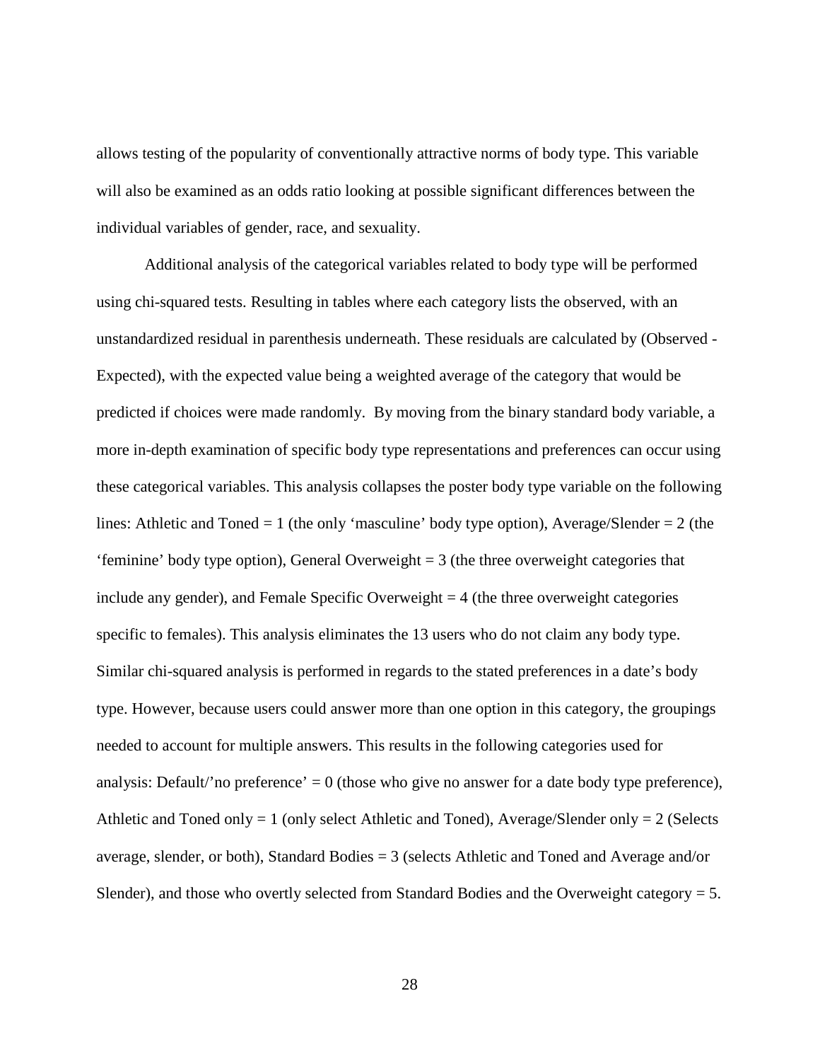allows testing of the popularity of conventionally attractive norms of body type. This variable will also be examined as an odds ratio looking at possible significant differences between the individual variables of gender, race, and sexuality.

Additional analysis of the categorical variables related to body type will be performed using chi-squared tests. Resulting in tables where each category lists the observed, with an unstandardized residual in parenthesis underneath. These residuals are calculated by (Observed - Expected), with the expected value being a weighted average of the category that would be predicted if choices were made randomly.  By moving from the binary standard body variable, a more in-depth examination of specific body type representations and preferences can occur using these categorical variables. This analysis collapses the poster body type variable on the following lines: Athletic and Toned = 1 (the only 'masculine' body type option), Average/Slender = 2 (the 'feminine' body type option), General Overweight = 3 (the three overweight categories that include any gender), and Female Specific Overweight = 4 (the three overweight categories specific to females). This analysis eliminates the 13 users who do not claim any body type. Similar chi-squared analysis is performed in regards to the stated preferences in a date's body type. However, because users could answer more than one option in this category, the groupings needed to account for multiple answers. This results in the following categories used for analysis: Default/'no preference' = 0 (those who give no answer for a date body type preference), Athletic and Toned only = 1 (only select Athletic and Toned), Average/Slender only = 2 (Selects average, slender, or both), Standard Bodies = 3 (selects Athletic and Toned and Average and/or Slender), and those who overtly selected from Standard Bodies and the Overweight category = 5.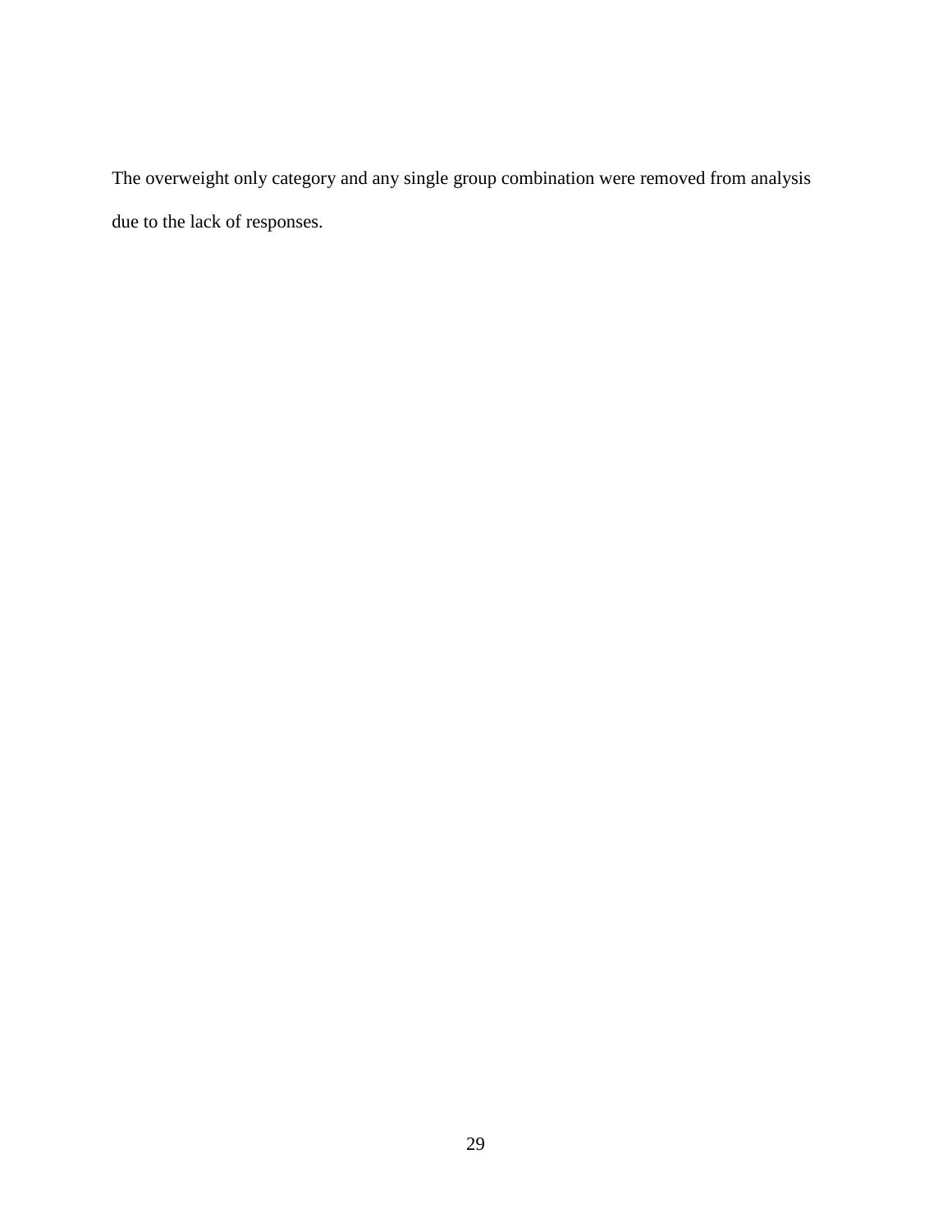The overweight only category and any single group combination were removed from analysis due to the lack of responses.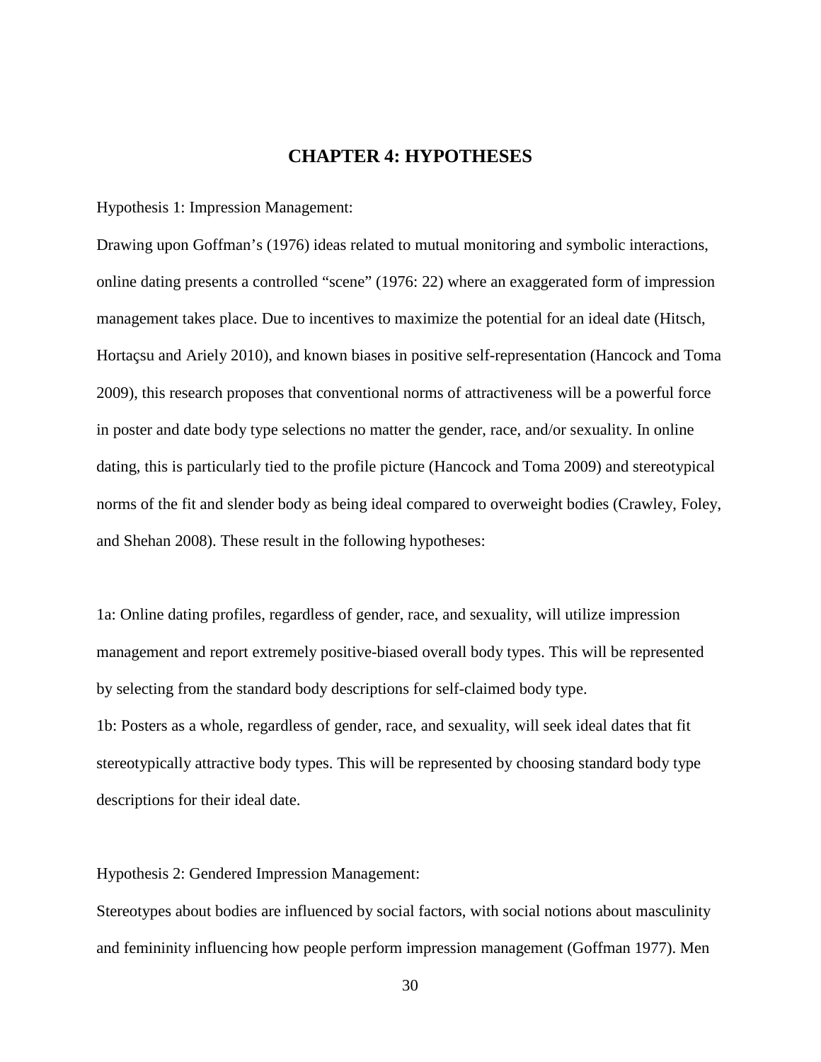# CHAPTER 4: HYPOTHESES

Hypothesis 1: Impression Management:

Drawing upon Goffman's (1976) ideas related to mutual monitoring and symbolic interactions, online dating presents a controlled "scene" (1976: 22) where an exaggerated form of impression management takes place. Due to incentives to maximize the potential for an ideal date (Hitsch, Hortaçsu and Ariely 2010), and known biases in positive self-representation (Hancock and Toma 2009), this research proposes that conventional norms of attractiveness will be a powerful force in poster and date body type selections no matter the gender, race, and/or sexuality. In online dating, this is particularly tied to the profile picture (Hancock and Toma 2009) and stereotypical norms of the fit and slender body as being ideal compared to overweight bodies (Crawley, Foley, and Shehan 2008). These result in the following hypotheses:

1a: Online dating profiles, regardless of gender, race, and sexuality, will utilize impression management and report extremely positive-biased overall body types. This will be represented by selecting from the standard body descriptions for self-claimed body type.

1b: Posters as a whole, regardless of gender, race, and sexuality, will seek ideal dates that fit stereotypically attractive body types. This will be represented by choosing standard body type descriptions for their ideal date.

Hypothesis 2: Gendered Impression Management:

Stereotypes about bodies are influenced by social factors, with social notions about masculinity and femininity influencing how people perform impression management (Goffman 1977). Men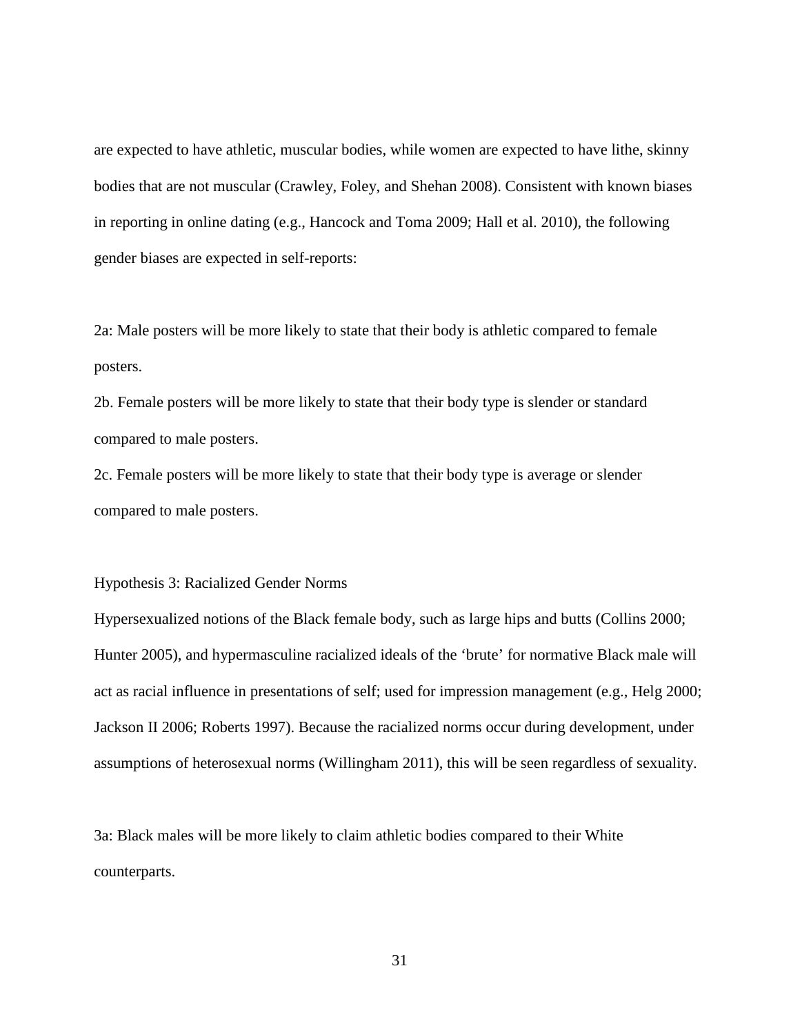are expected to have athletic, muscular bodies, while women are expected to have lithe, skinny bodies that are not muscular (Crawley, Foley, and Shehan 2008). Consistent with known biases in reporting in online dating (e.g., Hancock and Toma 2009; Hall et al. 2010), the following gender biases are expected in self-reports:

2a: Male posters will be more likely to state that their body is athletic compared to female posters.

2b. Female posters will be more likely to state that their body type is slender or standard compared to male posters.

2c. Female posters will be more likely to state that their body type is average or slender compared to male posters.

Hypothesis 3: Racialized Gender Norms

Hypersexualized notions of the Black female body, such as large hips and butts (Collins 2000; Hunter 2005), and hypermasculine racialized ideals of the 'brute' for normative Black male will act as racial influence in presentations of self; used for impression management (e.g., Helg 2000; Jackson II 2006; Roberts 1997). Because the racialized norms occur during development, under assumptions of heterosexual norms (Willingham 2011), this will be seen regardless of sexuality.

3a: Black males will be more likely to claim athletic bodies compared to their White counterparts.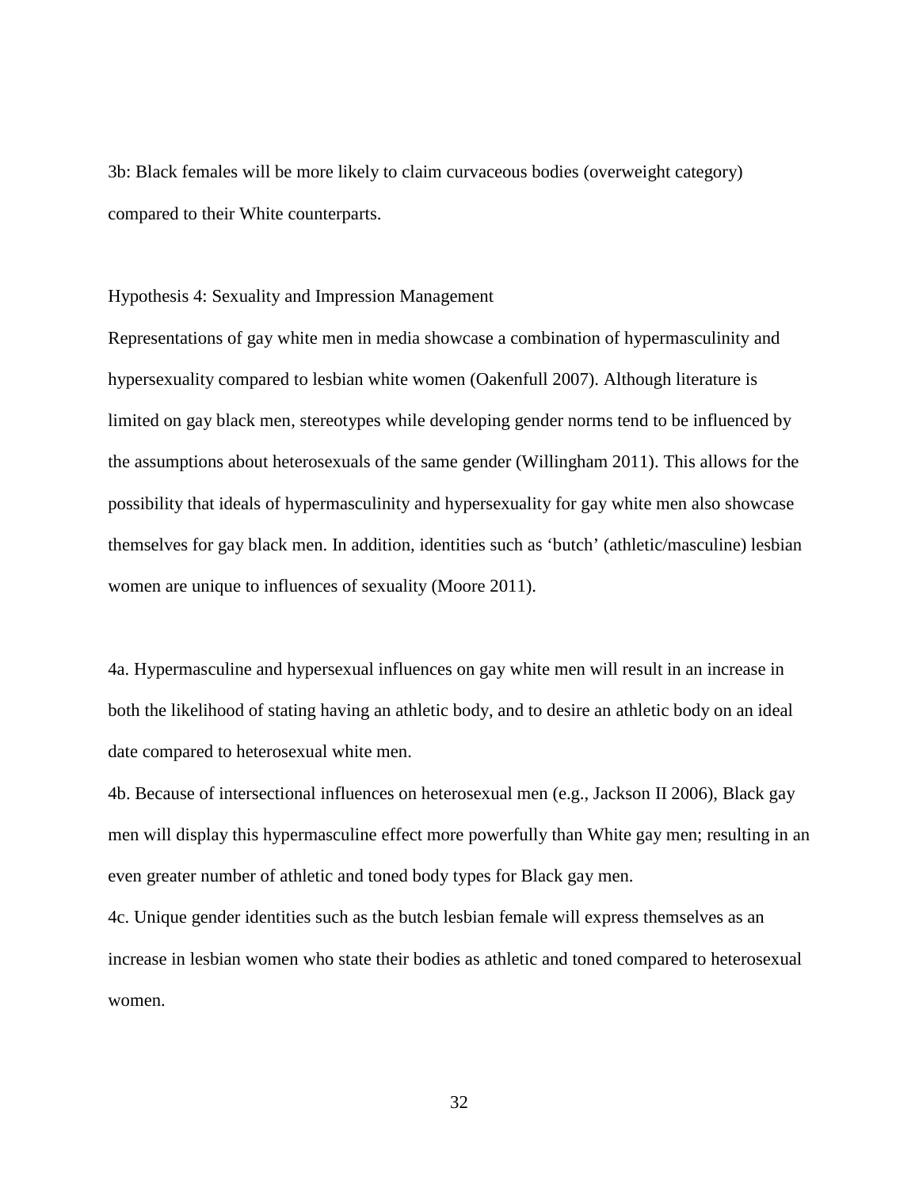3b: Black females will be more likely to claim curvaceous bodies (overweight category) compared to their White counterparts.

Hypothesis 4: Sexuality and Impression Management

Representations of gay white men in media showcase a combination of hypermasculinity and hypersexuality compared to lesbian white women (Oakenfull 2007). Although literature is limited on gay black men, stereotypes while developing gender norms tend to be influenced by the assumptions about heterosexuals of the same gender (Willingham 2011). This allows for the possibility that ideals of hypermasculinity and hypersexuality for gay white men also showcase themselves for gay black men. In addition, identities such as 'butch' (athletic/masculine) lesbian women are unique to influences of sexuality (Moore 2011).

4a. Hypermasculine and hypersexual influences on gay white men will result in an increase in both the likelihood of stating having an athletic body, and to desire an athletic body on an ideal date compared to heterosexual white men.

4b. Because of intersectional influences on heterosexual men (e.g., Jackson II 2006), Black gay men will display this hypermasculine effect more powerfully than White gay men; resulting in an even greater number of athletic and toned body types for Black gay men.

4c. Unique gender identities such as the butch lesbian female will express themselves as an increase in lesbian women who state their bodies as athletic and toned compared to heterosexual women.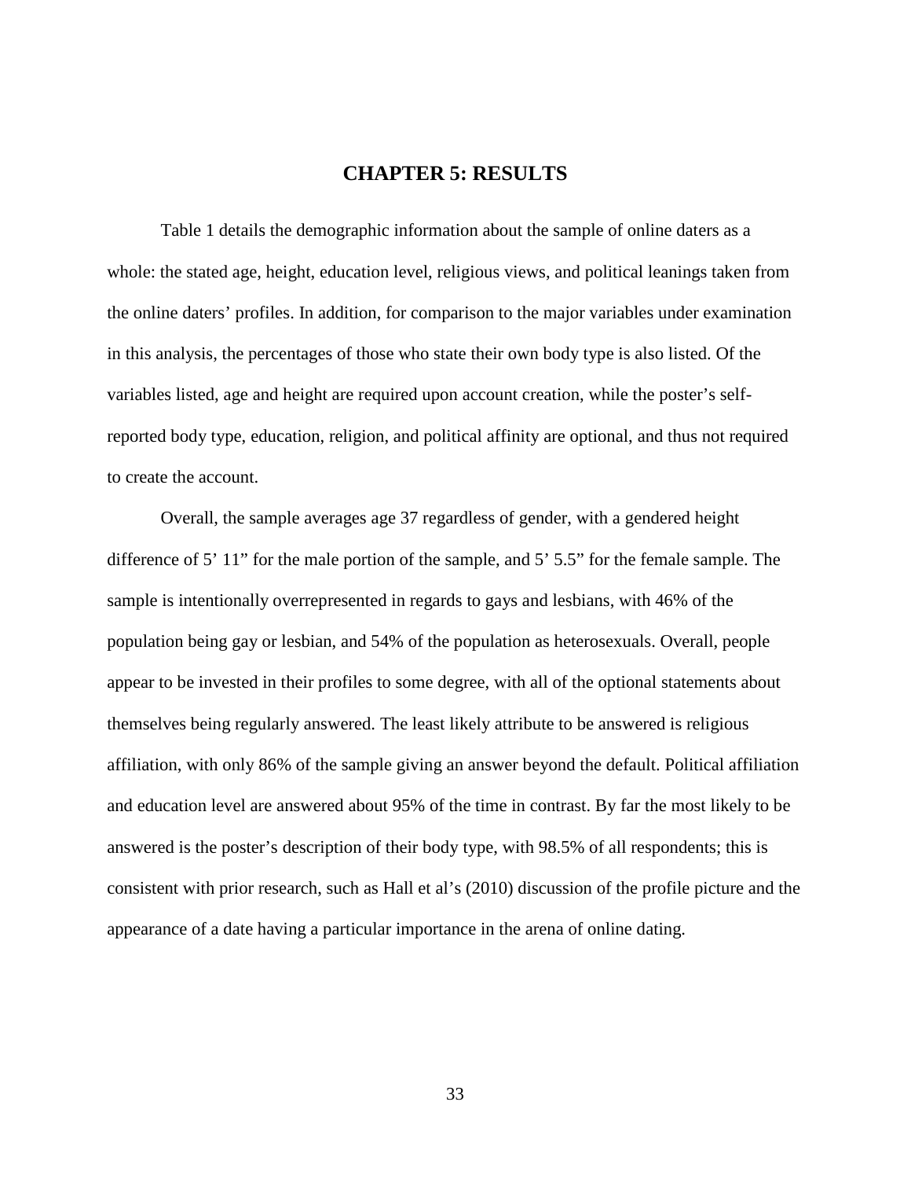# CHAPTER 5: RESULTS

Table 1 details the demographic information about the sample of online daters as a whole: the stated age, height, education level, religious views, and political leanings taken from the online daters' profiles. In addition, for comparison to the major variables under examination in this analysis, the percentages of those who state their own body type is also listed. Of the variables listed, age and height are required upon account creation, while the poster's self-reported body type, education, religion, and political affinity are optional, and thus not required to create the account.

Overall, the sample averages age 37 regardless of gender, with a gendered height difference of 5' 11" for the male portion of the sample, and 5' 5.5" for the female sample. The sample is intentionally overrepresented in regards to gays and lesbians, with 46% of the population being gay or lesbian, and 54% of the population as heterosexuals. Overall, people appear to be invested in their profiles to some degree, with all of the optional statements about themselves being regularly answered. The least likely attribute to be answered is religious affiliation, with only 86% of the sample giving an answer beyond the default. Political affiliation and education level are answered about 95% of the time in contrast. By far the most likely to be answered is the poster's description of their body type, with 98.5% of all respondents; this is consistent with prior research, such as Hall et al's (2010) discussion of the profile picture and the appearance of a date having a particular importance in the arena of online dating.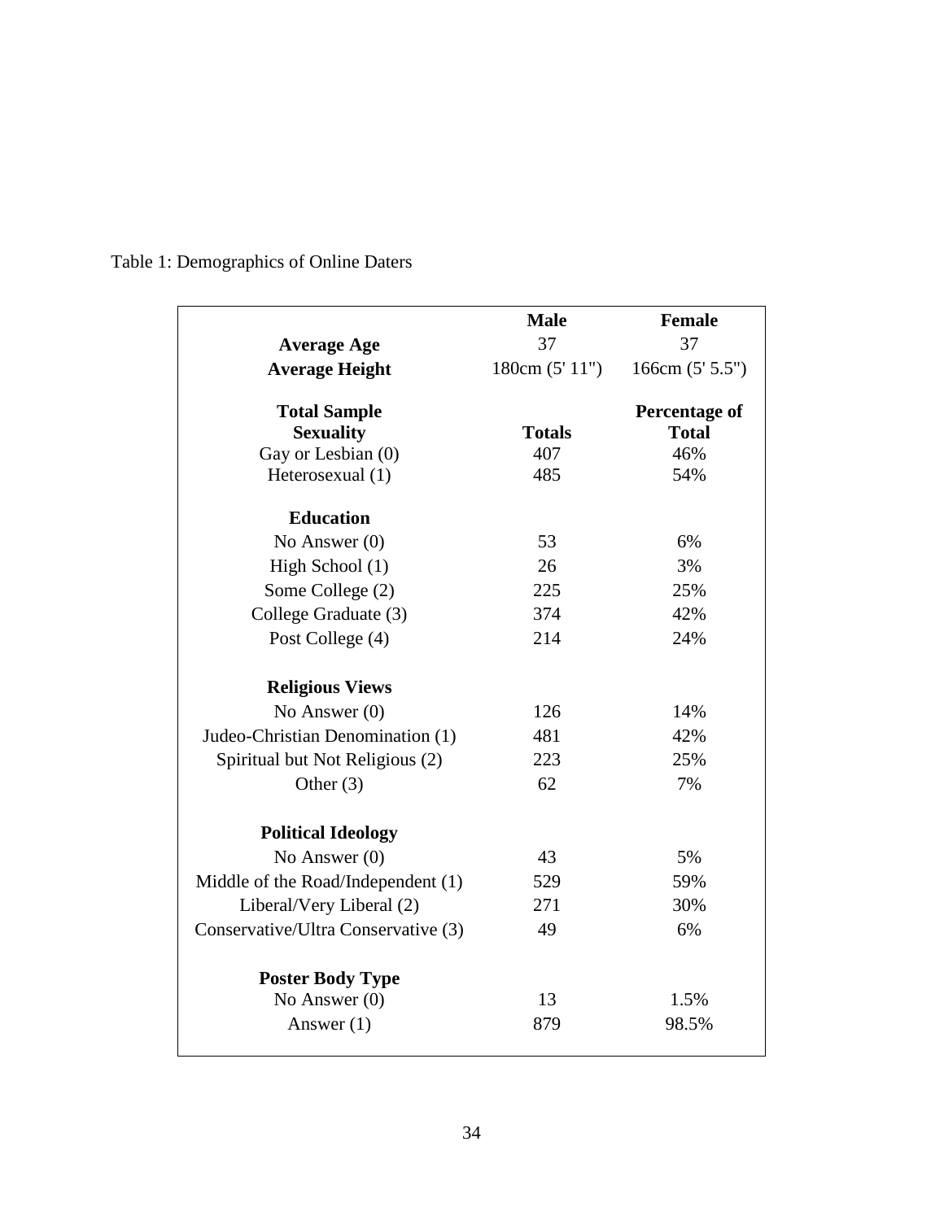Table 1: Demographics of Online Daters

| | Male | Female |
|---|---|---|
| **Average Age** | 37 | 37 |
| **Average Height** | 180cm (5' 11") | 166cm (5' 5.5") |
| **Total Sample** | | **Percentage of** |
| **Sexuality** | **Totals** | **Total** |
| Gay or Lesbian (0) | 407 | 46% |
| Heterosexual (1) | 485 | 54% |
| **Education** | | |
| No Answer (0) | 53 | 6% |
| High School (1) | 26 | 3% |
| Some College (2) | 225 | 25% |
| College Graduate (3) | 374 | 42% |
| Post College (4) | 214 | 24% |
| **Religious Views** | | |
| No Answer (0) | 126 | 14% |
| Judeo-Christian Denomination (1) | 481 | 42% |
| Spiritual but Not Religious (2) | 223 | 25% |
| Other (3) | 62 | 7% |
| **Political Ideology** | | |
| No Answer (0) | 43 | 5% |
| Middle of the Road/Independent (1) | 529 | 59% |
| Liberal/Very Liberal (2) | 271 | 30% |
| Conservative/Ultra Conservative (3) | 49 | 6% |
| **Poster Body Type** | | |
| No Answer (0) | 13 | 1.5% |
| Answer (1) | 879 | 98.5% |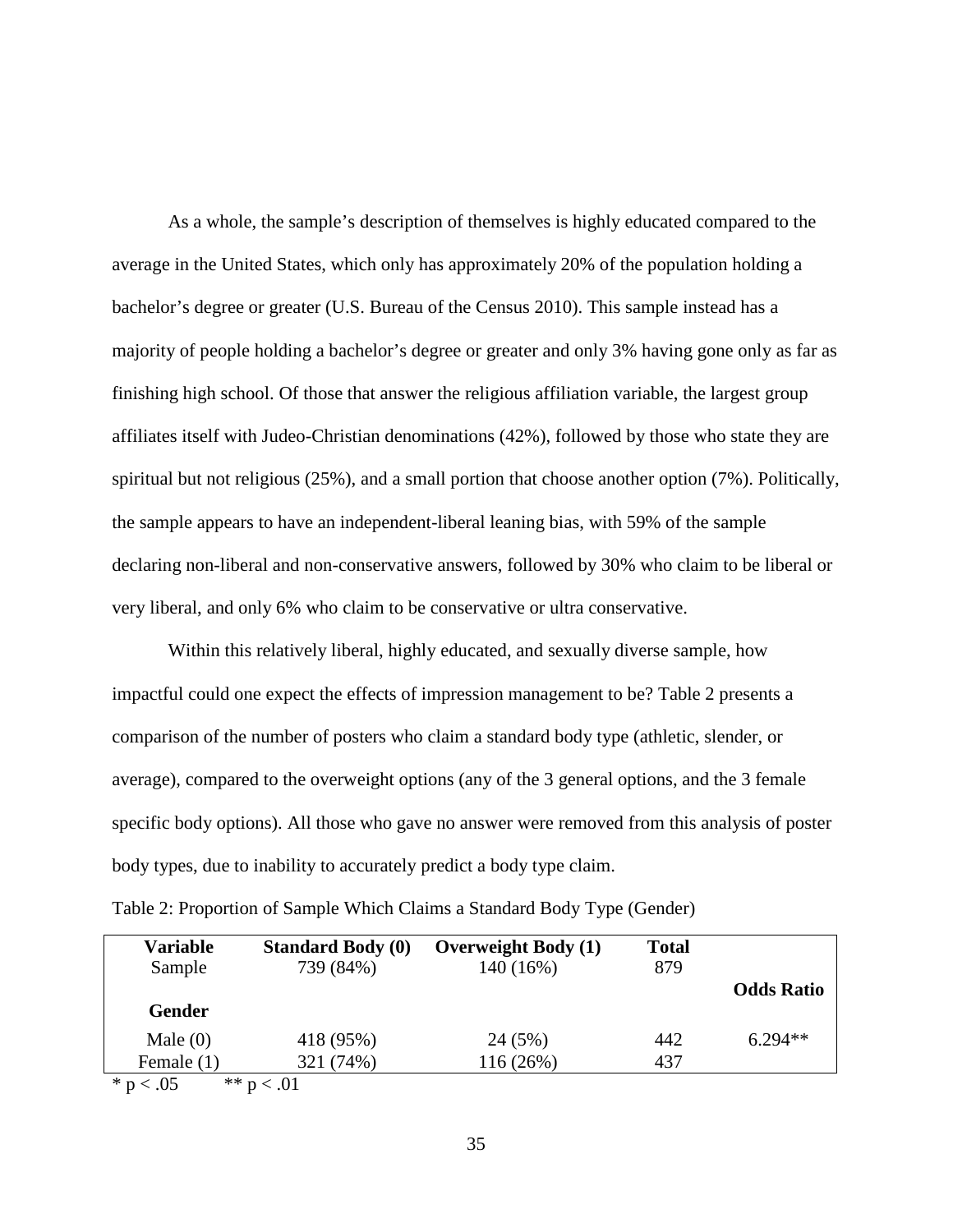As a whole, the sample's description of themselves is highly educated compared to the average in the United States, which only has approximately 20% of the population holding a bachelor's degree or greater (U.S. Bureau of the Census 2010). This sample instead has a majority of people holding a bachelor's degree or greater and only 3% having gone only as far as finishing high school. Of those that answer the religious affiliation variable, the largest group affiliates itself with Judeo-Christian denominations (42%), followed by those who state they are spiritual but not religious (25%), and a small portion that choose another option (7%). Politically, the sample appears to have an independent-liberal leaning bias, with 59% of the sample declaring non-liberal and non-conservative answers, followed by 30% who claim to be liberal or very liberal, and only 6% who claim to be conservative or ultra conservative.

Within this relatively liberal, highly educated, and sexually diverse sample, how impactful could one expect the effects of impression management to be? Table 2 presents a comparison of the number of posters who claim a standard body type (athletic, slender, or average), compared to the overweight options (any of the 3 general options, and the 3 female specific body options). All those who gave no answer were removed from this analysis of poster body types, due to inability to accurately predict a body type claim.

Table 2: Proportion of Sample Which Claims a Standard Body Type (Gender)

| **Variable** | **Standard Body (0)** | **Overweight Body (1)** | **Total** | |
|---|---|---|---|---|
| Sample | 739 (84%) | 140 (16%) | 879 | |
| | | | | **Odds Ratio** |
| **Gender** | | | | |
| Male (0) | 418 (95%) | 24 (5%) | 442 | 6.294** |
| Female (1) | 321 (74%) | 116 (26%) | 437 | |

\* $p < .05$ \*\* $p < .01$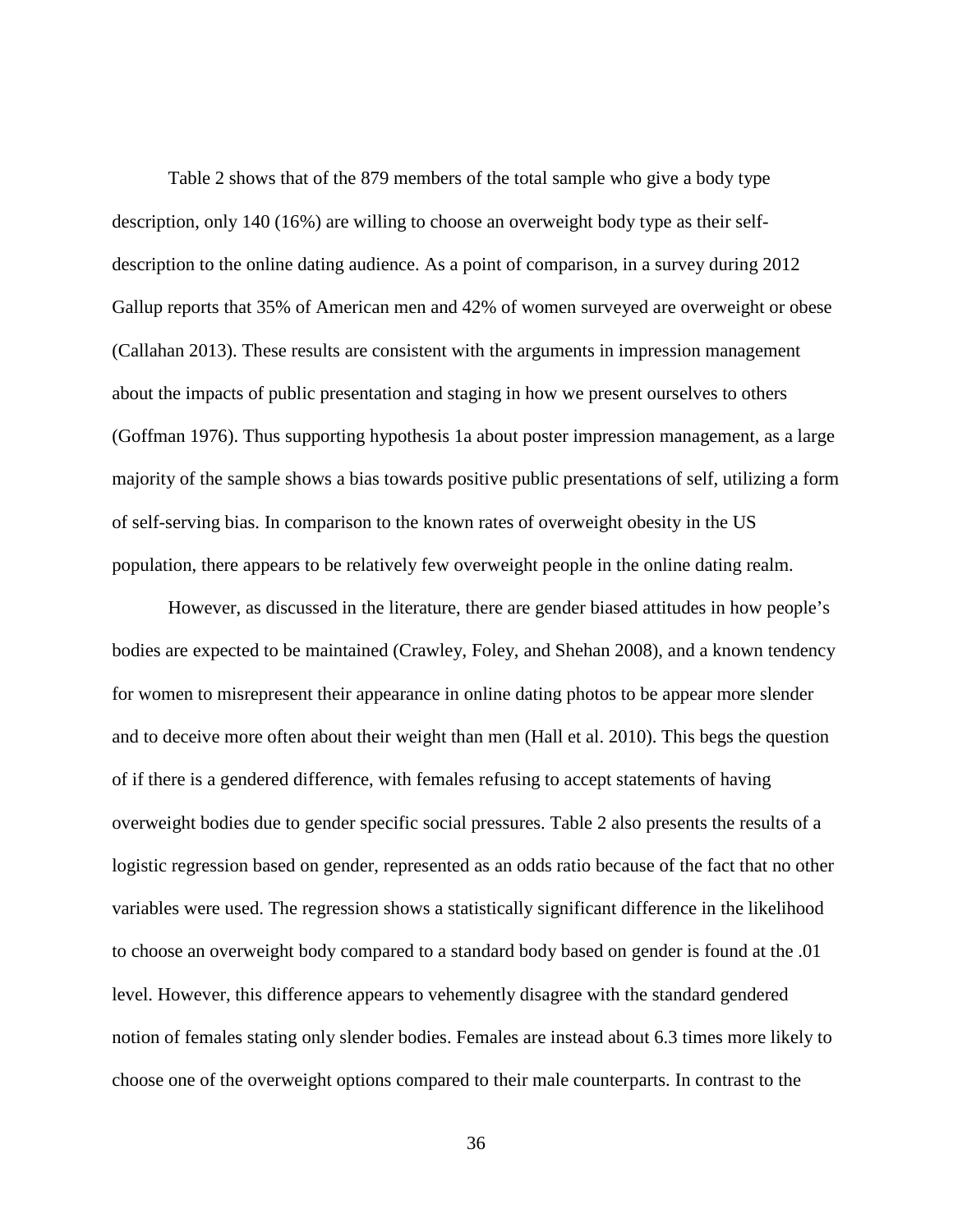Table 2 shows that of the 879 members of the total sample who give a body type description, only 140 (16%) are willing to choose an overweight body type as their self-description to the online dating audience. As a point of comparison, in a survey during 2012 Gallup reports that 35% of American men and 42% of women surveyed are overweight or obese (Callahan 2013). These results are consistent with the arguments in impression management about the impacts of public presentation and staging in how we present ourselves to others (Goffman 1976). Thus supporting hypothesis 1a about poster impression management, as a large majority of the sample shows a bias towards positive public presentations of self, utilizing a form of self-serving bias. In comparison to the known rates of overweight obesity in the US population, there appears to be relatively few overweight people in the online dating realm.

However, as discussed in the literature, there are gender biased attitudes in how people's bodies are expected to be maintained (Crawley, Foley, and Shehan 2008), and a known tendency for women to misrepresent their appearance in online dating photos to be appear more slender and to deceive more often about their weight than men (Hall et al. 2010). This begs the question of if there is a gendered difference, with females refusing to accept statements of having overweight bodies due to gender specific social pressures. Table 2 also presents the results of a logistic regression based on gender, represented as an odds ratio because of the fact that no other variables were used. The regression shows a statistically significant difference in the likelihood to choose an overweight body compared to a standard body based on gender is found at the .01 level. However, this difference appears to vehemently disagree with the standard gendered notion of females stating only slender bodies. Females are instead about 6.3 times more likely to choose one of the overweight options compared to their male counterparts. In contrast to the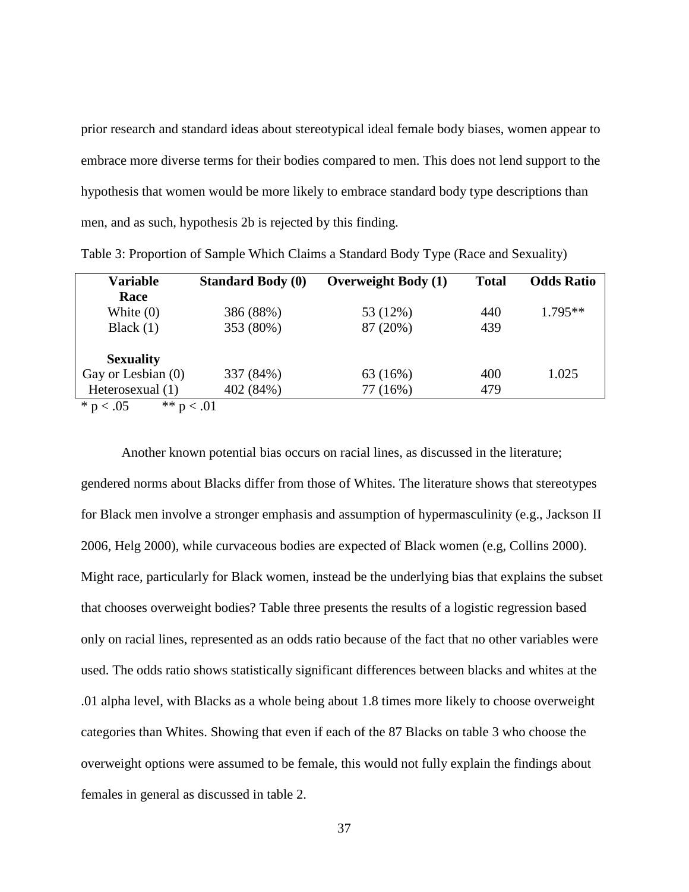prior research and standard ideas about stereotypical ideal female body biases, women appear to embrace more diverse terms for their bodies compared to men. This does not lend support to the hypothesis that women would be more likely to embrace standard body type descriptions than men, and as such, hypothesis 2b is rejected by this finding.

Table 3: Proportion of Sample Which Claims a Standard Body Type (Race and Sexuality)

| Variable | Standard Body (0) | Overweight Body (1) | Total | Odds Ratio |
|---|---|---|---|---|
| **Race** | | | | |
| White (0) | 386 (88%) | 53 (12%) | 440 | 1.795** |
| Black (1) | 353 (80%) | 87 (20%) | 439 | |
| **Sexuality** | | | | |
| Gay or Lesbian (0) | 337 (84%) | 63 (16%) | 400 | 1.025 |
| Heterosexual (1) | 402 (84%) | 77 (16%) | 479 | |

* $p < .05$ ** $p < .01$

Another known potential bias occurs on racial lines, as discussed in the literature; gendered norms about Blacks differ from those of Whites. The literature shows that stereotypes for Black men involve a stronger emphasis and assumption of hypermasculinity (e.g., Jackson II 2006, Helg 2000), while curvaceous bodies are expected of Black women (e.g, Collins 2000). Might race, particularly for Black women, instead be the underlying bias that explains the subset that chooses overweight bodies? Table three presents the results of a logistic regression based only on racial lines, represented as an odds ratio because of the fact that no other variables were used. The odds ratio shows statistically significant differences between blacks and whites at the .01 alpha level, with Blacks as a whole being about 1.8 times more likely to choose overweight categories than Whites. Showing that even if each of the 87 Blacks on table 3 who choose the overweight options were assumed to be female, this would not fully explain the findings about females in general as discussed in table 2.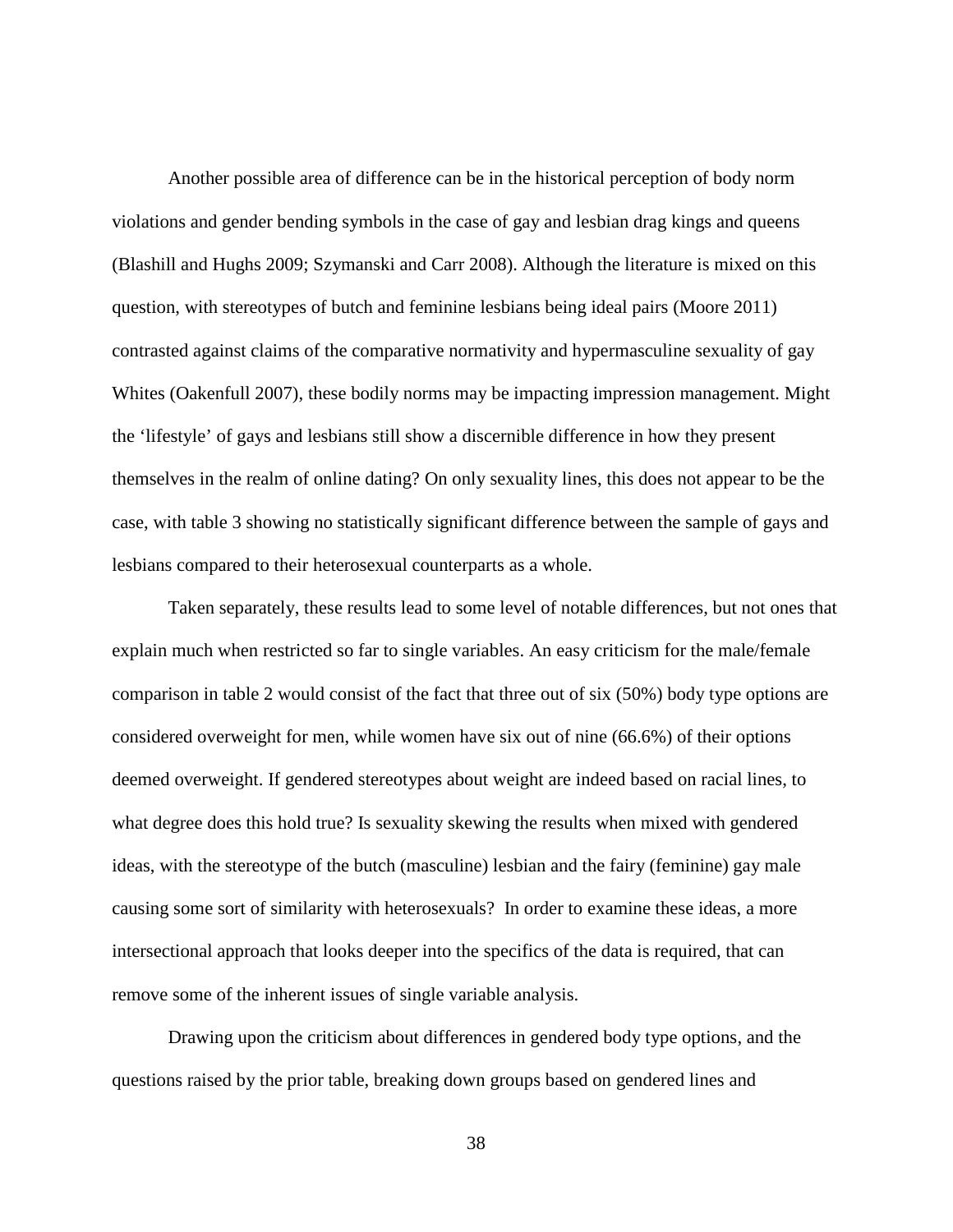Another possible area of difference can be in the historical perception of body norm violations and gender bending symbols in the case of gay and lesbian drag kings and queens (Blashill and Hughs 2009; Szymanski and Carr 2008). Although the literature is mixed on this question, with stereotypes of butch and feminine lesbians being ideal pairs (Moore 2011) contrasted against claims of the comparative normativity and hypermasculine sexuality of gay Whites (Oakenfull 2007), these bodily norms may be impacting impression management. Might the 'lifestyle' of gays and lesbians still show a discernible difference in how they present themselves in the realm of online dating? On only sexuality lines, this does not appear to be the case, with table 3 showing no statistically significant difference between the sample of gays and lesbians compared to their heterosexual counterparts as a whole.

Taken separately, these results lead to some level of notable differences, but not ones that explain much when restricted so far to single variables. An easy criticism for the male/female comparison in table 2 would consist of the fact that three out of six (50%) body type options are considered overweight for men, while women have six out of nine (66.6%) of their options deemed overweight. If gendered stereotypes about weight are indeed based on racial lines, to what degree does this hold true? Is sexuality skewing the results when mixed with gendered ideas, with the stereotype of the butch (masculine) lesbian and the fairy (feminine) gay male causing some sort of similarity with heterosexuals? In order to examine these ideas, a more intersectional approach that looks deeper into the specifics of the data is required, that can remove some of the inherent issues of single variable analysis.

Drawing upon the criticism about differences in gendered body type options, and the questions raised by the prior table, breaking down groups based on gendered lines and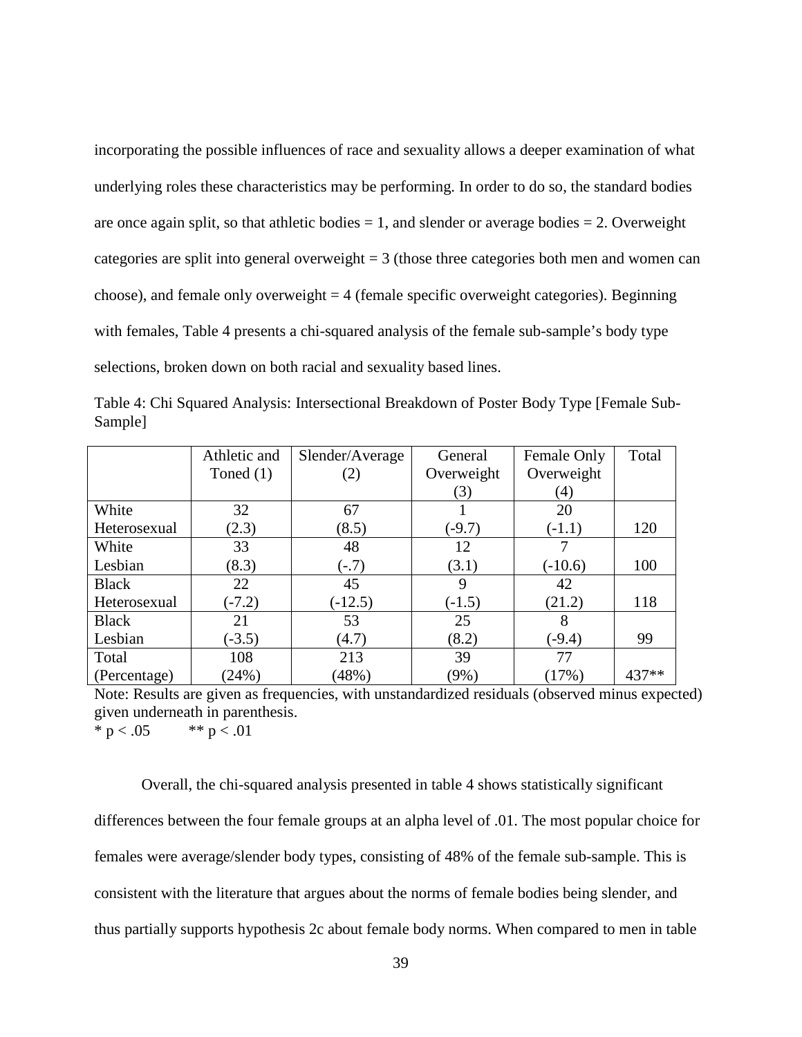incorporating the possible influences of race and sexuality allows a deeper examination of what underlying roles these characteristics may be performing. In order to do so, the standard bodies are once again split, so that athletic bodies = 1, and slender or average bodies = 2. Overweight categories are split into general overweight = 3 (those three categories both men and women can choose), and female only overweight = 4 (female specific overweight categories). Beginning with females, Table 4 presents a chi-squared analysis of the female sub-sample's body type selections, broken down on both racial and sexuality based lines.

Table 4: Chi Squared Analysis: Intersectional Breakdown of Poster Body Type [Female Sub-Sample]

| | Athletic and Toned (1) | Slender/Average (2) | General Overweight (3) | Female Only Overweight (4) | Total |
|---|---|---|---|---|---|
| White Heterosexual | 32 (2.3) | 67 (8.5) | 1 (-9.7) | 20 (-1.1) | 120 |
| White Lesbian | 33 (8.3) | 48 (-.7) | 12 (3.1) | 7 (-10.6) | 100 |
| Black Heterosexual | 22 (-7.2) | 45 (-12.5) | 9 (-1.5) | 42 (21.2) | 118 |
| Black Lesbian | 21 (-3.5) | 53 (4.7) | 25 (8.2) | 8 (-9.4) | 99 |
| Total (Percentage) | 108 (24%) | 213 (48%) | 39 (9%) | 77 (17%) | 437** |

Note: Results are given as frequencies, with unstandardized residuals (observed minus expected) given underneath in parenthesis.
* $p < .05$ ** $p < .01$

Overall, the chi-squared analysis presented in table 4 shows statistically significant differences between the four female groups at an alpha level of .01. The most popular choice for females were average/slender body types, consisting of 48% of the female sub-sample. This is consistent with the literature that argues about the norms of female bodies being slender, and thus partially supports hypothesis 2c about female body norms. When compared to men in table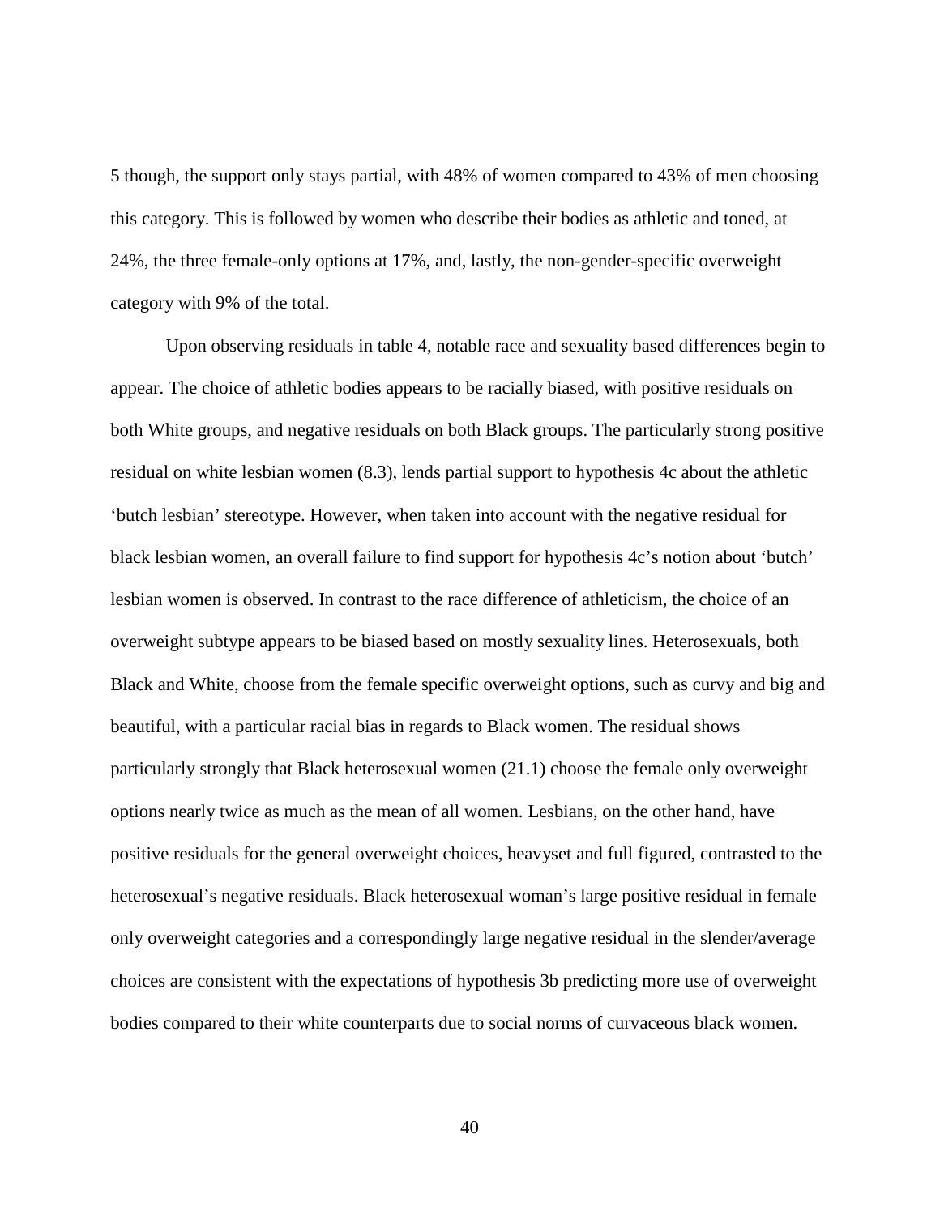5 though, the support only stays partial, with 48% of women compared to 43% of men choosing this category. This is followed by women who describe their bodies as athletic and toned, at 24%, the three female-only options at 17%, and, lastly, the non-gender-specific overweight category with 9% of the total.

Upon observing residuals in table 4, notable race and sexuality based differences begin to appear. The choice of athletic bodies appears to be racially biased, with positive residuals on both White groups, and negative residuals on both Black groups. The particularly strong positive residual on white lesbian women (8.3), lends partial support to hypothesis 4c about the athletic 'butch lesbian' stereotype. However, when taken into account with the negative residual for black lesbian women, an overall failure to find support for hypothesis 4c's notion about 'butch' lesbian women is observed. In contrast to the race difference of athleticism, the choice of an overweight subtype appears to be biased based on mostly sexuality lines. Heterosexuals, both Black and White, choose from the female specific overweight options, such as curvy and big and beautiful, with a particular racial bias in regards to Black women. The residual shows particularly strongly that Black heterosexual women (21.1) choose the female only overweight options nearly twice as much as the mean of all women. Lesbians, on the other hand, have positive residuals for the general overweight choices, heavyset and full figured, contrasted to the heterosexual's negative residuals. Black heterosexual woman's large positive residual in female only overweight categories and a correspondingly large negative residual in the slender/average choices are consistent with the expectations of hypothesis 3b predicting more use of overweight bodies compared to their white counterparts due to social norms of curvaceous black women.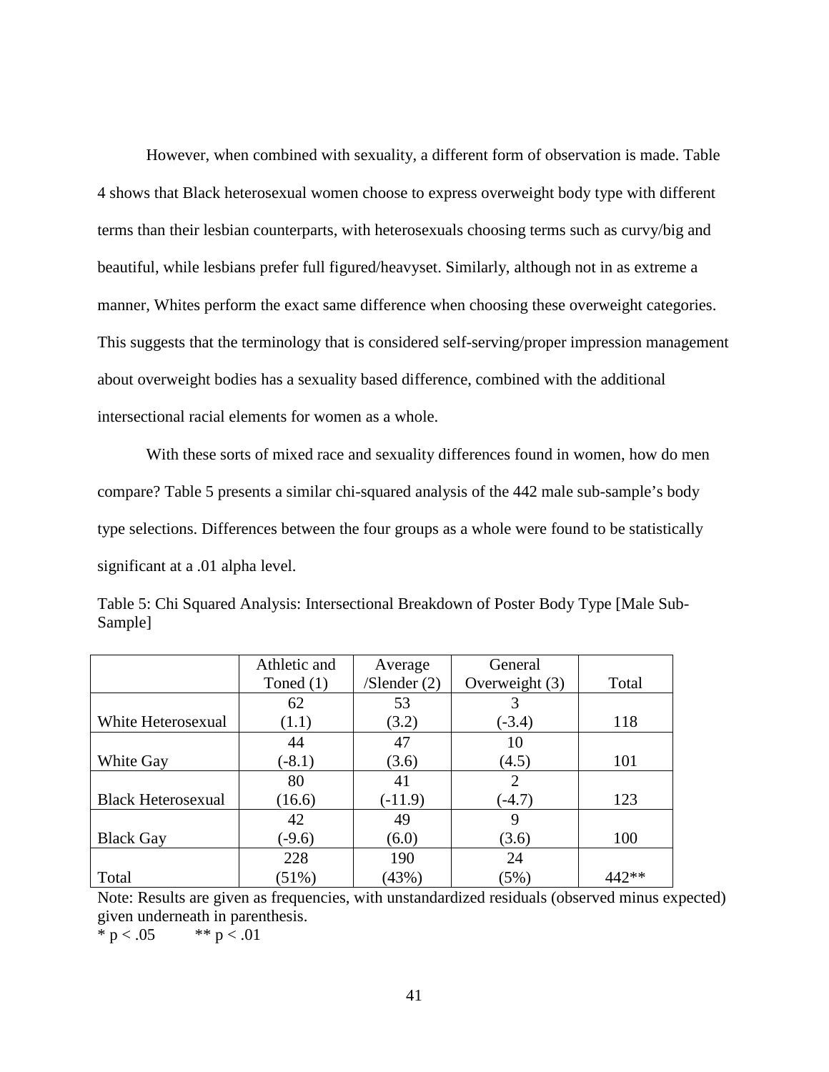However, when combined with sexuality, a different form of observation is made. Table 4 shows that Black heterosexual women choose to express overweight body type with different terms than their lesbian counterparts, with heterosexuals choosing terms such as curvy/big and beautiful, while lesbians prefer full figured/heavyset. Similarly, although not in as extreme a manner, Whites perform the exact same difference when choosing these overweight categories. This suggests that the terminology that is considered self-serving/proper impression management about overweight bodies has a sexuality based difference, combined with the additional intersectional racial elements for women as a whole.

With these sorts of mixed race and sexuality differences found in women, how do men compare? Table 5 presents a similar chi-squared analysis of the 442 male sub-sample's body type selections. Differences between the four groups as a whole were found to be statistically significant at a .01 alpha level.

Table 5: Chi Squared Analysis: Intersectional Breakdown of Poster Body Type [Male Sub-Sample]

| | Athletic and Toned (1) | Average /Slender (2) | General Overweight (3) | Total |
|---|---|---|---|---|
| White Heterosexual | 62 (1.1) | 53 (3.2) | 3 (-3.4) | 118 |
| White Gay | 44 (-8.1) | 47 (3.6) | 10 (4.5) | 101 |
| Black Heterosexual | 80 (16.6) | 41 (-11.9) | 2 (-4.7) | 123 |
| Black Gay | 42 (-9.6) | 49 (6.0) | 9 (3.6) | 100 |
| Total | 228 (51%) | 190 (43%) | 24 (5%) | 442** |

Note: Results are given as frequencies, with unstandardized residuals (observed minus expected) given underneath in parenthesis.
* $p < .05$ ** $p < .01$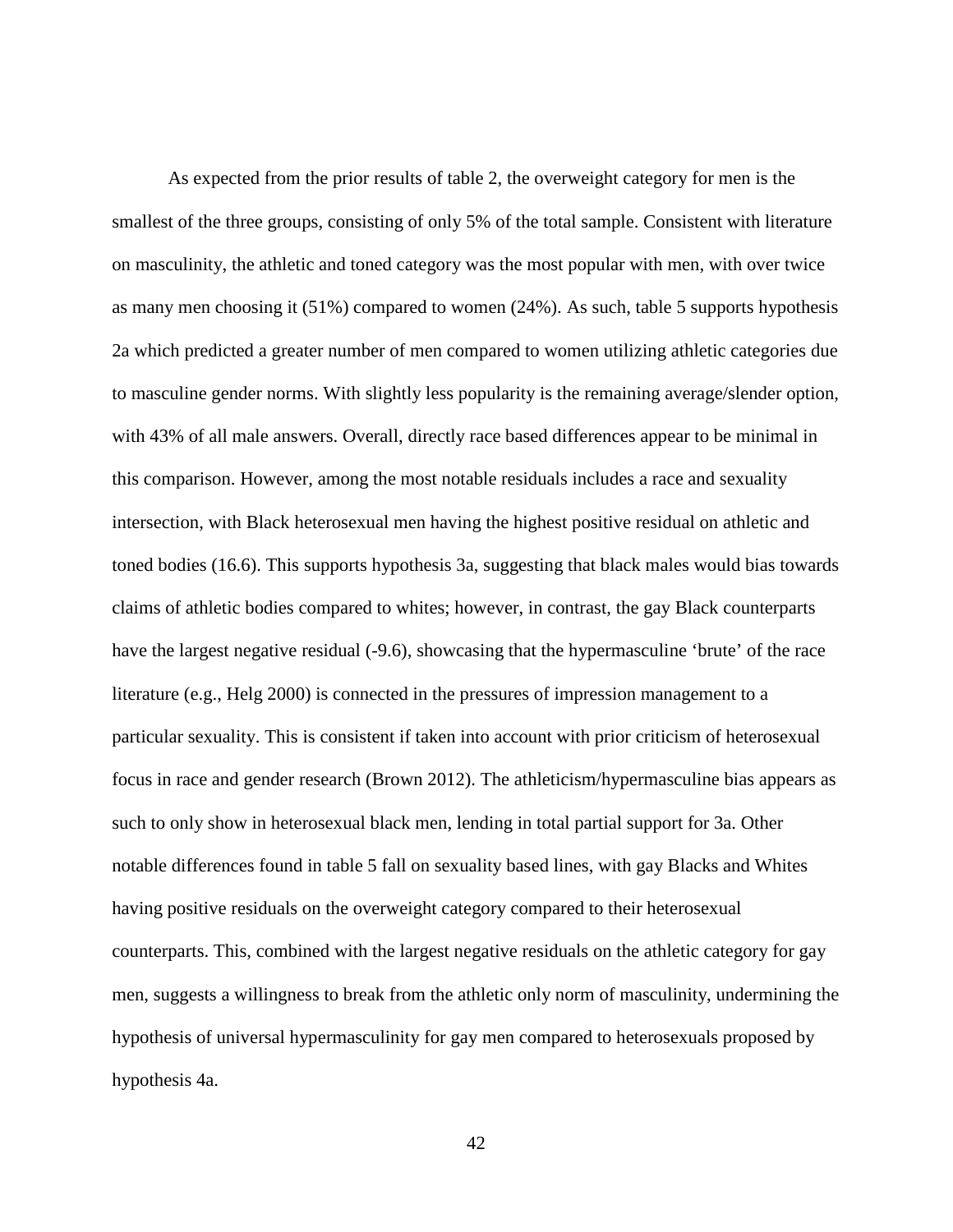As expected from the prior results of table 2, the overweight category for men is the smallest of the three groups, consisting of only 5% of the total sample. Consistent with literature on masculinity, the athletic and toned category was the most popular with men, with over twice as many men choosing it (51%) compared to women (24%). As such, table 5 supports hypothesis 2a which predicted a greater number of men compared to women utilizing athletic categories due to masculine gender norms. With slightly less popularity is the remaining average/slender option, with 43% of all male answers. Overall, directly race based differences appear to be minimal in this comparison. However, among the most notable residuals includes a race and sexuality intersection, with Black heterosexual men having the highest positive residual on athletic and toned bodies (16.6). This supports hypothesis 3a, suggesting that black males would bias towards claims of athletic bodies compared to whites; however, in contrast, the gay Black counterparts have the largest negative residual (-9.6), showcasing that the hypermasculine 'brute' of the race literature (e.g., Helg 2000) is connected in the pressures of impression management to a particular sexuality. This is consistent if taken into account with prior criticism of heterosexual focus in race and gender research (Brown 2012). The athleticism/hypermasculine bias appears as such to only show in heterosexual black men, lending in total partial support for 3a. Other notable differences found in table 5 fall on sexuality based lines, with gay Blacks and Whites having positive residuals on the overweight category compared to their heterosexual counterparts. This, combined with the largest negative residuals on the athletic category for gay men, suggests a willingness to break from the athletic only norm of masculinity, undermining the hypothesis of universal hypermasculinity for gay men compared to heterosexuals proposed by hypothesis 4a.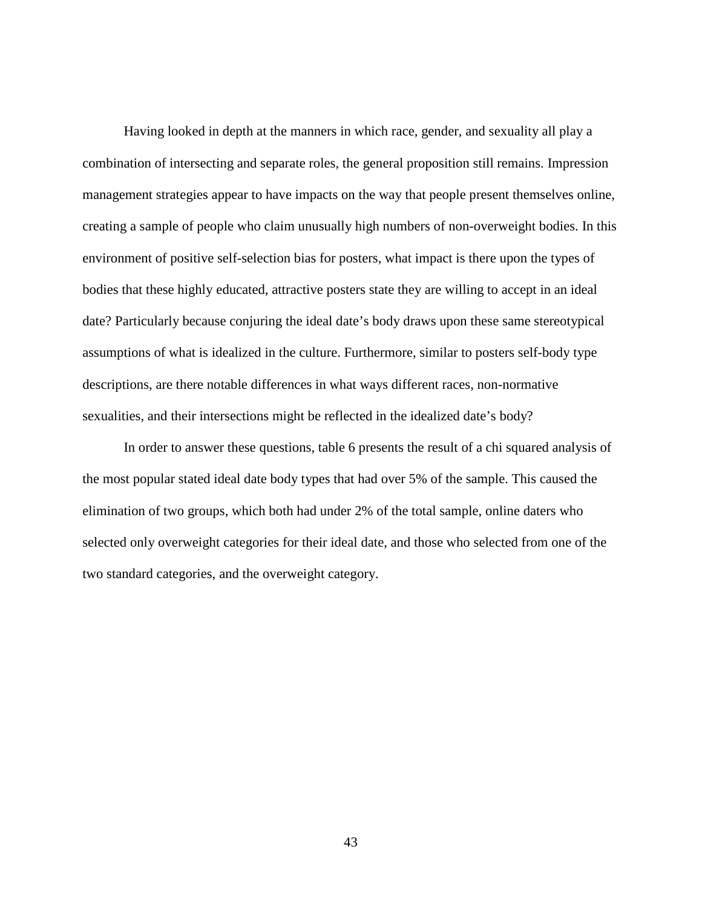Having looked in depth at the manners in which race, gender, and sexuality all play a combination of intersecting and separate roles, the general proposition still remains. Impression management strategies appear to have impacts on the way that people present themselves online, creating a sample of people who claim unusually high numbers of non-overweight bodies. In this environment of positive self-selection bias for posters, what impact is there upon the types of bodies that these highly educated, attractive posters state they are willing to accept in an ideal date? Particularly because conjuring the ideal date's body draws upon these same stereotypical assumptions of what is idealized in the culture. Furthermore, similar to posters self-body type descriptions, are there notable differences in what ways different races, non-normative sexualities, and their intersections might be reflected in the idealized date's body?

In order to answer these questions, table 6 presents the result of a chi squared analysis of the most popular stated ideal date body types that had over 5% of the sample. This caused the elimination of two groups, which both had under 2% of the total sample, online daters who selected only overweight categories for their ideal date, and those who selected from one of the two standard categories, and the overweight category.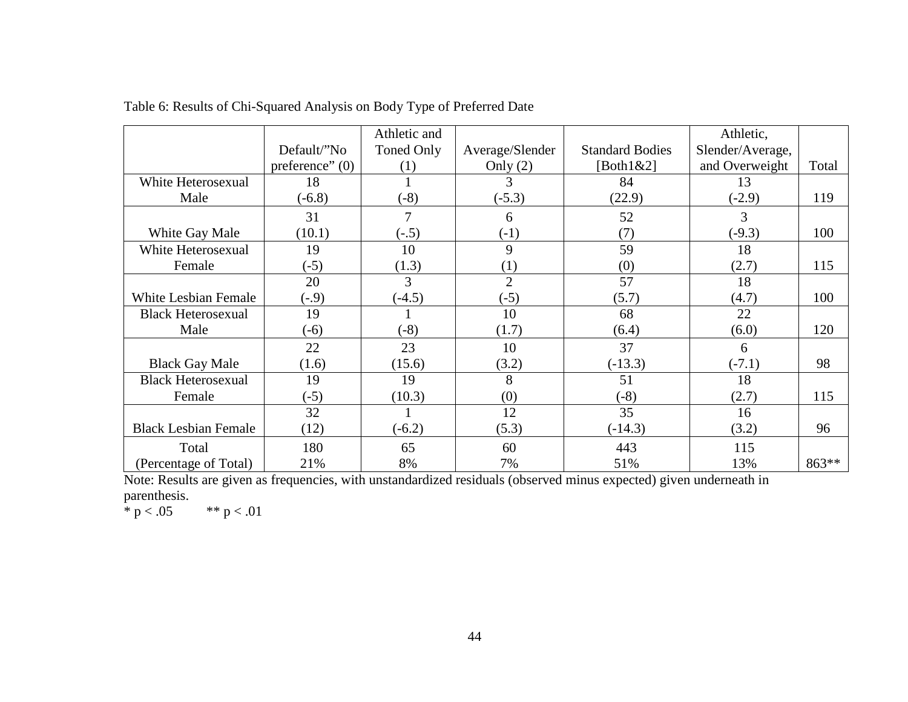Table 6: Results of Chi-Squared Analysis on Body Type of Preferred Date

| | Default/"No preference" (0) | Athletic and Toned Only (1) | Average/Slender Only (2) | Standard Bodies [Both1&2] | Athletic, Slender/Average, and Overweight | Total |
|---|---|---|---|---|---|---|
| White Heterosexual Male | 18 (-6.8) | 1 (-8) | 3 (-5.3) | 84 (22.9) | 13 (-2.9) | 119 |
| White Gay Male | 31 (10.1) | 7 (-.5) | 6 (-1) | 52 (7) | 3 (-9.3) | 100 |
| White Heterosexual Female | 19 (-5) | 10 (1.3) | 9 (1) | 59 (0) | 18 (2.7) | 115 |
| White Lesbian Female | 20 (-.9) | 3 (-4.5) | 2 (-5) | 57 (5.7) | 18 (4.7) | 100 |
| Black Heterosexual Male | 19 (-6) | 1 (-8) | 10 (1.7) | 68 (6.4) | 22 (6.0) | 120 |
| Black Gay Male | 22 (1.6) | 23 (15.6) | 10 (3.2) | 37 (-13.3) | 6 (-7.1) | 98 |
| Black Heterosexual Female | 19 (-5) | 19 (10.3) | 8 (0) | 51 (-8) | 18 (2.7) | 115 |
| Black Lesbian Female | 32 (12) | 1 (-6.2) | 12 (5.3) | 35 (-14.3) | 16 (3.2) | 96 |
| Total (Percentage of Total) | 180 21% | 65 8% | 60 7% | 443 51% | 115 13% | 863** |

Note: Results are given as frequencies, with unstandardized residuals (observed minus expected) given underneath in parenthesis.

* $p < .05$ ** $p < .01$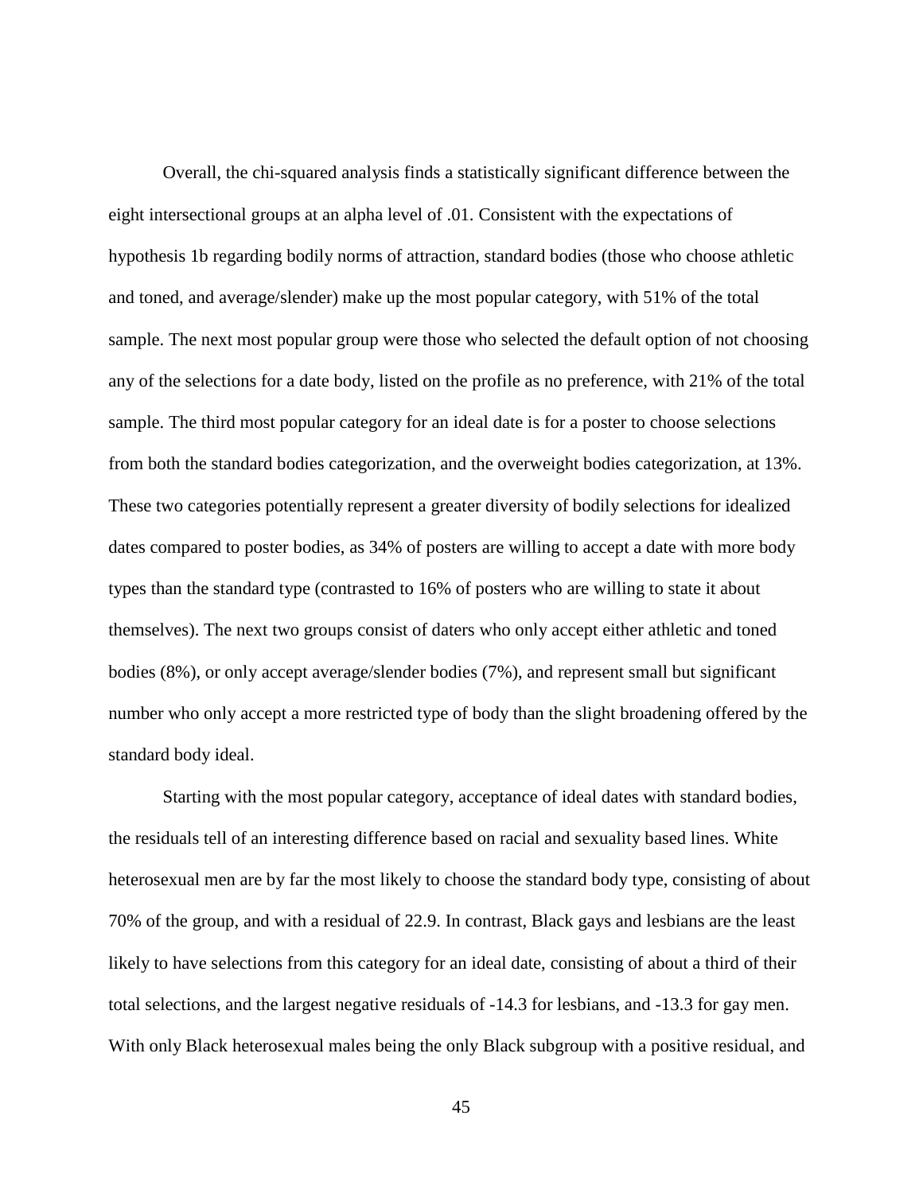Overall, the chi-squared analysis finds a statistically significant difference between the eight intersectional groups at an alpha level of .01. Consistent with the expectations of hypothesis 1b regarding bodily norms of attraction, standard bodies (those who choose athletic and toned, and average/slender) make up the most popular category, with 51% of the total sample. The next most popular group were those who selected the default option of not choosing any of the selections for a date body, listed on the profile as no preference, with 21% of the total sample. The third most popular category for an ideal date is for a poster to choose selections from both the standard bodies categorization, and the overweight bodies categorization, at 13%. These two categories potentially represent a greater diversity of bodily selections for idealized dates compared to poster bodies, as 34% of posters are willing to accept a date with more body types than the standard type (contrasted to 16% of posters who are willing to state it about themselves). The next two groups consist of daters who only accept either athletic and toned bodies (8%), or only accept average/slender bodies (7%), and represent small but significant number who only accept a more restricted type of body than the slight broadening offered by the standard body ideal.

Starting with the most popular category, acceptance of ideal dates with standard bodies, the residuals tell of an interesting difference based on racial and sexuality based lines. White heterosexual men are by far the most likely to choose the standard body type, consisting of about 70% of the group, and with a residual of 22.9. In contrast, Black gays and lesbians are the least likely to have selections from this category for an ideal date, consisting of about a third of their total selections, and the largest negative residuals of -14.3 for lesbians, and -13.3 for gay men. With only Black heterosexual males being the only Black subgroup with a positive residual, and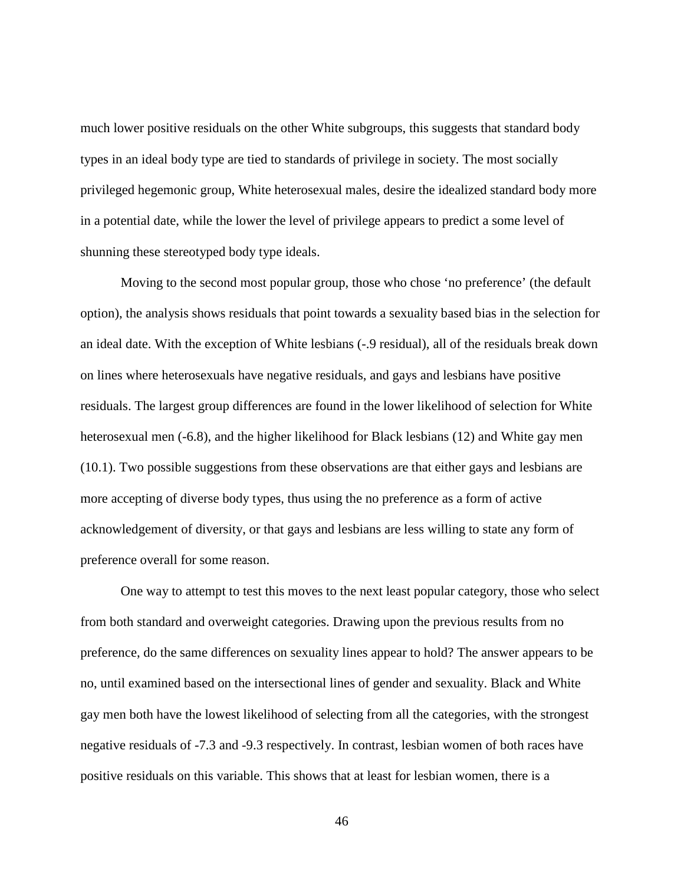much lower positive residuals on the other White subgroups, this suggests that standard body types in an ideal body type are tied to standards of privilege in society. The most socially privileged hegemonic group, White heterosexual males, desire the idealized standard body more in a potential date, while the lower the level of privilege appears to predict a some level of shunning these stereotyped body type ideals.

Moving to the second most popular group, those who chose 'no preference' (the default option), the analysis shows residuals that point towards a sexuality based bias in the selection for an ideal date. With the exception of White lesbians (-.9 residual), all of the residuals break down on lines where heterosexuals have negative residuals, and gays and lesbians have positive residuals. The largest group differences are found in the lower likelihood of selection for White heterosexual men (-6.8), and the higher likelihood for Black lesbians (12) and White gay men (10.1). Two possible suggestions from these observations are that either gays and lesbians are more accepting of diverse body types, thus using the no preference as a form of active acknowledgement of diversity, or that gays and lesbians are less willing to state any form of preference overall for some reason.

One way to attempt to test this moves to the next least popular category, those who select from both standard and overweight categories. Drawing upon the previous results from no preference, do the same differences on sexuality lines appear to hold? The answer appears to be no, until examined based on the intersectional lines of gender and sexuality. Black and White gay men both have the lowest likelihood of selecting from all the categories, with the strongest negative residuals of -7.3 and -9.3 respectively. In contrast, lesbian women of both races have positive residuals on this variable. This shows that at least for lesbian women, there is a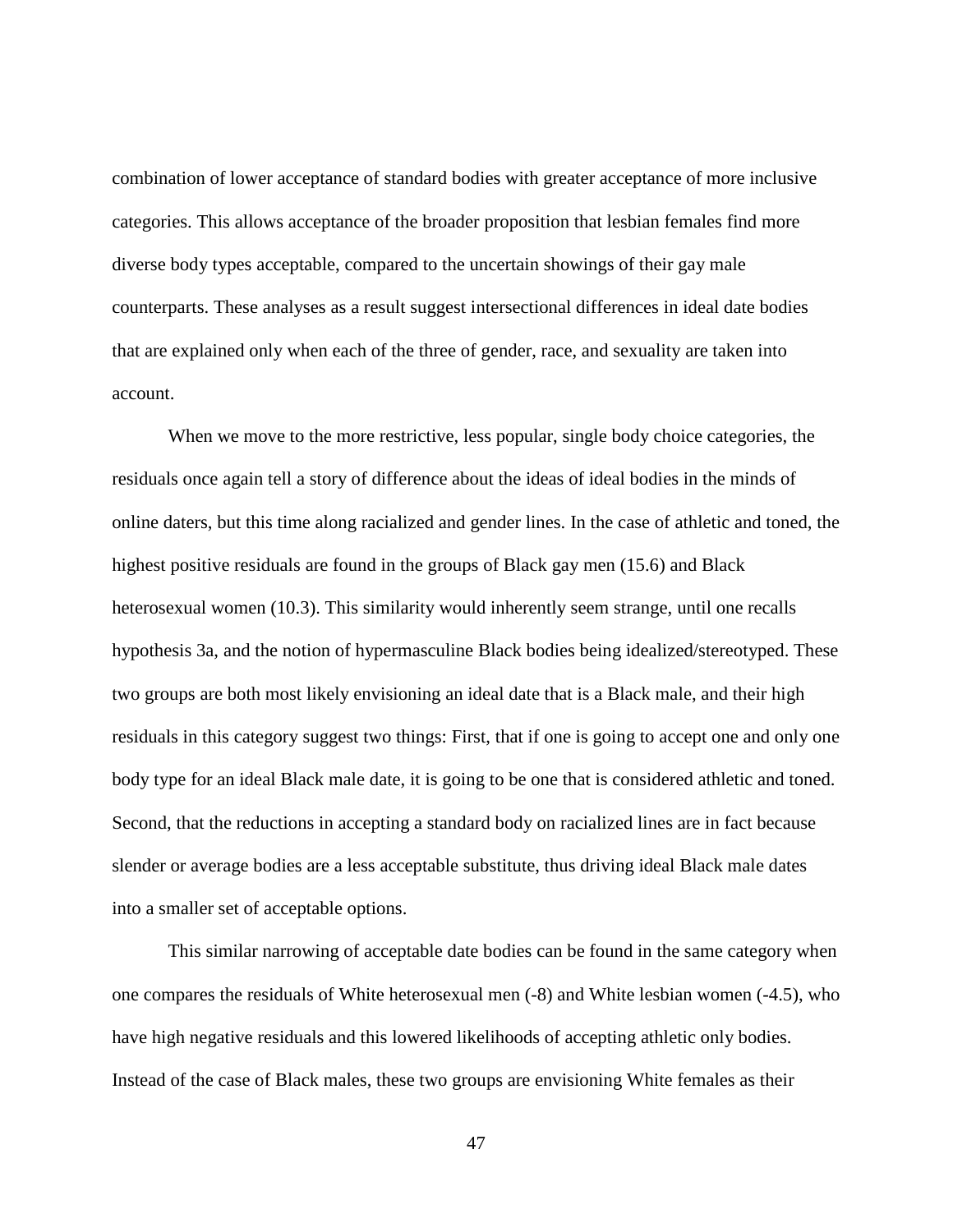combination of lower acceptance of standard bodies with greater acceptance of more inclusive categories. This allows acceptance of the broader proposition that lesbian females find more diverse body types acceptable, compared to the uncertain showings of their gay male counterparts. These analyses as a result suggest intersectional differences in ideal date bodies that are explained only when each of the three of gender, race, and sexuality are taken into account.

When we move to the more restrictive, less popular, single body choice categories, the residuals once again tell a story of difference about the ideas of ideal bodies in the minds of online daters, but this time along racialized and gender lines. In the case of athletic and toned, the highest positive residuals are found in the groups of Black gay men (15.6) and Black heterosexual women (10.3). This similarity would inherently seem strange, until one recalls hypothesis 3a, and the notion of hypermasculine Black bodies being idealized/stereotyped. These two groups are both most likely envisioning an ideal date that is a Black male, and their high residuals in this category suggest two things: First, that if one is going to accept one and only one body type for an ideal Black male date, it is going to be one that is considered athletic and toned. Second, that the reductions in accepting a standard body on racialized lines are in fact because slender or average bodies are a less acceptable substitute, thus driving ideal Black male dates into a smaller set of acceptable options.

This similar narrowing of acceptable date bodies can be found in the same category when one compares the residuals of White heterosexual men (-8) and White lesbian women (-4.5), who have high negative residuals and this lowered likelihoods of accepting athletic only bodies. Instead of the case of Black males, these two groups are envisioning White females as their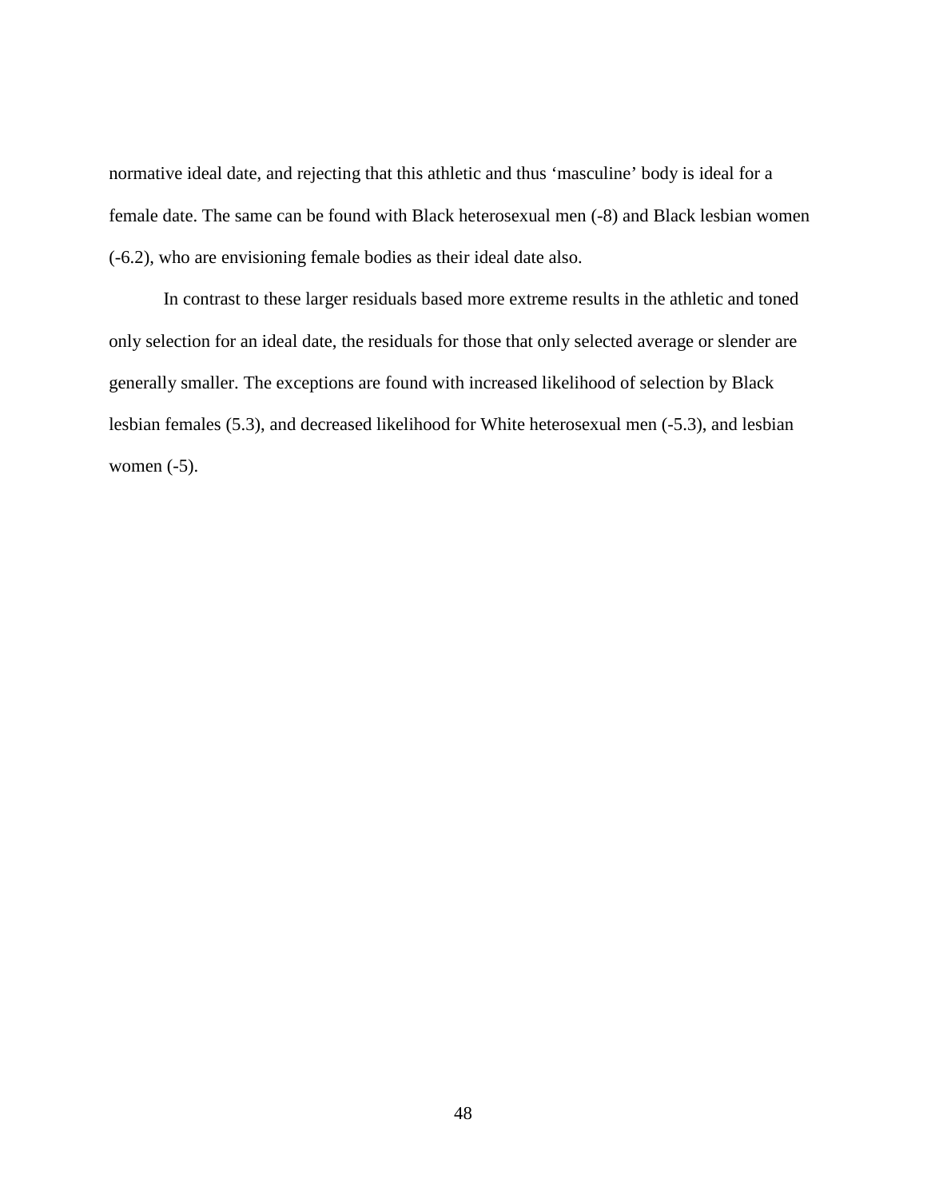normative ideal date, and rejecting that this athletic and thus ‘masculine’ body is ideal for a female date. The same can be found with Black heterosexual men (-8) and Black lesbian women (-6.2), who are envisioning female bodies as their ideal date also.

In contrast to these larger residuals based more extreme results in the athletic and toned only selection for an ideal date, the residuals for those that only selected average or slender are generally smaller. The exceptions are found with increased likelihood of selection by Black lesbian females (5.3), and decreased likelihood for White heterosexual men (-5.3), and lesbian women (-5).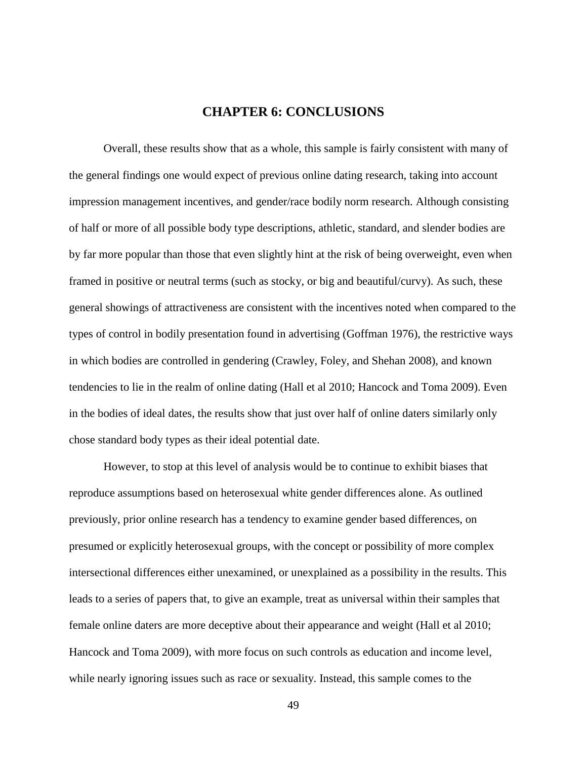# CHAPTER 6: CONCLUSIONS

Overall, these results show that as a whole, this sample is fairly consistent with many of the general findings one would expect of previous online dating research, taking into account impression management incentives, and gender/race bodily norm research. Although consisting of half or more of all possible body type descriptions, athletic, standard, and slender bodies are by far more popular than those that even slightly hint at the risk of being overweight, even when framed in positive or neutral terms (such as stocky, or big and beautiful/curvy). As such, these general showings of attractiveness are consistent with the incentives noted when compared to the types of control in bodily presentation found in advertising (Goffman 1976), the restrictive ways in which bodies are controlled in gendering (Crawley, Foley, and Shehan 2008), and known tendencies to lie in the realm of online dating (Hall et al 2010; Hancock and Toma 2009). Even in the bodies of ideal dates, the results show that just over half of online daters similarly only chose standard body types as their ideal potential date.

However, to stop at this level of analysis would be to continue to exhibit biases that reproduce assumptions based on heterosexual white gender differences alone. As outlined previously, prior online research has a tendency to examine gender based differences, on presumed or explicitly heterosexual groups, with the concept or possibility of more complex intersectional differences either unexamined, or unexplained as a possibility in the results. This leads to a series of papers that, to give an example, treat as universal within their samples that female online daters are more deceptive about their appearance and weight (Hall et al 2010; Hancock and Toma 2009), with more focus on such controls as education and income level, while nearly ignoring issues such as race or sexuality. Instead, this sample comes to the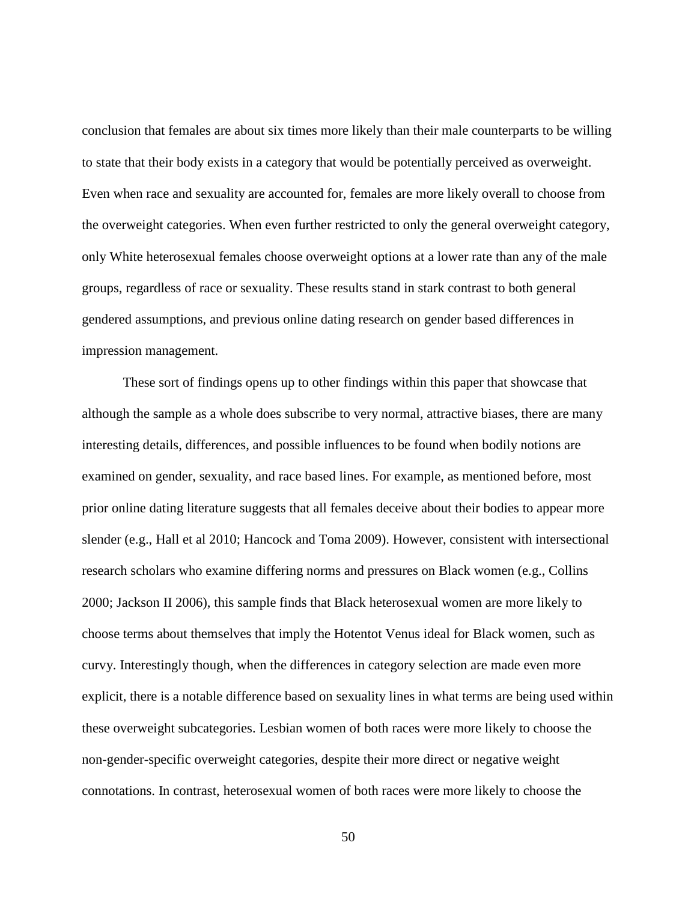conclusion that females are about six times more likely than their male counterparts to be willing to state that their body exists in a category that would be potentially perceived as overweight. Even when race and sexuality are accounted for, females are more likely overall to choose from the overweight categories. When even further restricted to only the general overweight category, only White heterosexual females choose overweight options at a lower rate than any of the male groups, regardless of race or sexuality. These results stand in stark contrast to both general gendered assumptions, and previous online dating research on gender based differences in impression management.

These sort of findings opens up to other findings within this paper that showcase that although the sample as a whole does subscribe to very normal, attractive biases, there are many interesting details, differences, and possible influences to be found when bodily notions are examined on gender, sexuality, and race based lines. For example, as mentioned before, most prior online dating literature suggests that all females deceive about their bodies to appear more slender (e.g., Hall et al 2010; Hancock and Toma 2009). However, consistent with intersectional research scholars who examine differing norms and pressures on Black women (e.g., Collins 2000; Jackson II 2006), this sample finds that Black heterosexual women are more likely to choose terms about themselves that imply the Hotentot Venus ideal for Black women, such as curvy. Interestingly though, when the differences in category selection are made even more explicit, there is a notable difference based on sexuality lines in what terms are being used within these overweight subcategories. Lesbian women of both races were more likely to choose the non-gender-specific overweight categories, despite their more direct or negative weight connotations. In contrast, heterosexual women of both races were more likely to choose the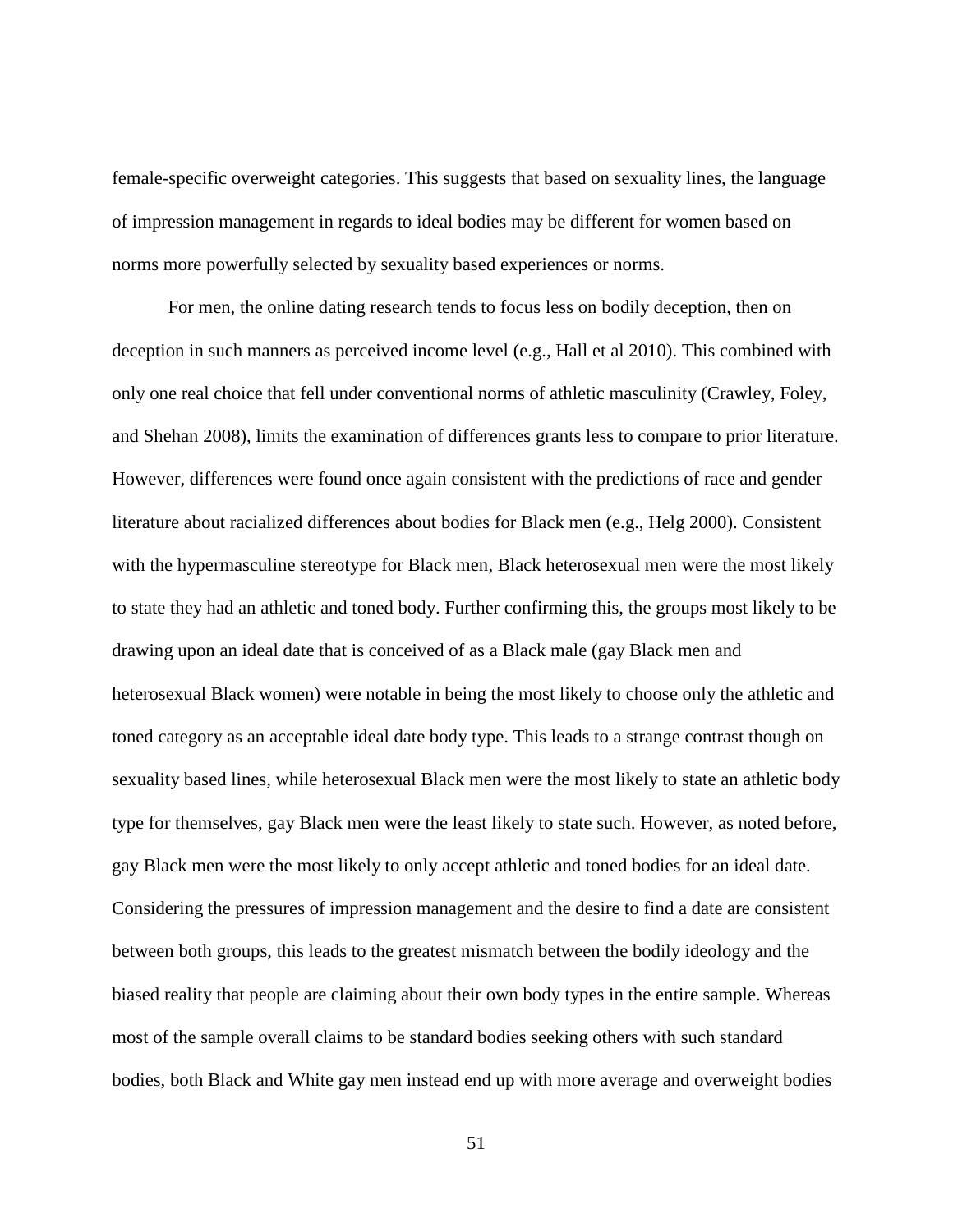female-specific overweight categories. This suggests that based on sexuality lines, the language of impression management in regards to ideal bodies may be different for women based on norms more powerfully selected by sexuality based experiences or norms.

For men, the online dating research tends to focus less on bodily deception, then on deception in such manners as perceived income level (e.g., Hall et al 2010). This combined with only one real choice that fell under conventional norms of athletic masculinity (Crawley, Foley, and Shehan 2008), limits the examination of differences grants less to compare to prior literature. However, differences were found once again consistent with the predictions of race and gender literature about racialized differences about bodies for Black men (e.g., Helg 2000). Consistent with the hypermasculine stereotype for Black men, Black heterosexual men were the most likely to state they had an athletic and toned body. Further confirming this, the groups most likely to be drawing upon an ideal date that is conceived of as a Black male (gay Black men and heterosexual Black women) were notable in being the most likely to choose only the athletic and toned category as an acceptable ideal date body type. This leads to a strange contrast though on sexuality based lines, while heterosexual Black men were the most likely to state an athletic body type for themselves, gay Black men were the least likely to state such. However, as noted before, gay Black men were the most likely to only accept athletic and toned bodies for an ideal date. Considering the pressures of impression management and the desire to find a date are consistent between both groups, this leads to the greatest mismatch between the bodily ideology and the biased reality that people are claiming about their own body types in the entire sample. Whereas most of the sample overall claims to be standard bodies seeking others with such standard bodies, both Black and White gay men instead end up with more average and overweight bodies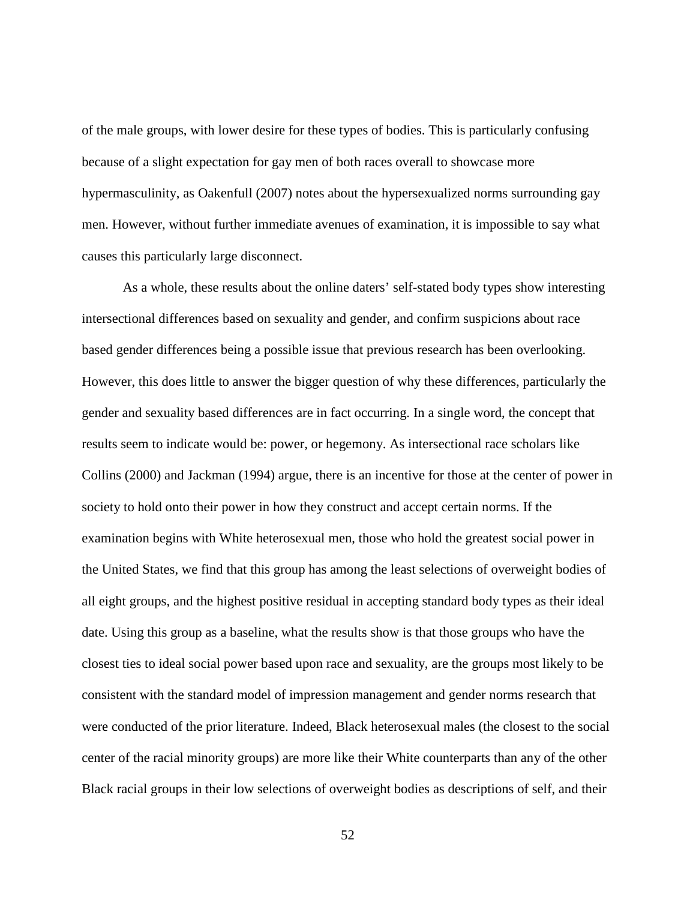of the male groups, with lower desire for these types of bodies. This is particularly confusing because of a slight expectation for gay men of both races overall to showcase more hypermasculinity, as Oakenfull (2007) notes about the hypersexualized norms surrounding gay men. However, without further immediate avenues of examination, it is impossible to say what causes this particularly large disconnect.

As a whole, these results about the online daters' self-stated body types show interesting intersectional differences based on sexuality and gender, and confirm suspicions about race based gender differences being a possible issue that previous research has been overlooking. However, this does little to answer the bigger question of why these differences, particularly the gender and sexuality based differences are in fact occurring. In a single word, the concept that results seem to indicate would be: power, or hegemony. As intersectional race scholars like Collins (2000) and Jackman (1994) argue, there is an incentive for those at the center of power in society to hold onto their power in how they construct and accept certain norms. If the examination begins with White heterosexual men, those who hold the greatest social power in the United States, we find that this group has among the least selections of overweight bodies of all eight groups, and the highest positive residual in accepting standard body types as their ideal date. Using this group as a baseline, what the results show is that those groups who have the closest ties to ideal social power based upon race and sexuality, are the groups most likely to be consistent with the standard model of impression management and gender norms research that were conducted of the prior literature. Indeed, Black heterosexual males (the closest to the social center of the racial minority groups) are more like their White counterparts than any of the other Black racial groups in their low selections of overweight bodies as descriptions of self, and their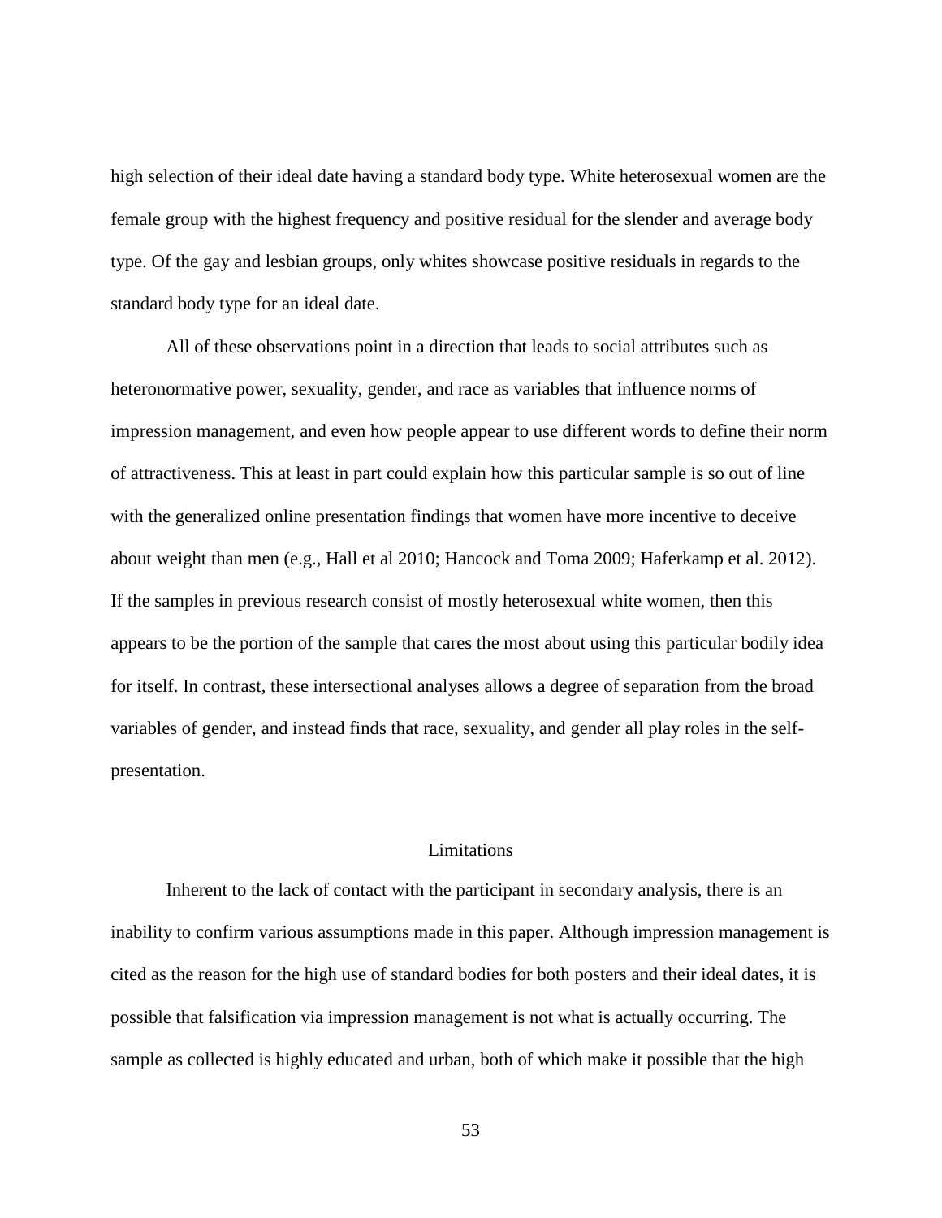high selection of their ideal date having a standard body type. White heterosexual women are the female group with the highest frequency and positive residual for the slender and average body type. Of the gay and lesbian groups, only whites showcase positive residuals in regards to the standard body type for an ideal date.

All of these observations point in a direction that leads to social attributes such as heteronormative power, sexuality, gender, and race as variables that influence norms of impression management, and even how people appear to use different words to define their norm of attractiveness. This at least in part could explain how this particular sample is so out of line with the generalized online presentation findings that women have more incentive to deceive about weight than men (e.g., Hall et al 2010; Hancock and Toma 2009; Haferkamp et al. 2012). If the samples in previous research consist of mostly heterosexual white women, then this appears to be the portion of the sample that cares the most about using this particular bodily idea for itself. In contrast, these intersectional analyses allows a degree of separation from the broad variables of gender, and instead finds that race, sexuality, and gender all play roles in the self-presentation.

## Limitations

Inherent to the lack of contact with the participant in secondary analysis, there is an inability to confirm various assumptions made in this paper. Although impression management is cited as the reason for the high use of standard bodies for both posters and their ideal dates, it is possible that falsification via impression management is not what is actually occurring. The sample as collected is highly educated and urban, both of which make it possible that the high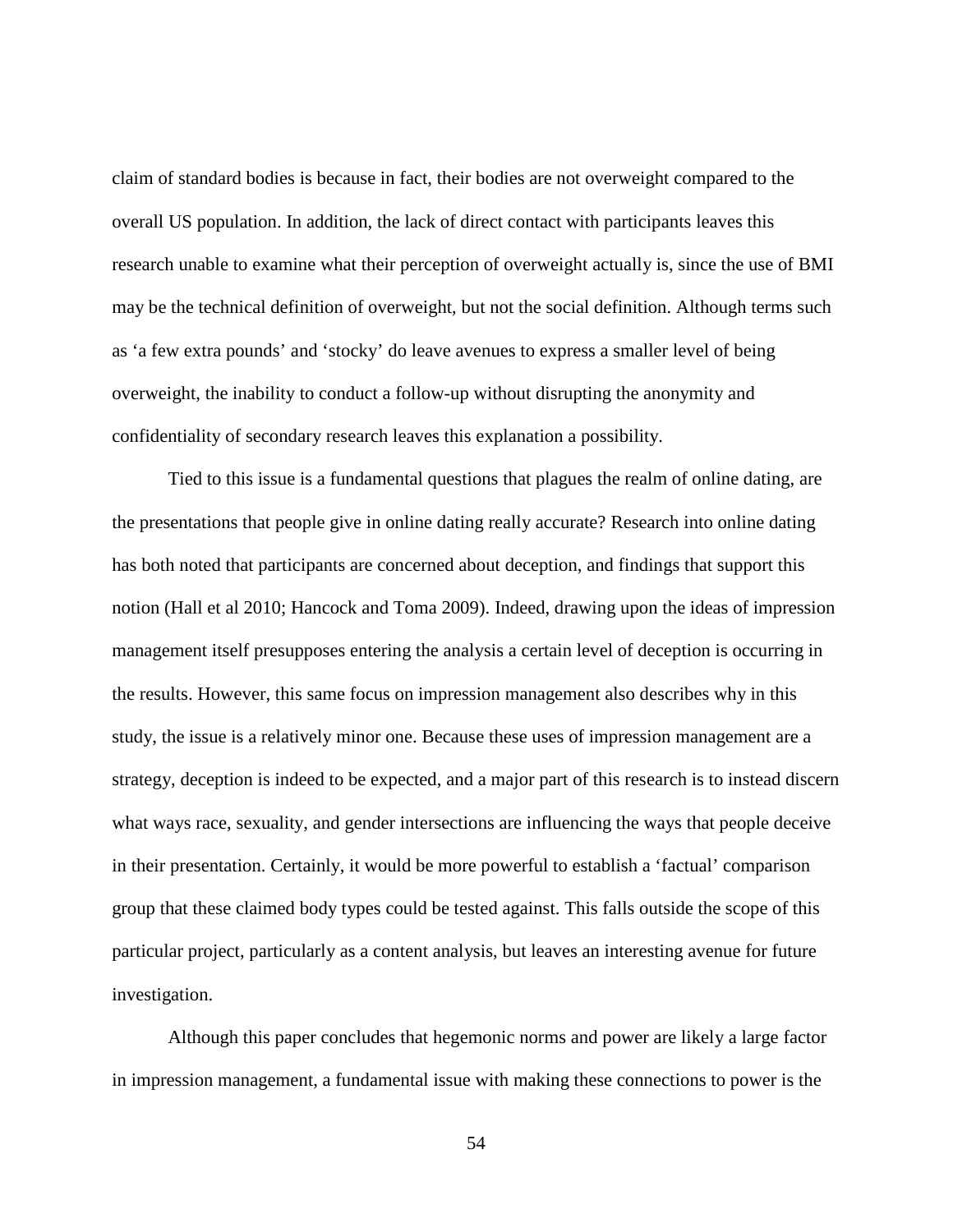claim of standard bodies is because in fact, their bodies are not overweight compared to the overall US population. In addition, the lack of direct contact with participants leaves this research unable to examine what their perception of overweight actually is, since the use of BMI may be the technical definition of overweight, but not the social definition. Although terms such as 'a few extra pounds' and 'stocky' do leave avenues to express a smaller level of being overweight, the inability to conduct a follow-up without disrupting the anonymity and confidentiality of secondary research leaves this explanation a possibility.

Tied to this issue is a fundamental questions that plagues the realm of online dating, are the presentations that people give in online dating really accurate? Research into online dating has both noted that participants are concerned about deception, and findings that support this notion (Hall et al 2010; Hancock and Toma 2009). Indeed, drawing upon the ideas of impression management itself presupposes entering the analysis a certain level of deception is occurring in the results. However, this same focus on impression management also describes why in this study, the issue is a relatively minor one. Because these uses of impression management are a strategy, deception is indeed to be expected, and a major part of this research is to instead discern what ways race, sexuality, and gender intersections are influencing the ways that people deceive in their presentation. Certainly, it would be more powerful to establish a 'factual' comparison group that these claimed body types could be tested against. This falls outside the scope of this particular project, particularly as a content analysis, but leaves an interesting avenue for future investigation.

Although this paper concludes that hegemonic norms and power are likely a large factor in impression management, a fundamental issue with making these connections to power is the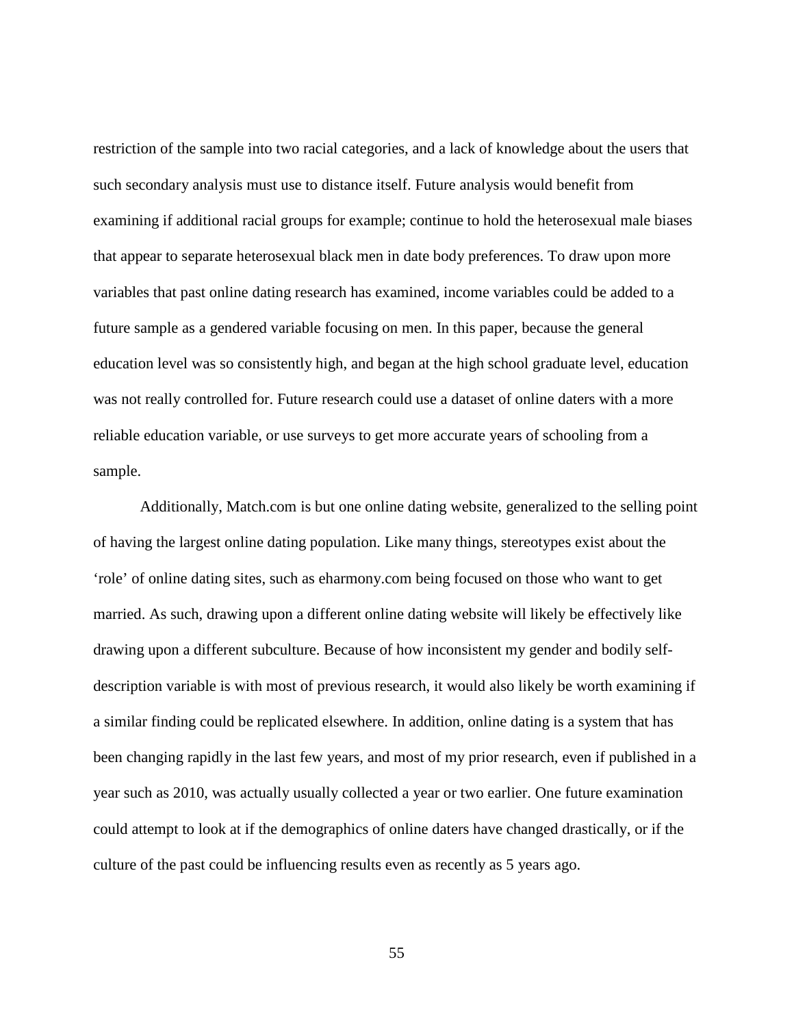restriction of the sample into two racial categories, and a lack of knowledge about the users that such secondary analysis must use to distance itself. Future analysis would benefit from examining if additional racial groups for example; continue to hold the heterosexual male biases that appear to separate heterosexual black men in date body preferences. To draw upon more variables that past online dating research has examined, income variables could be added to a future sample as a gendered variable focusing on men. In this paper, because the general education level was so consistently high, and began at the high school graduate level, education was not really controlled for. Future research could use a dataset of online daters with a more reliable education variable, or use surveys to get more accurate years of schooling from a sample.

Additionally, Match.com is but one online dating website, generalized to the selling point of having the largest online dating population. Like many things, stereotypes exist about the 'role' of online dating sites, such as eharmony.com being focused on those who want to get married. As such, drawing upon a different online dating website will likely be effectively like drawing upon a different subculture. Because of how inconsistent my gender and bodily self-description variable is with most of previous research, it would also likely be worth examining if a similar finding could be replicated elsewhere. In addition, online dating is a system that has been changing rapidly in the last few years, and most of my prior research, even if published in a year such as 2010, was actually usually collected a year or two earlier. One future examination could attempt to look at if the demographics of online daters have changed drastically, or if the culture of the past could be influencing results even as recently as 5 years ago.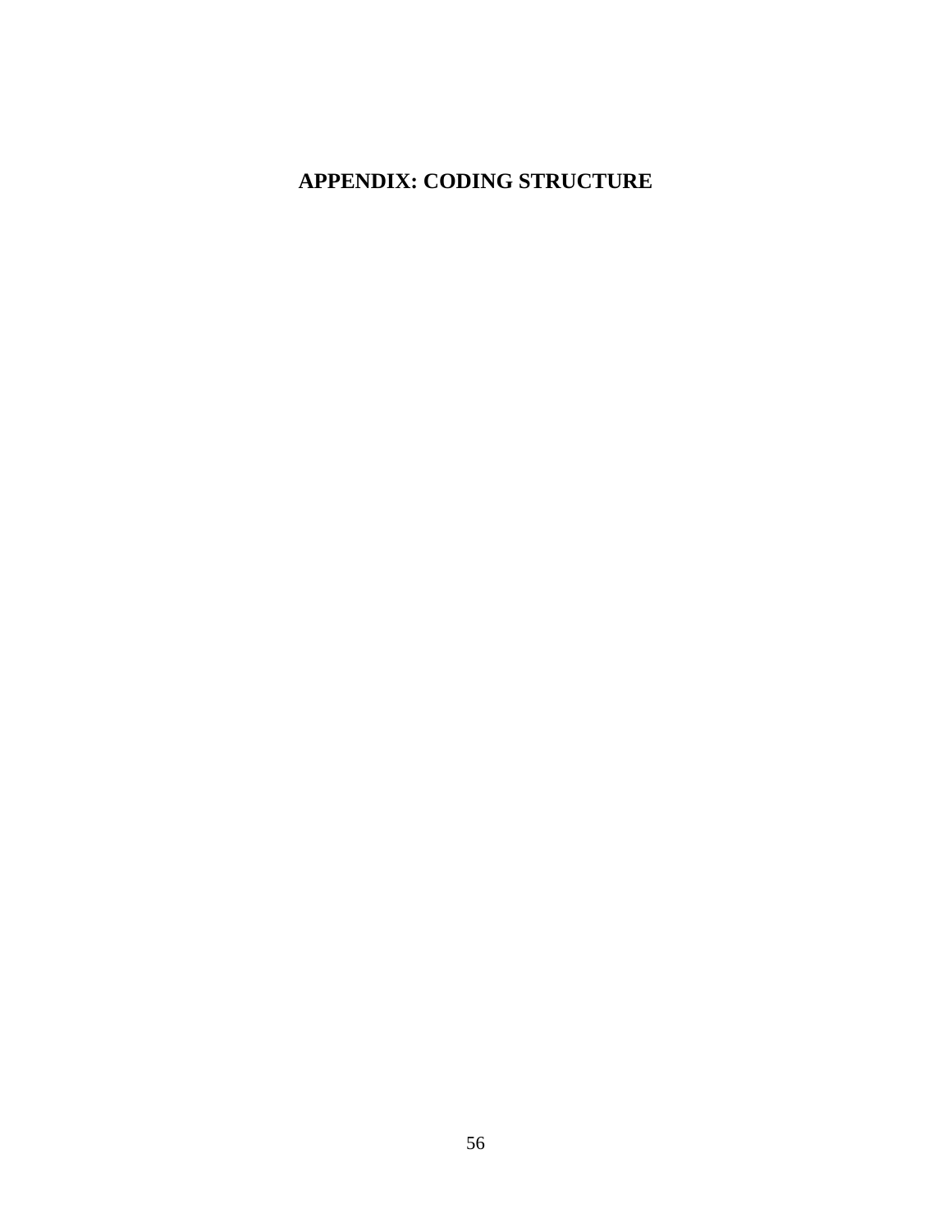# APPENDIX: CODING STRUCTURE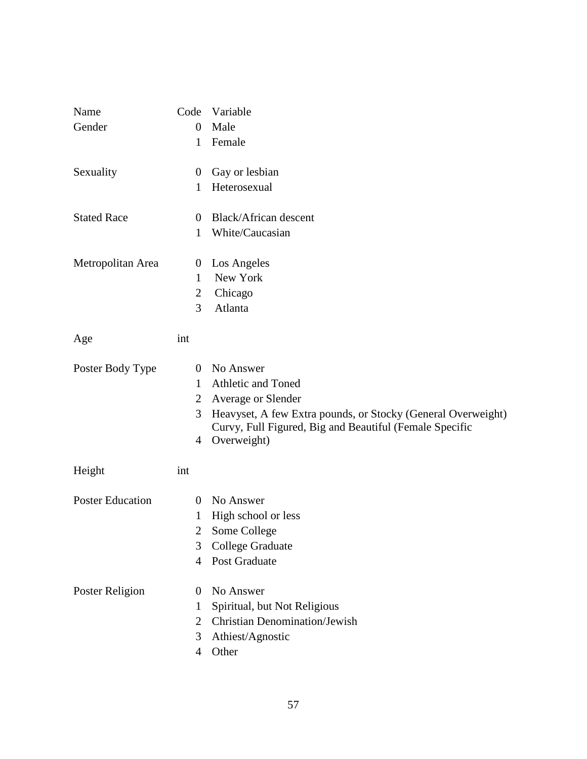| Name | Code | Variable |
| --- | --- | --- |
| Gender | 0 | Male |
| | 1 | Female |
| | | |
| Sexuality | 0 | Gay or lesbian |
| | 1 | Heterosexual |
| | | |
| Stated Race | 0 | Black/African descent |
| | 1 | White/Caucasian |
| | | |
| Metropolitan Area | 0 | Los Angeles |
| | 1 | New York |
| | 2 | Chicago |
| | 3 | Atlanta |
| | | |
| Age | int | |
| | | |
| Poster Body Type | 0 | No Answer |
| | 1 | Athletic and Toned |
| | 2 | Average or Slender |
| | 3 | Heavyset, A few Extra pounds, or Stocky (General Overweight) |
| | 4 | Curvy, Full Figured, Big and Beautiful (Female Specific Overweight) |
| | | |
| Height | int | |
| | | |
| Poster Education | 0 | No Answer |
| | 1 | High school or less |
| | 2 | Some College |
| | 3 | College Graduate |
| | 4 | Post Graduate |
| | | |
| Poster Religion | 0 | No Answer |
| | 1 | Spiritual, but Not Religious |
| | 2 | Christian Denomination/Jewish |
| | 3 | Athiest/Agnostic |
| | 4 | Other |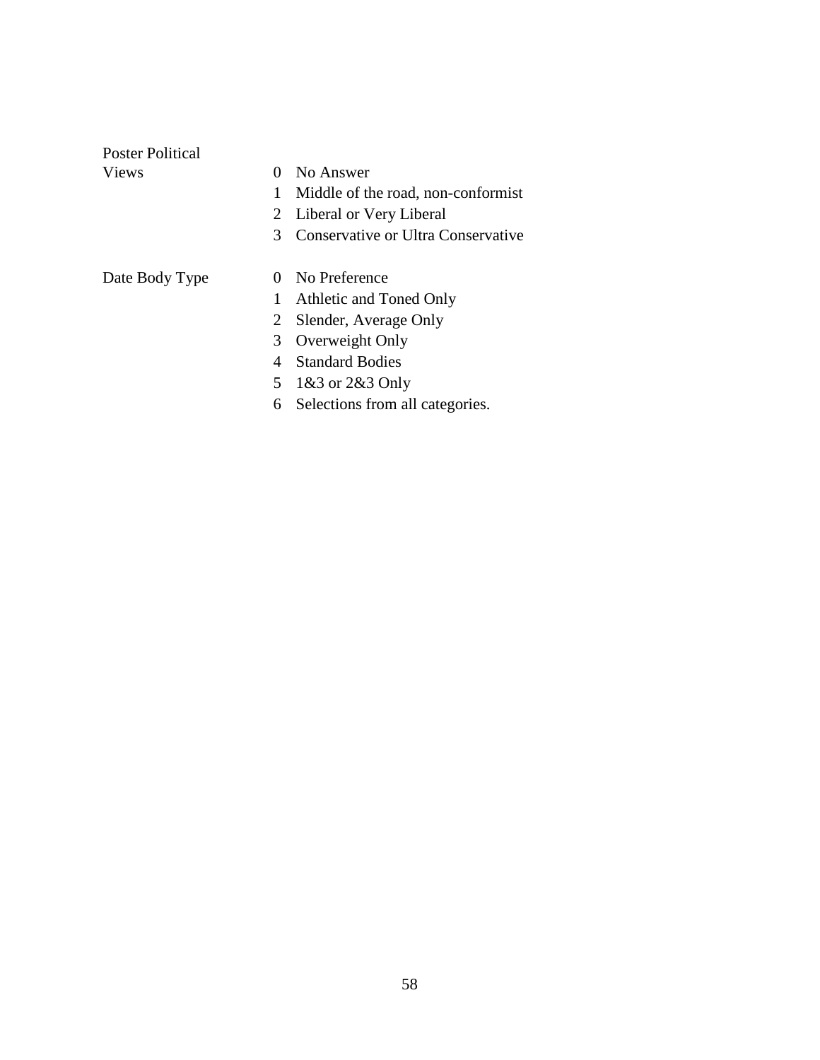| Variable | Code | Description |
|---|---|---|
| Poster Political Views | 0 | No Answer |
| | 1 | Middle of the road, non-conformist |
| | 2 | Liberal or Very Liberal |
| | 3 | Conservative or Ultra Conservative |
| Date Body Type | 0 | No Preference |
| | 1 | Athletic and Toned Only |
| | 2 | Slender, Average Only |
| | 3 | Overweight Only |
| | 4 | Standard Bodies |
| | 5 | 1&3 or 2&3 Only |
| | 6 | Selections from all categories. |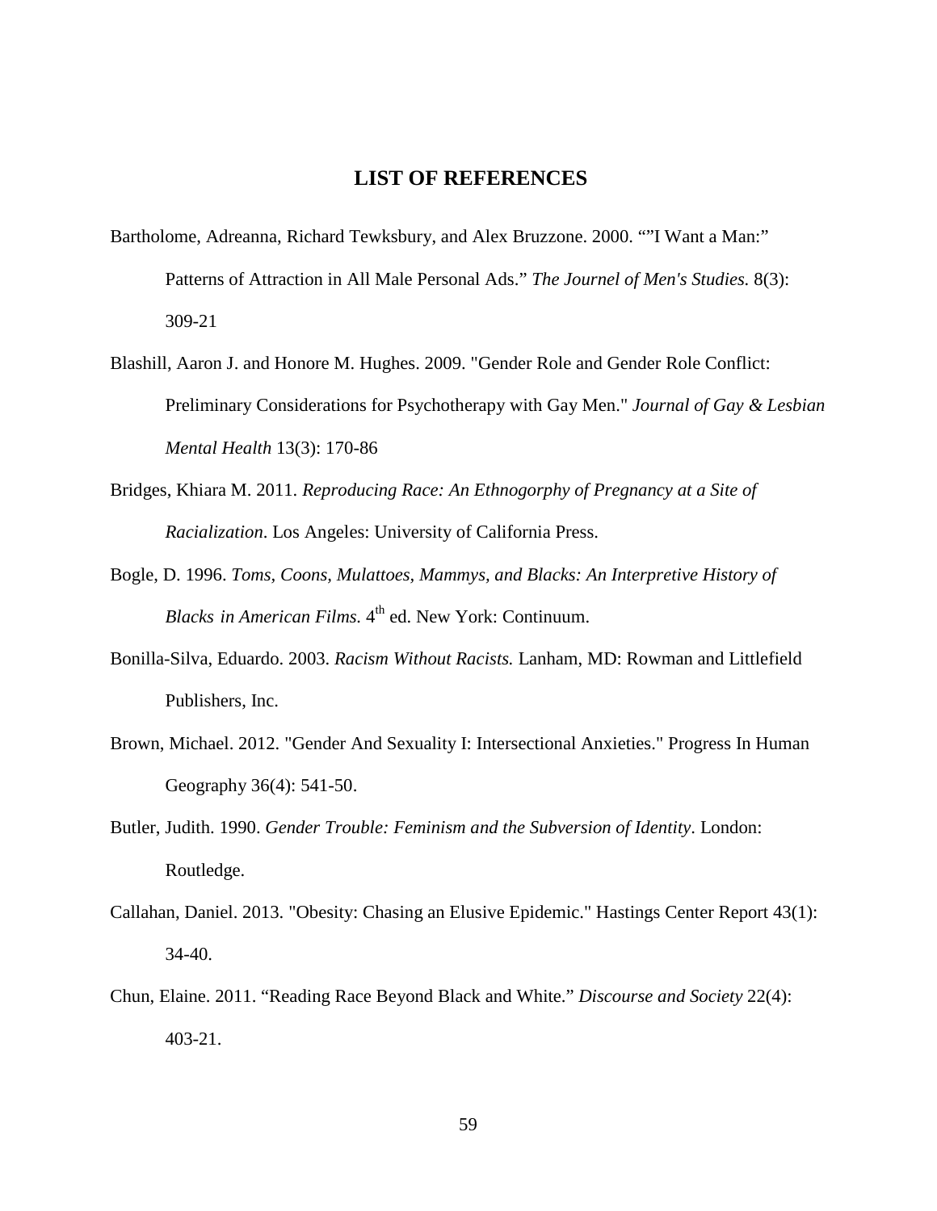# LIST OF REFERENCES

Bartholome, Adreanna, Richard Tewksbury, and Alex Bruzzone. 2000. ""I Want a Man:" Patterns of Attraction in All Male Personal Ads." *The Journel of Men's Studies.* 8(3): 309-21

Blashill, Aaron J. and Honore M. Hughes. 2009. "Gender Role and Gender Role Conflict: Preliminary Considerations for Psychotherapy with Gay Men." *Journal of Gay & Lesbian Mental Health* 13(3): 170-86

Bridges, Khiara M. 2011. *Reproducing Race: An Ethnogorphy of Pregnancy at a Site of Racialization*. Los Angeles: University of California Press.

Bogle, D. 1996. *Toms, Coons, Mulattoes, Mammys, and Blacks: An Interpretive History of Blacks in American Films.* 4th ed. New York: Continuum.

Bonilla-Silva, Eduardo. 2003. *Racism Without Racists.* Lanham, MD: Rowman and Littlefield Publishers, Inc.

Brown, Michael. 2012. "Gender And Sexuality I: Intersectional Anxieties." Progress In Human Geography 36(4): 541-50.

Butler, Judith. 1990. *Gender Trouble: Feminism and the Subversion of Identity*. London: Routledge.

Callahan, Daniel. 2013. "Obesity: Chasing an Elusive Epidemic." Hastings Center Report 43(1): 34-40.

Chun, Elaine. 2011. "Reading Race Beyond Black and White." *Discourse and Society* 22(4): 403-21.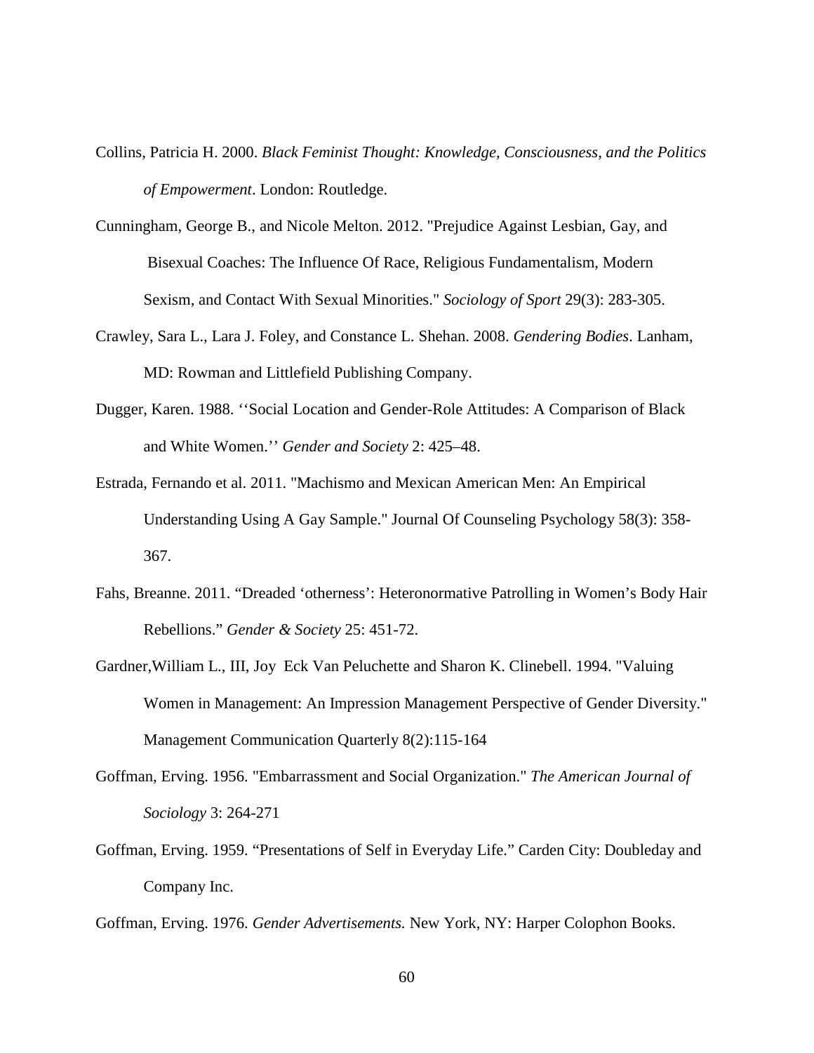Collins, Patricia H. 2000. *Black Feminist Thought: Knowledge, Consciousness, and the Politics of Empowerment*. London: Routledge.

Cunningham, George B., and Nicole Melton. 2012. "Prejudice Against Lesbian, Gay, and Bisexual Coaches: The Influence Of Race, Religious Fundamentalism, Modern Sexism, and Contact With Sexual Minorities." *Sociology of Sport* 29(3): 283-305.

Crawley, Sara L., Lara J. Foley, and Constance L. Shehan. 2008. *Gendering Bodies*. Lanham, MD: Rowman and Littlefield Publishing Company.

Dugger, Karen. 1988. ''Social Location and Gender-Role Attitudes: A Comparison of Black and White Women.'' *Gender and Society* 2: 425–48.

Estrada, Fernando et al. 2011. "Machismo and Mexican American Men: An Empirical Understanding Using A Gay Sample." Journal Of Counseling Psychology 58(3): 358-367.

Fahs, Breanne. 2011. "Dreaded 'otherness': Heteronormative Patrolling in Women's Body Hair Rebellions." *Gender & Society* 25: 451-72.

Gardner,William L., III, Joy Eck Van Peluchette and Sharon K. Clinebell. 1994. "Valuing Women in Management: An Impression Management Perspective of Gender Diversity." Management Communication Quarterly 8(2):115-164

Goffman, Erving. 1956. "Embarrassment and Social Organization." *The American Journal of Sociology* 3: 264-271

Goffman, Erving. 1959. "Presentations of Self in Everyday Life." Carden City: Doubleday and Company Inc.

Goffman, Erving. 1976. *Gender Advertisements.* New York, NY: Harper Colophon Books.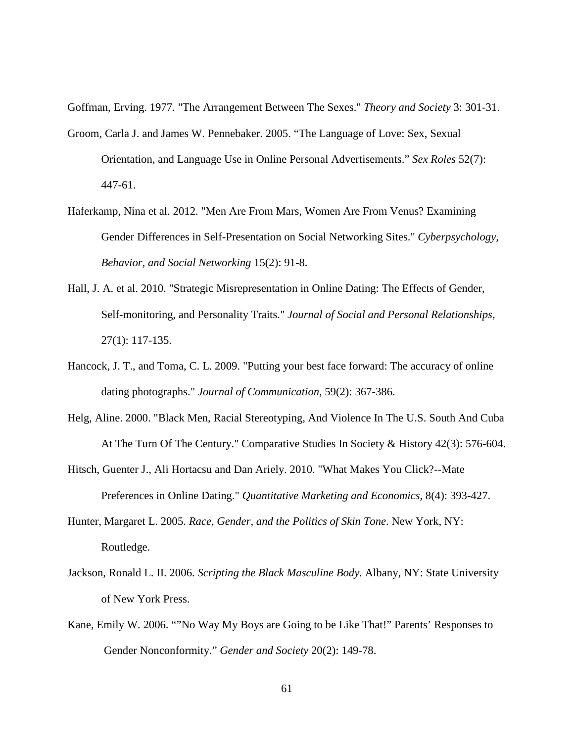Goffman, Erving. 1977. "The Arrangement Between The Sexes." *Theory and Society* 3: 301-31.

Groom, Carla J. and James W. Pennebaker. 2005. "The Language of Love: Sex, Sexual Orientation, and Language Use in Online Personal Advertisements." *Sex Roles* 52(7): 447-61.

Haferkamp, Nina et al. 2012. "Men Are From Mars, Women Are From Venus? Examining Gender Differences in Self-Presentation on Social Networking Sites." *Cyberpsychology, Behavior, and Social Networking* 15(2): 91-8.

Hall, J. A. et al. 2010. "Strategic Misrepresentation in Online Dating: The Effects of Gender, Self-monitoring, and Personality Traits." *Journal of Social and Personal Relationships*, 27(1): 117-135.

Hancock, J. T., and Toma, C. L. 2009. "Putting your best face forward: The accuracy of online dating photographs." *Journal of Communication*, 59(2): 367-386.

Helg, Aline. 2000. "Black Men, Racial Stereotyping, And Violence In The U.S. South And Cuba At The Turn Of The Century." Comparative Studies In Society & History 42(3): 576-604.

Hitsch, Guenter J., Ali Hortacsu and Dan Ariely. 2010. "What Makes You Click?--Mate Preferences in Online Dating." *Quantitative Marketing and Economics*, 8(4): 393-427.

Hunter, Margaret L. 2005. *Race, Gender, and the Politics of Skin Tone*. New York, NY: Routledge.

Jackson, Ronald L. II. 2006. *Scripting the Black Masculine Body.* Albany, NY: State University of New York Press.

Kane, Emily W. 2006. ""No Way My Boys are Going to be Like That!" Parents' Responses to Gender Nonconformity." *Gender and Society* 20(2): 149-78.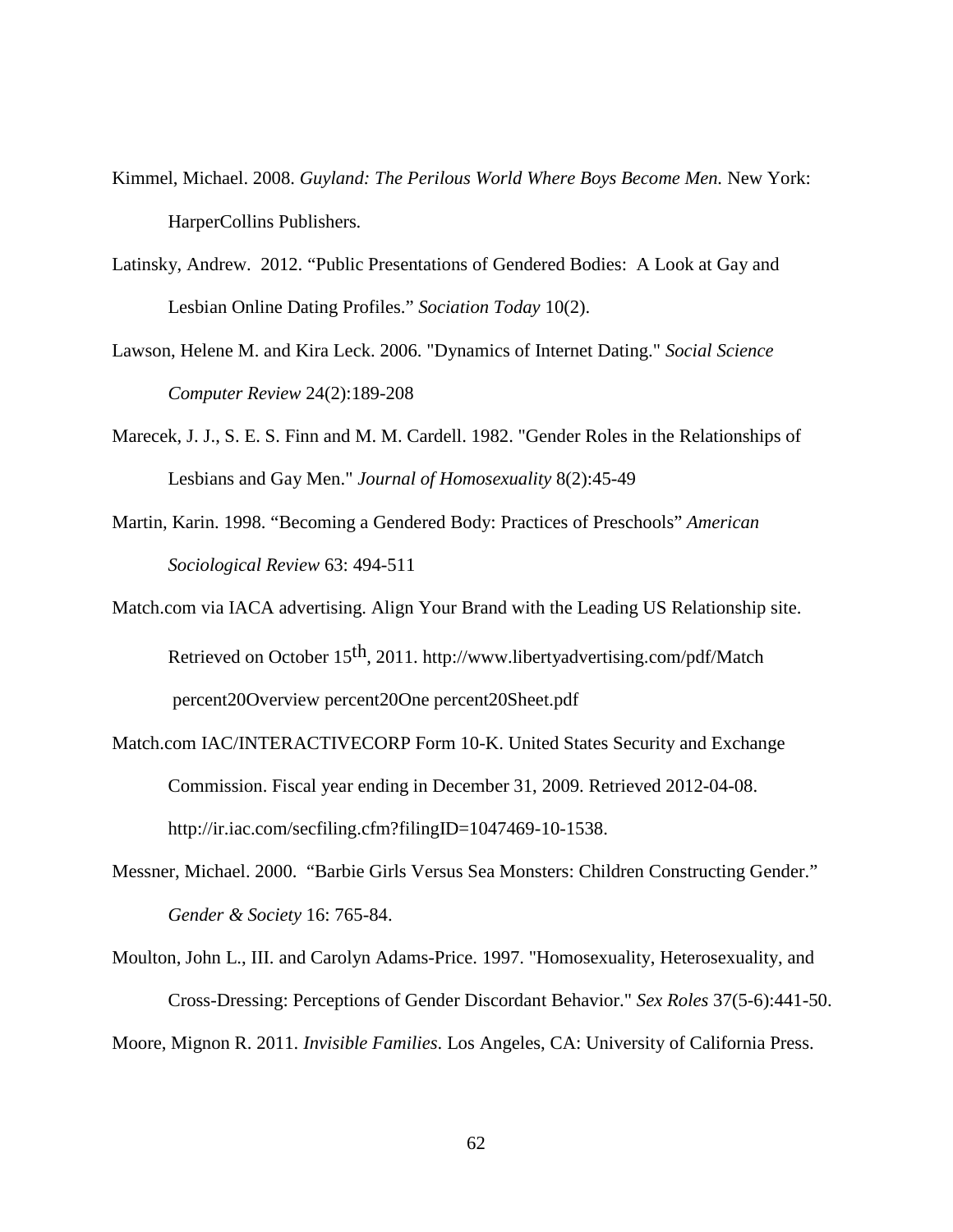Kimmel, Michael. 2008. *Guyland: The Perilous World Where Boys Become Men.* New York: HarperCollins Publishers.

Latinsky, Andrew. 2012. "Public Presentations of Gendered Bodies: A Look at Gay and Lesbian Online Dating Profiles." *Sociation Today* 10(2).

Lawson, Helene M. and Kira Leck. 2006. "Dynamics of Internet Dating." *Social Science Computer Review* 24(2):189-208

Marecek, J. J., S. E. S. Finn and M. M. Cardell. 1982. "Gender Roles in the Relationships of Lesbians and Gay Men." *Journal of Homosexuality* 8(2):45-49

Martin, Karin. 1998. "Becoming a Gendered Body: Practices of Preschools" *American Sociological Review* 63: 494-511

Match.com via IACA advertising. Align Your Brand with the Leading US Relationship site. Retrieved on October 15th, 2011. http://www.libertyadvertising.com/pdf/Match percent20Overview percent20One percent20Sheet.pdf

Match.com IAC/INTERACTIVECORP Form 10-K. United States Security and Exchange Commission. Fiscal year ending in December 31, 2009. Retrieved 2012-04-08. http://ir.iac.com/secfiling.cfm?filingID=1047469-10-1538.

Messner, Michael. 2000. "Barbie Girls Versus Sea Monsters: Children Constructing Gender." *Gender & Society* 16: 765-84.

Moulton, John L., III. and Carolyn Adams-Price. 1997. "Homosexuality, Heterosexuality, and Cross-Dressing: Perceptions of Gender Discordant Behavior." *Sex Roles* 37(5-6):441-50.

Moore, Mignon R. 2011. *Invisible Families*. Los Angeles, CA: University of California Press.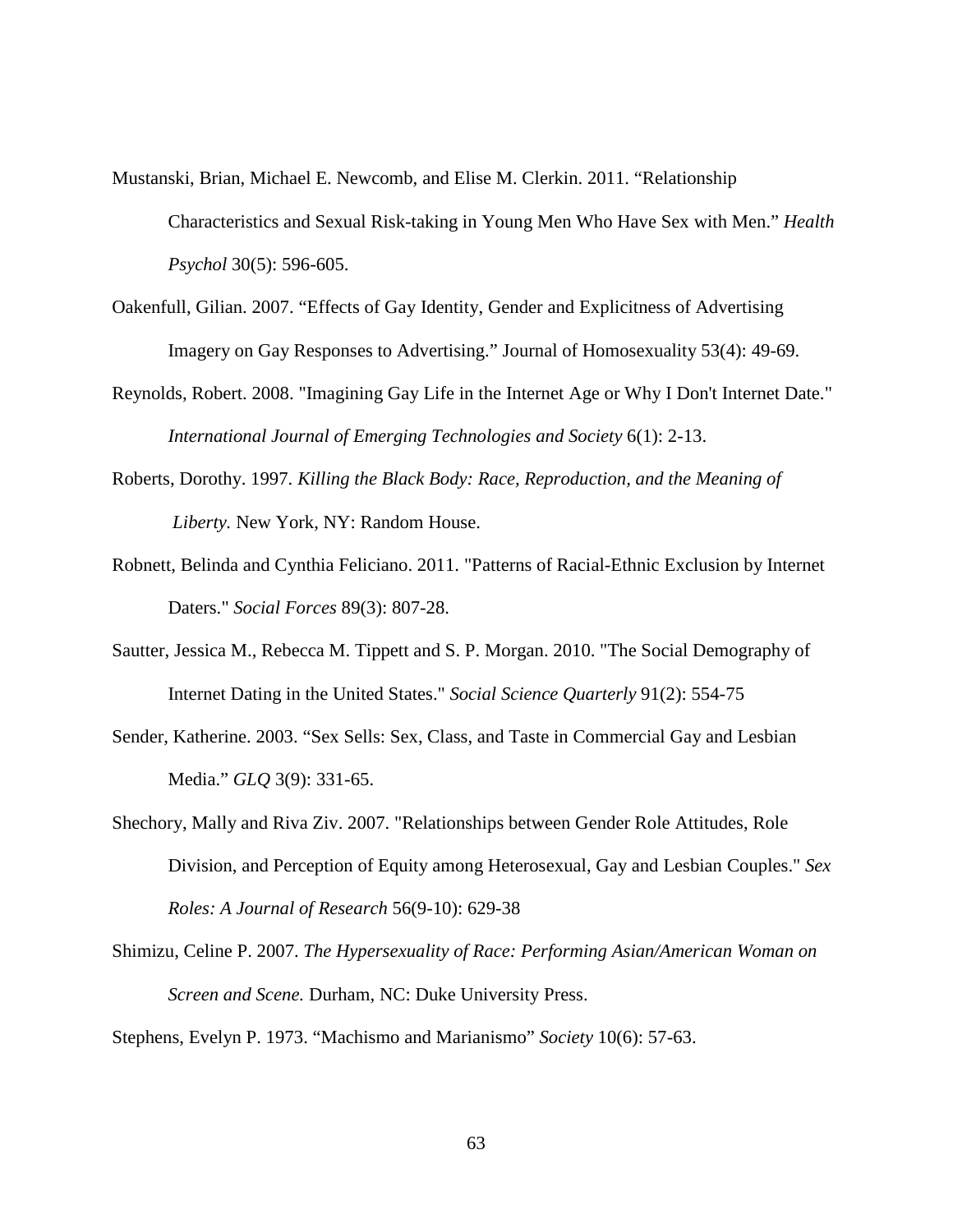Mustanski, Brian, Michael E. Newcomb, and Elise M. Clerkin. 2011. "Relationship Characteristics and Sexual Risk-taking in Young Men Who Have Sex with Men." *Health Psychol* 30(5): 596-605.

Oakenfull, Gilian. 2007. "Effects of Gay Identity, Gender and Explicitness of Advertising Imagery on Gay Responses to Advertising." Journal of Homosexuality 53(4): 49-69.

Reynolds, Robert. 2008. "Imagining Gay Life in the Internet Age or Why I Don't Internet Date." *International Journal of Emerging Technologies and Society* 6(1): 2-13.

Roberts, Dorothy. 1997. *Killing the Black Body: Race, Reproduction, and the Meaning of Liberty.* New York, NY: Random House.

Robnett, Belinda and Cynthia Feliciano. 2011. "Patterns of Racial-Ethnic Exclusion by Internet Daters." *Social Forces* 89(3): 807-28.

Sautter, Jessica M., Rebecca M. Tippett and S. P. Morgan. 2010. "The Social Demography of Internet Dating in the United States." *Social Science Quarterly* 91(2): 554-75

Sender, Katherine. 2003. "Sex Sells: Sex, Class, and Taste in Commercial Gay and Lesbian Media." *GLQ* 3(9): 331-65.

Shechory, Mally and Riva Ziv. 2007. "Relationships between Gender Role Attitudes, Role Division, and Perception of Equity among Heterosexual, Gay and Lesbian Couples." *Sex Roles: A Journal of Research* 56(9-10): 629-38

Shimizu, Celine P. 2007. *The Hypersexuality of Race: Performing Asian/American Woman on Screen and Scene.* Durham, NC: Duke University Press.

Stephens, Evelyn P. 1973. "Machismo and Marianismo" *Society* 10(6): 57-63.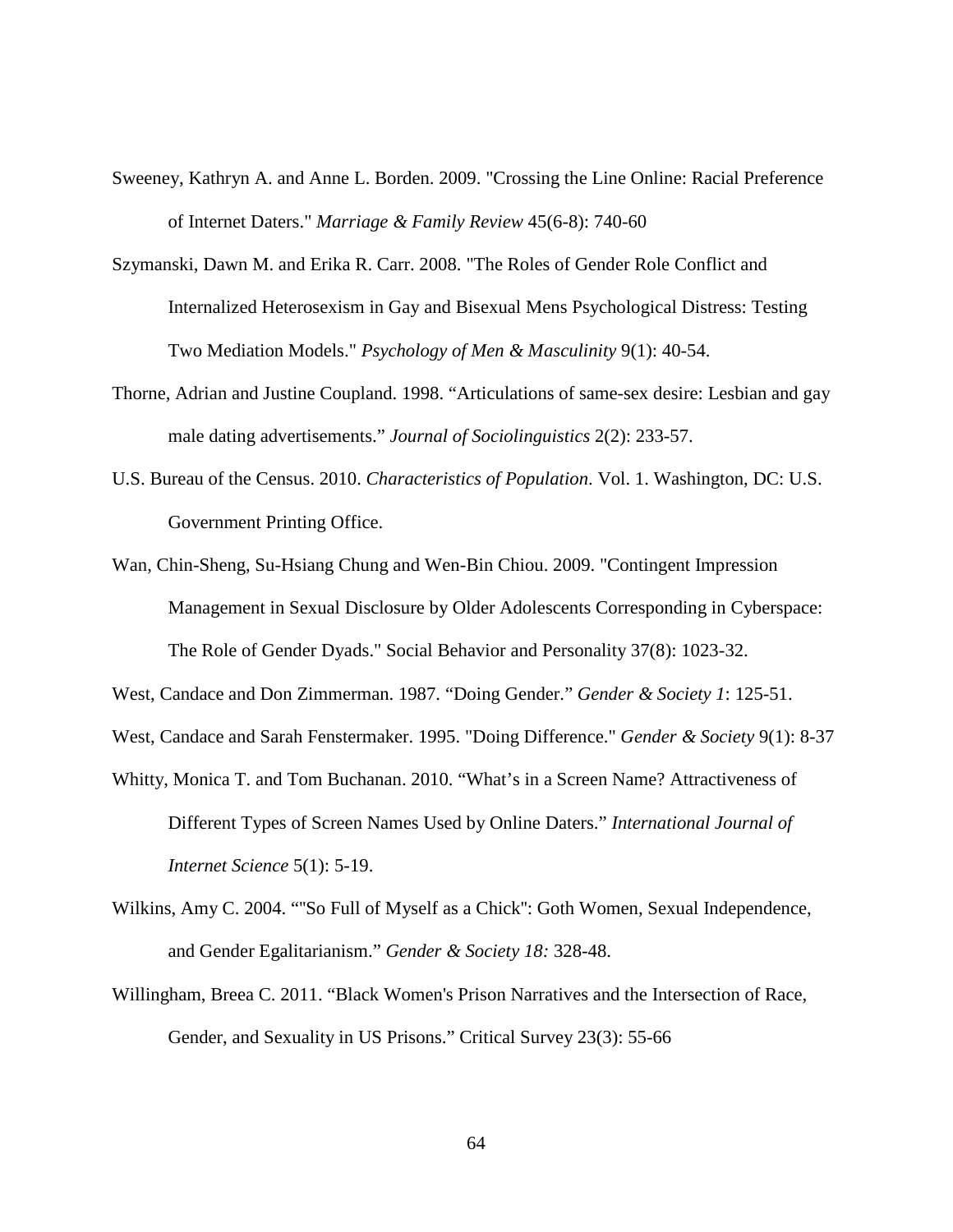Sweeney, Kathryn A. and Anne L. Borden. 2009. "Crossing the Line Online: Racial Preference of Internet Daters." *Marriage & Family Review* 45(6-8): 740-60

Szymanski, Dawn M. and Erika R. Carr. 2008. "The Roles of Gender Role Conflict and Internalized Heterosexism in Gay and Bisexual Mens Psychological Distress: Testing Two Mediation Models." *Psychology of Men & Masculinity* 9(1): 40-54.

Thorne, Adrian and Justine Coupland. 1998. "Articulations of same-sex desire: Lesbian and gay male dating advertisements." *Journal of Sociolinguistics* 2(2): 233-57.

U.S. Bureau of the Census. 2010. *Characteristics of Population.* Vol. 1. Washington, DC: U.S. Government Printing Office.

Wan, Chin-Sheng, Su-Hsiang Chung and Wen-Bin Chiou. 2009. "Contingent Impression Management in Sexual Disclosure by Older Adolescents Corresponding in Cyberspace: The Role of Gender Dyads." Social Behavior and Personality 37(8): 1023-32.

West, Candace and Don Zimmerman. 1987. "Doing Gender." *Gender & Society 1*: 125-51.

West, Candace and Sarah Fenstermaker. 1995. "Doing Difference." *Gender & Society* 9(1): 8-37

Whitty, Monica T. and Tom Buchanan. 2010. "What's in a Screen Name? Attractiveness of Different Types of Screen Names Used by Online Daters." *International Journal of Internet Science* 5(1): 5-19.

Wilkins, Amy C. 2004. ""So Full of Myself as a Chick": Goth Women, Sexual Independence, and Gender Egalitarianism." *Gender & Society 18:* 328-48.

Willingham, Breea C. 2011. "Black Women's Prison Narratives and the Intersection of Race, Gender, and Sexuality in US Prisons." Critical Survey 23(3): 55-66